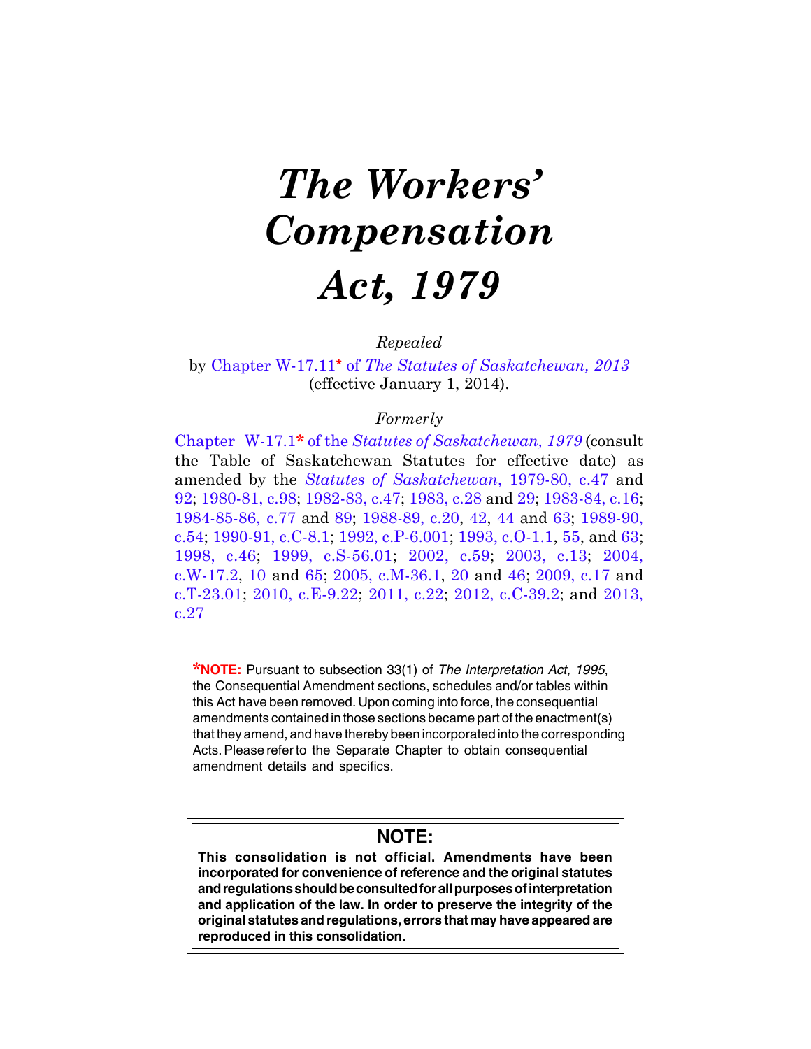# *The Workers' Compensation Act, 1979*

*Repealed*

by Chapter W-17.11* of *The Statutes of Saskatchewan, 2013* (effective January 1, 2014).

*Formerly*

Chapter W-17.1* of the *Statutes of Saskatchewan, 1979* (consult the Table of Saskatchewan Statutes for effective date) as amended by the *Statutes of Saskatchewan*, 1979-80, c.47 and 92; 1980-81, c.98; 1982-83, c.47; 1983, c.28 and 29; 1983-84, c.16; 1984-85-86, c.77 and 89; 1988-89, c.20, 42, 44 and 63; 1989-90, c.54; 1990-91, c.C-8.1; 1992, c.P-6.001; 1993, c.O-1.1, 55, and 63; 1998, c.46; 1999, c.S-56.01; 2002, c.59; 2003, c.13; 2004, c.W-17.2, 10 and 65; 2005, c.M-36.1, 20 and 46; 2009, c.17 and c.T-23.01; 2010, c.E-9.22; 2011, c.22; 2012, c.C-39.2; and 2013, c.27

***NOTE:** Pursuant to subsection 33(1) of *The Interpretation Act, 1995*, the Consequential Amendment sections, schedules and/or tables within this Act have been removed. Upon coming into force, the consequential amendments contained in those sections became part of the enactment(s) that they amend, and have thereby been incorporated into the corresponding Acts. Please refer to the Separate Chapter to obtain consequential amendment details and specifics.

**NOTE:**

**This consolidation is not official. Amendments have been incorporated for convenience of reference and the original statutes and regulations should be consulted for all purposes of interpretation and application of the law. In order to preserve the integrity of the original statutes and regulations, errors that may have appeared are reproduced in this consolidation.**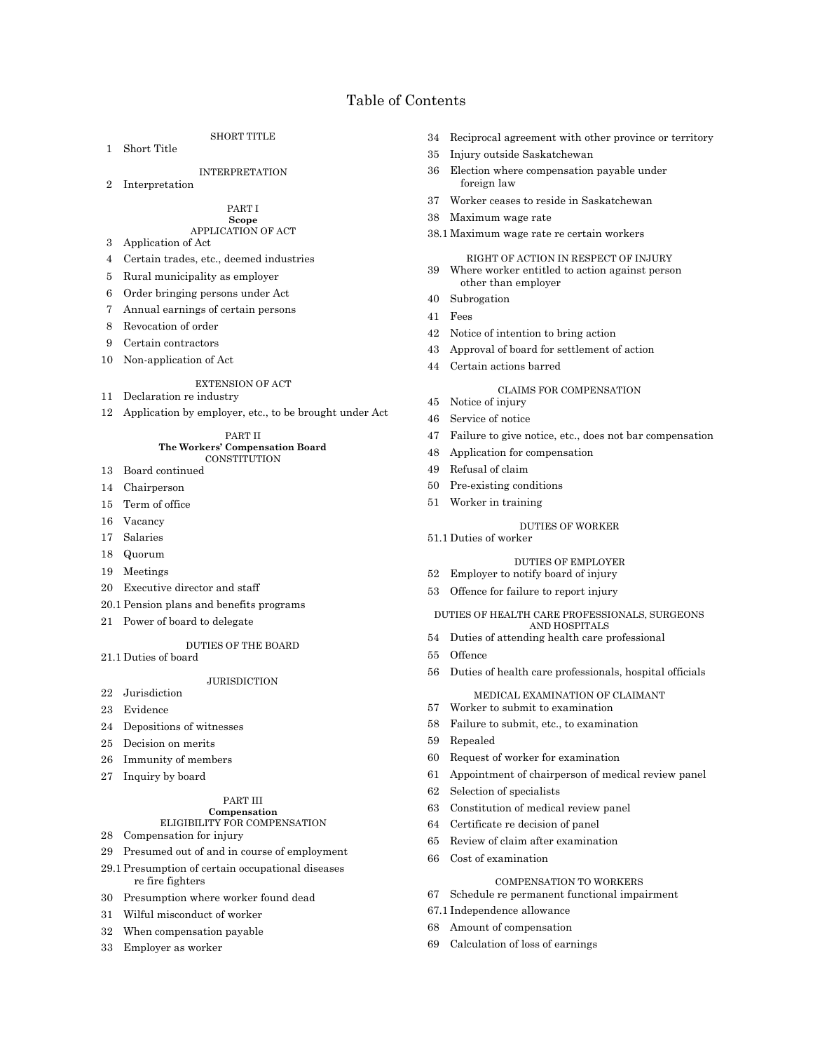# Table of Contents

SHORT TITLE

1 Short Title

INTERPRETATION

2 Interpretation

PART I
**Scope**
APPLICATION OF ACT

3 Application of Act
4 Certain trades, etc., deemed industries
5 Rural municipality as employer
6 Order bringing persons under Act
7 Annual earnings of certain persons
8 Revocation of order
9 Certain contractors
10 Non-application of Act

EXTENSION OF ACT

11 Declaration re industry
12 Application by employer, etc., to be brought under Act

PART II
**The Workers' Compensation Board**
CONSTITUTION

13 Board continued
14 Chairperson
15 Term of office
16 Vacancy
17 Salaries
18 Quorum
19 Meetings
20 Executive director and staff
20.1 Pension plans and benefits programs
21 Power of board to delegate

DUTIES OF THE BOARD

21.1 Duties of board

JURISDICTION

22 Jurisdiction
23 Evidence
24 Depositions of witnesses
25 Decision on merits
26 Immunity of members
27 Inquiry by board

PART III
**Compensation**
ELIGIBILITY FOR COMPENSATION

28 Compensation for injury
29 Presumed out of and in course of employment
29.1 Presumption of certain occupational diseases re fire fighters
30 Presumption where worker found dead
31 Wilful misconduct of worker
32 When compensation payable
33 Employer as worker
34 Reciprocal agreement with other province or territory
35 Injury outside Saskatchewan
36 Election where compensation payable under foreign law
37 Worker ceases to reside in Saskatchewan
38 Maximum wage rate
38.1 Maximum wage rate re certain workers

RIGHT OF ACTION IN RESPECT OF INJURY

39 Where worker entitled to action against person other than employer
40 Subrogation
41 Fees
42 Notice of intention to bring action
43 Approval of board for settlement of action
44 Certain actions barred

CLAIMS FOR COMPENSATION

45 Notice of injury
46 Service of notice
47 Failure to give notice, etc., does not bar compensation
48 Application for compensation
49 Refusal of claim
50 Pre-existing conditions
51 Worker in training

DUTIES OF WORKER

51.1 Duties of worker

DUTIES OF EMPLOYER

52 Employer to notify board of injury
53 Offence for failure to report injury

DUTIES OF HEALTH CARE PROFESSIONALS, SURGEONS AND HOSPITALS

54 Duties of attending health care professional
55 Offence
56 Duties of health care professionals, hospital officials

MEDICAL EXAMINATION OF CLAIMANT

57 Worker to submit to examination
58 Failure to submit, etc., to examination
59 Repealed
60 Request of worker for examination
61 Appointment of chairperson of medical review panel
62 Selection of specialists
63 Constitution of medical review panel
64 Certificate re decision of panel
65 Review of claim after examination
66 Cost of examination

COMPENSATION TO WORKERS

67 Schedule re permanent functional impairment
67.1 Independence allowance
68 Amount of compensation
69 Calculation of loss of earnings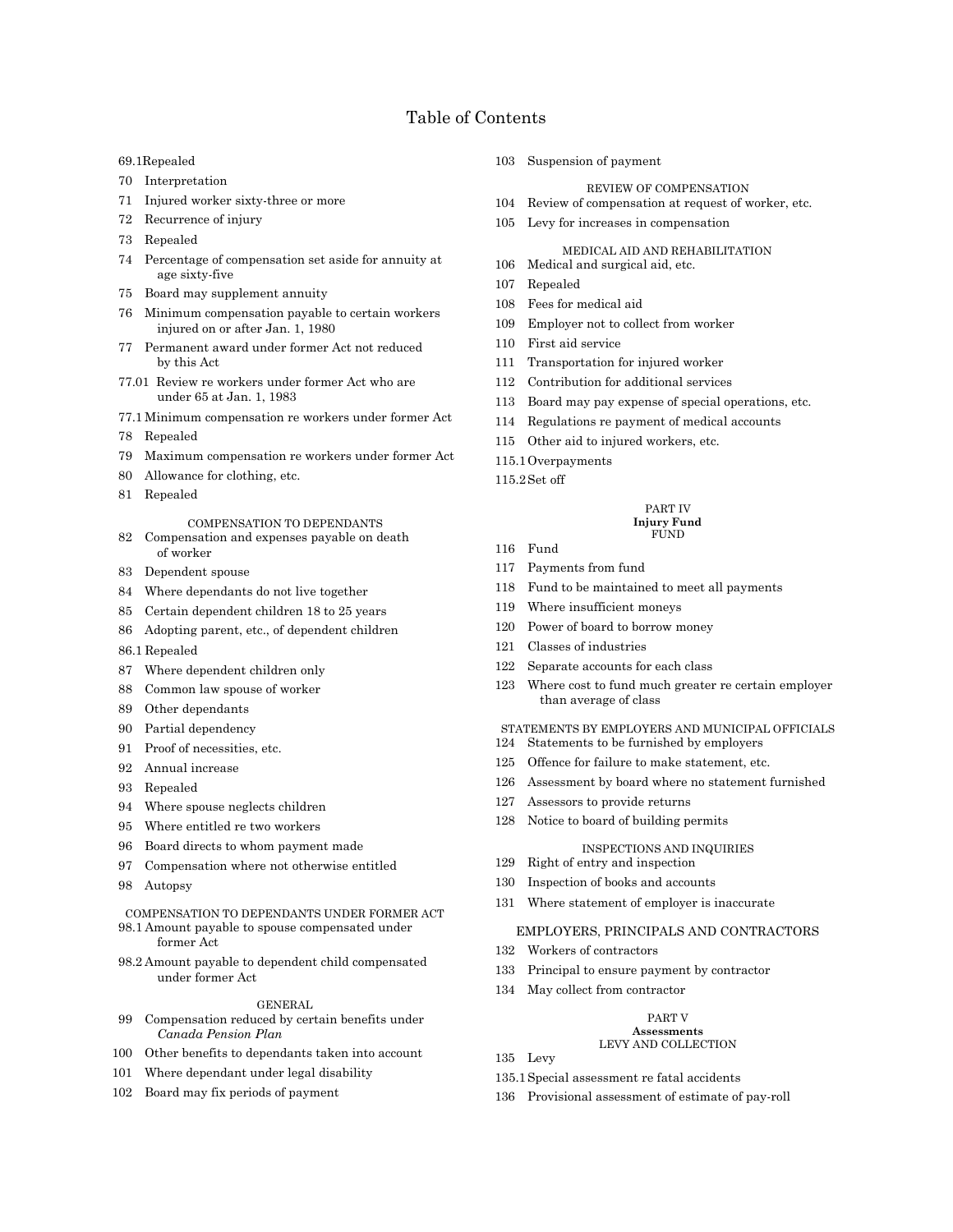# Table of Contents

69.1 Repealed

70 Interpretation

71 Injured worker sixty-three or more

72 Recurrence of injury

73 Repealed

74 Percentage of compensation set aside for annuity at age sixty-five

75 Board may supplement annuity

76 Minimum compensation payable to certain workers injured on or after Jan. 1, 1980

77 Permanent award under former Act not reduced by this Act

77.01 Review re workers under former Act who are under 65 at Jan. 1, 1983

77.1 Minimum compensation re workers under former Act

78 Repealed

79 Maximum compensation re workers under former Act

80 Allowance for clothing, etc.

81 Repealed

COMPENSATION TO DEPENDANTS

82 Compensation and expenses payable on death of worker

83 Dependent spouse

84 Where dependants do not live together

85 Certain dependent children 18 to 25 years

86 Adopting parent, etc., of dependent children

86.1 Repealed

87 Where dependent children only

88 Common law spouse of worker

89 Other dependants

90 Partial dependency

91 Proof of necessities, etc.

92 Annual increase

93 Repealed

94 Where spouse neglects children

95 Where entitled re two workers

96 Board directs to whom payment made

97 Compensation where not otherwise entitled

98 Autopsy

COMPENSATION TO DEPENDANTS UNDER FORMER ACT

98.1 Amount payable to spouse compensated under former Act

98.2 Amount payable to dependent child compensated under former Act

GENERAL

99 Compensation reduced by certain benefits under *Canada Pension Plan*

100 Other benefits to dependants taken into account

101 Where dependant under legal disability

102 Board may fix periods of payment

103 Suspension of payment

REVIEW OF COMPENSATION

104 Review of compensation at request of worker, etc.

105 Levy for increases in compensation

MEDICAL AID AND REHABILITATION

106 Medical and surgical aid, etc.

107 Repealed

108 Fees for medical aid

109 Employer not to collect from worker

110 First aid service

111 Transportation for injured worker

112 Contribution for additional services

113 Board may pay expense of special operations, etc.

114 Regulations re payment of medical accounts

115 Other aid to injured workers, etc.

115.1 Overpayments

115.2 Set off

## PART IV
**Injury Fund**

FUND

116 Fund

117 Payments from fund

118 Fund to be maintained to meet all payments

119 Where insufficient moneys

120 Power of board to borrow money

121 Classes of industries

122 Separate accounts for each class

123 Where cost to fund much greater re certain employer than average of class

STATEMENTS BY EMPLOYERS AND MUNICIPAL OFFICIALS

124 Statements to be furnished by employers

125 Offence for failure to make statement, etc.

126 Assessment by board where no statement furnished

127 Assessors to provide returns

128 Notice to board of building permits

INSPECTIONS AND INQUIRIES

129 Right of entry and inspection

130 Inspection of books and accounts

131 Where statement of employer is inaccurate

EMPLOYERS, PRINCIPALS AND CONTRACTORS

132 Workers of contractors

133 Principal to ensure payment by contractor

134 May collect from contractor

## PART V
**Assessments**

LEVY AND COLLECTION

135 Levy

135.1 Special assessment re fatal accidents

136 Provisional assessment of estimate of pay-roll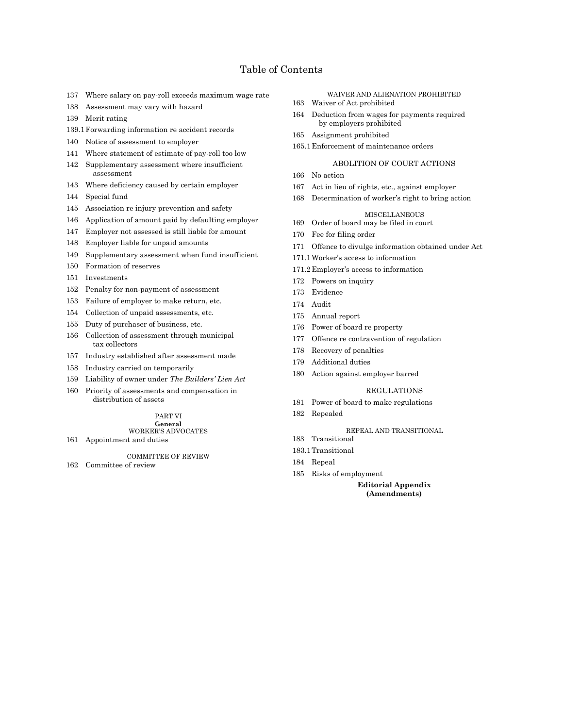# Table of Contents

137 Where salary on pay-roll exceeds maximum wage rate

138 Assessment may vary with hazard

139 Merit rating

139.1 Forwarding information re accident records

140 Notice of assessment to employer

141 Where statement of estimate of pay-roll too low

142 Supplementary assessment where insufficient assessment

143 Where deficiency caused by certain employer

144 Special fund

145 Association re injury prevention and safety

146 Application of amount paid by defaulting employer

147 Employer not assessed is still liable for amount

148 Employer liable for unpaid amounts

149 Supplementary assessment when fund insufficient

150 Formation of reserves

151 Investments

152 Penalty for non-payment of assessment

153 Failure of employer to make return, etc.

154 Collection of unpaid assessments, etc.

155 Duty of purchaser of business, etc.

156 Collection of assessment through municipal tax collectors

157 Industry established after assessment made

158 Industry carried on temporarily

159 Liability of owner under *The Builders' Lien Act*

160 Priority of assessments and compensation in distribution of assets

PART VI
**General**

WORKER'S ADVOCATES

161 Appointment and duties

COMMITTEE OF REVIEW

162 Committee of review

WAIVER AND ALIENATION PROHIBITED

163 Waiver of Act prohibited

164 Deduction from wages for payments required by employers prohibited

165 Assignment prohibited

165.1 Enforcement of maintenance orders

ABOLITION OF COURT ACTIONS

166 No action

167 Act in lieu of rights, etc., against employer

168 Determination of worker's right to bring action

MISCELLANEOUS

169 Order of board may be filed in court

170 Fee for filing order

171 Offence to divulge information obtained under Act

171.1 Worker's access to information

171.2 Employer's access to information

172 Powers on inquiry

173 Evidence

174 Audit

175 Annual report

176 Power of board re property

177 Offence re contravention of regulation

178 Recovery of penalties

179 Additional duties

180 Action against employer barred

REGULATIONS

181 Power of board to make regulations

182 Repealed

REPEAL AND TRANSITIONAL

183 Transitional

183.1 Transitional

184 Repeal

185 Risks of employment

**Editorial Appendix**
**(Amendments)**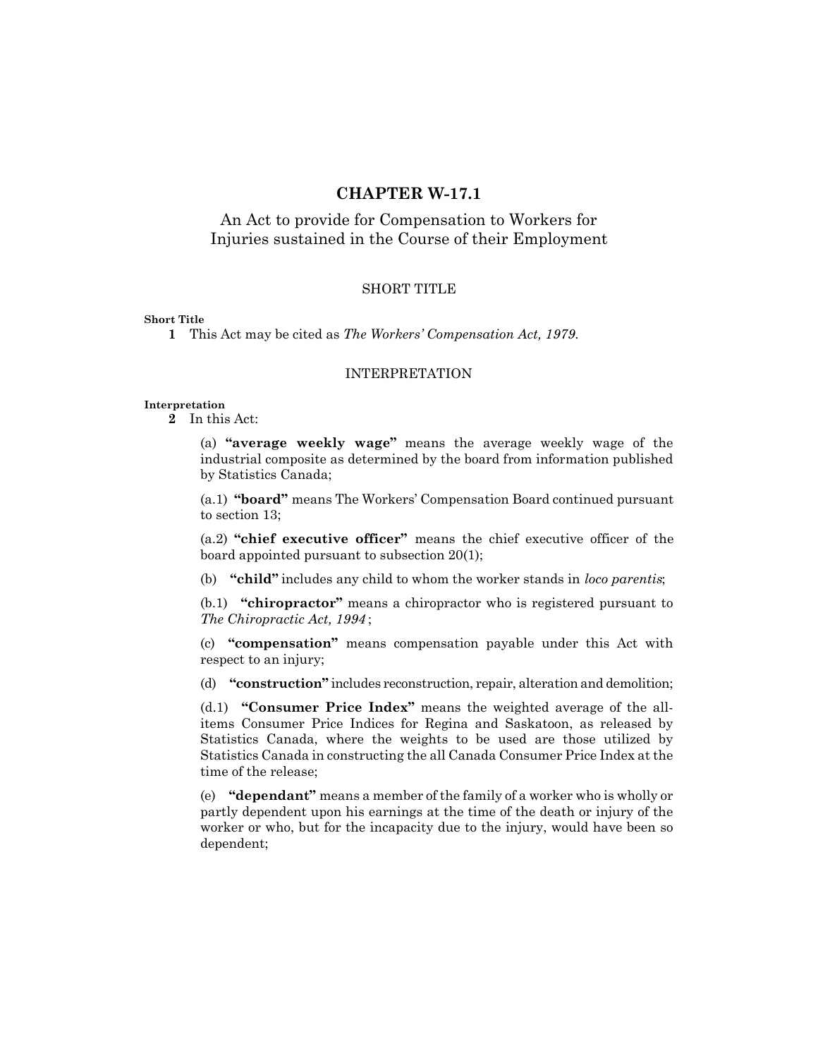# CHAPTER W-17.1

## An Act to provide for Compensation to Workers for Injuries sustained in the Course of their Employment

### SHORT TITLE

**Short Title**

**1** This Act may be cited as *The Workers' Compensation Act, 1979*.

### INTERPRETATION

**Interpretation**

**2** In this Act:

(a) **"average weekly wage"** means the average weekly wage of the industrial composite as determined by the board from information published by Statistics Canada;

(a.1) **"board"** means The Workers' Compensation Board continued pursuant to section 13;

(a.2) **"chief executive officer"** means the chief executive officer of the board appointed pursuant to subsection 20(1);

(b) **"child"** includes any child to whom the worker stands in *loco parentis*;

(b.1) **"chiropractor"** means a chiropractor who is registered pursuant to *The Chiropractic Act, 1994* ;

(c) **"compensation"** means compensation payable under this Act with respect to an injury;

(d) **"construction"** includes reconstruction, repair, alteration and demolition;

(d.1) **"Consumer Price Index"** means the weighted average of the all-items Consumer Price Indices for Regina and Saskatoon, as released by Statistics Canada, where the weights to be used are those utilized by Statistics Canada in constructing the all Canada Consumer Price Index at the time of the release;

(e) **"dependant"** means a member of the family of a worker who is wholly or partly dependent upon his earnings at the time of the death or injury of the worker or who, but for the incapacity due to the injury, would have been so dependent;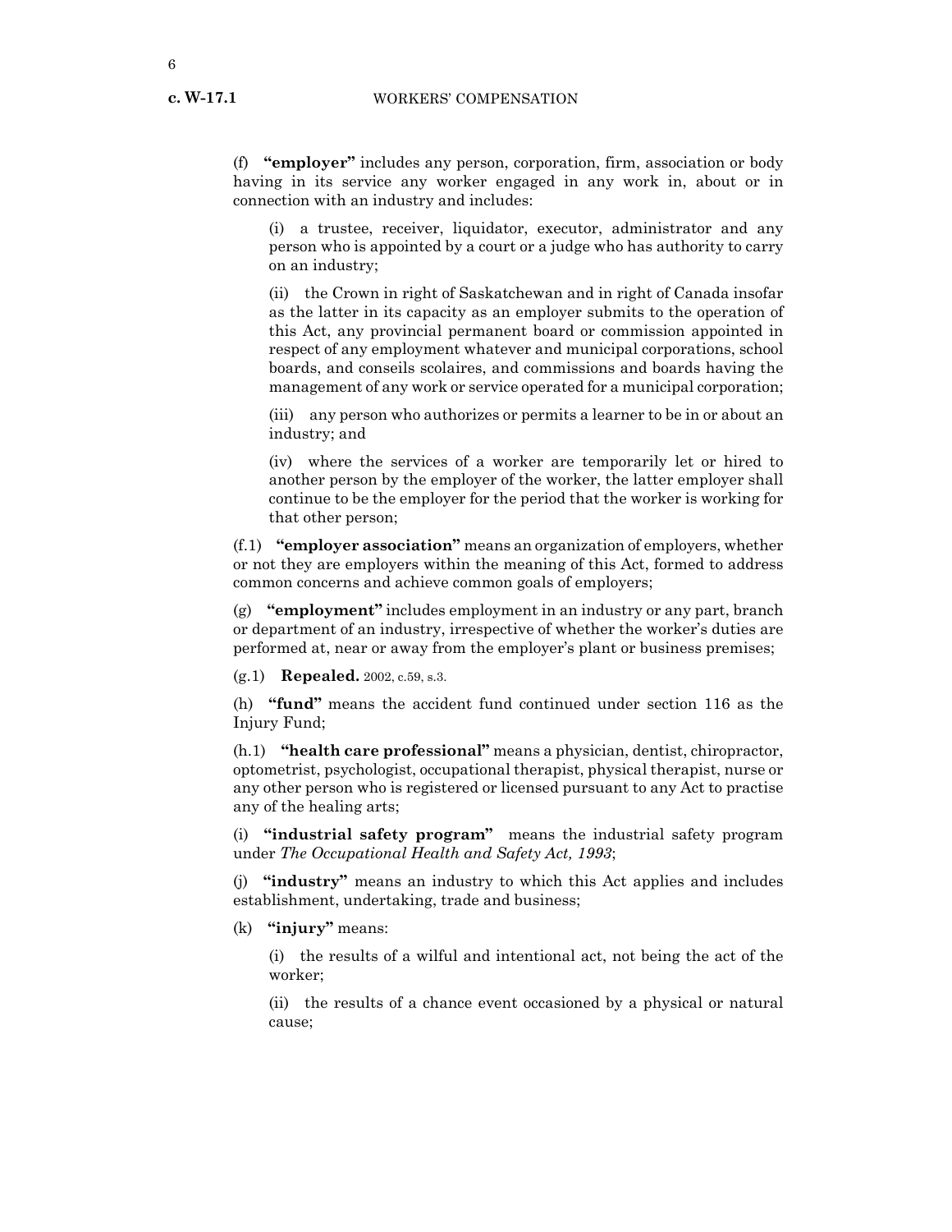(f) **"employer"** includes any person, corporation, firm, association or body having in its service any worker engaged in any work in, about or in connection with an industry and includes:

(i) a trustee, receiver, liquidator, executor, administrator and any person who is appointed by a court or a judge who has authority to carry on an industry;

(ii) the Crown in right of Saskatchewan and in right of Canada insofar as the latter in its capacity as an employer submits to the operation of this Act, any provincial permanent board or commission appointed in respect of any employment whatever and municipal corporations, school boards, and conseils scolaires, and commissions and boards having the management of any work or service operated for a municipal corporation;

(iii) any person who authorizes or permits a learner to be in or about an industry; and

(iv) where the services of a worker are temporarily let or hired to another person by the employer of the worker, the latter employer shall continue to be the employer for the period that the worker is working for that other person;

(f.1) **"employer association"** means an organization of employers, whether or not they are employers within the meaning of this Act, formed to address common concerns and achieve common goals of employers;

(g) **"employment"** includes employment in an industry or any part, branch or department of an industry, irrespective of whether the worker's duties are performed at, near or away from the employer's plant or business premises;

(g.1) **Repealed.** 2002, c.59, s.3.

(h) **"fund"** means the accident fund continued under section 116 as the Injury Fund;

(h.1) **"health care professional"** means a physician, dentist, chiropractor, optometrist, psychologist, occupational therapist, physical therapist, nurse or any other person who is registered or licensed pursuant to any Act to practise any of the healing arts;

(i) **"industrial safety program"** means the industrial safety program under *The Occupational Health and Safety Act, 1993*;

(j) **"industry"** means an industry to which this Act applies and includes establishment, undertaking, trade and business;

(k) **"injury"** means:

(i) the results of a wilful and intentional act, not being the act of the worker;

(ii) the results of a chance event occasioned by a physical or natural cause;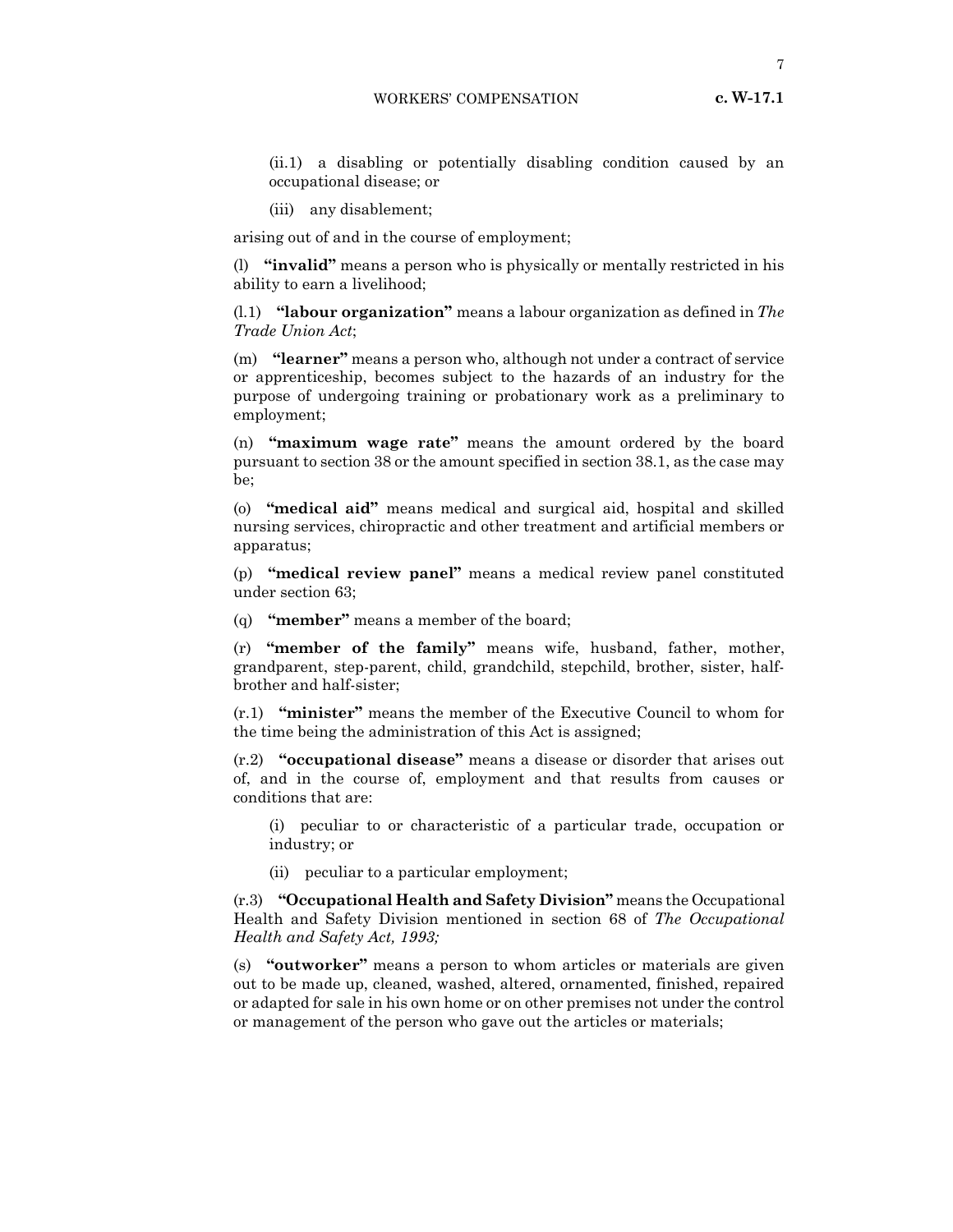(ii.1) a disabling or potentially disabling condition caused by an occupational disease; or

(iii) any disablement;

arising out of and in the course of employment;

(l) **"invalid"** means a person who is physically or mentally restricted in his ability to earn a livelihood;

(l.1) **"labour organization"** means a labour organization as defined in *The Trade Union Act*;

(m) **"learner"** means a person who, although not under a contract of service or apprenticeship, becomes subject to the hazards of an industry for the purpose of undergoing training or probationary work as a preliminary to employment;

(n) **"maximum wage rate"** means the amount ordered by the board pursuant to section 38 or the amount specified in section 38.1, as the case may be;

(o) **"medical aid"** means medical and surgical aid, hospital and skilled nursing services, chiropractic and other treatment and artificial members or apparatus;

(p) **"medical review panel"** means a medical review panel constituted under section 63;

(q) **"member"** means a member of the board;

(r) **"member of the family"** means wife, husband, father, mother, grandparent, step-parent, child, grandchild, stepchild, brother, sister, half-brother and half-sister;

(r.1) **"minister"** means the member of the Executive Council to whom for the time being the administration of this Act is assigned;

(r.2) **"occupational disease"** means a disease or disorder that arises out of, and in the course of, employment and that results from causes or conditions that are:

(i) peculiar to or characteristic of a particular trade, occupation or industry; or

(ii) peculiar to a particular employment;

(r.3) **"Occupational Health and Safety Division"** means the Occupational Health and Safety Division mentioned in section 68 of *The Occupational Health and Safety Act, 1993;*

(s) **"outworker"** means a person to whom articles or materials are given out to be made up, cleaned, washed, altered, ornamented, finished, repaired or adapted for sale in his own home or on other premises not under the control or management of the person who gave out the articles or materials;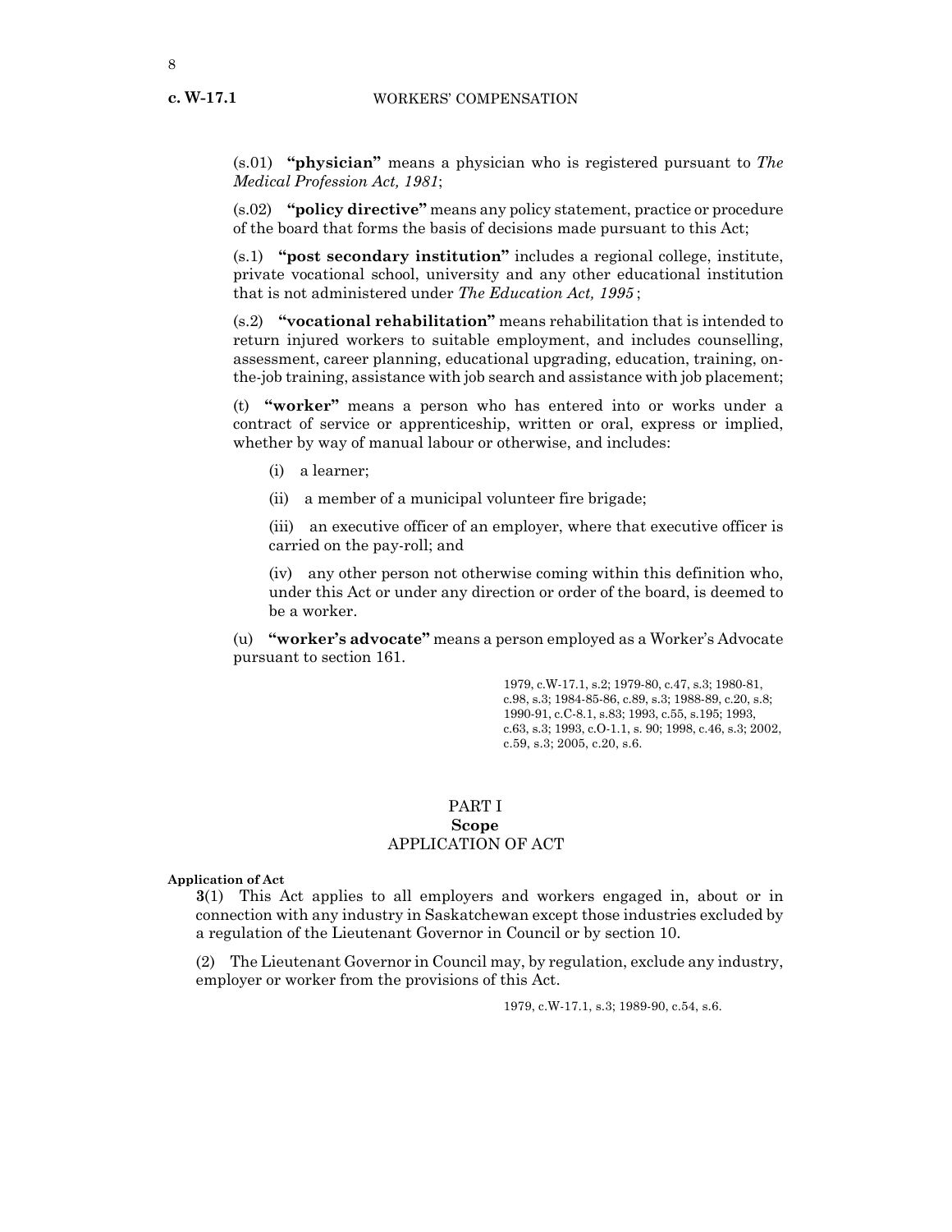(s.01) **"physician"** means a physician who is registered pursuant to *The Medical Profession Act, 1981*;

(s.02) **"policy directive"** means any policy statement, practice or procedure of the board that forms the basis of decisions made pursuant to this Act;

(s.1) **"post secondary institution"** includes a regional college, institute, private vocational school, university and any other educational institution that is not administered under *The Education Act, 1995* ;

(s.2) **"vocational rehabilitation"** means rehabilitation that is intended to return injured workers to suitable employment, and includes counselling, assessment, career planning, educational upgrading, education, training, on-the-job training, assistance with job search and assistance with job placement;

(t) **"worker"** means a person who has entered into or works under a contract of service or apprenticeship, written or oral, express or implied, whether by way of manual labour or otherwise, and includes:

(i) a learner;

(ii) a member of a municipal volunteer fire brigade;

(iii) an executive officer of an employer, where that executive officer is carried on the pay-roll; and

(iv) any other person not otherwise coming within this definition who, under this Act or under any direction or order of the board, is deemed to be a worker.

(u) **"worker's advocate"** means a person employed as a Worker's Advocate pursuant to section 161.

1979, c.W-17.1, s.2; 1979-80, c.47, s.3; 1980-81, c.98, s.3; 1984-85-86, c.89, s.3; 1988-89, c.20, s.8; 1990-91, c.C-8.1, s.83; 1993, c.55, s.195; 1993, c.63, s.3; 1993, c.O-1.1, s. 90; 1998, c.46, s.3; 2002, c.59, s.3; 2005, c.20, s.6.

## PART I
### Scope
### APPLICATION OF ACT

**Application of Act**

**3**(1) This Act applies to all employers and workers engaged in, about or in connection with any industry in Saskatchewan except those industries excluded by a regulation of the Lieutenant Governor in Council or by section 10.

(2) The Lieutenant Governor in Council may, by regulation, exclude any industry, employer or worker from the provisions of this Act.

1979, c.W-17.1, s.3; 1989-90, c.54, s.6.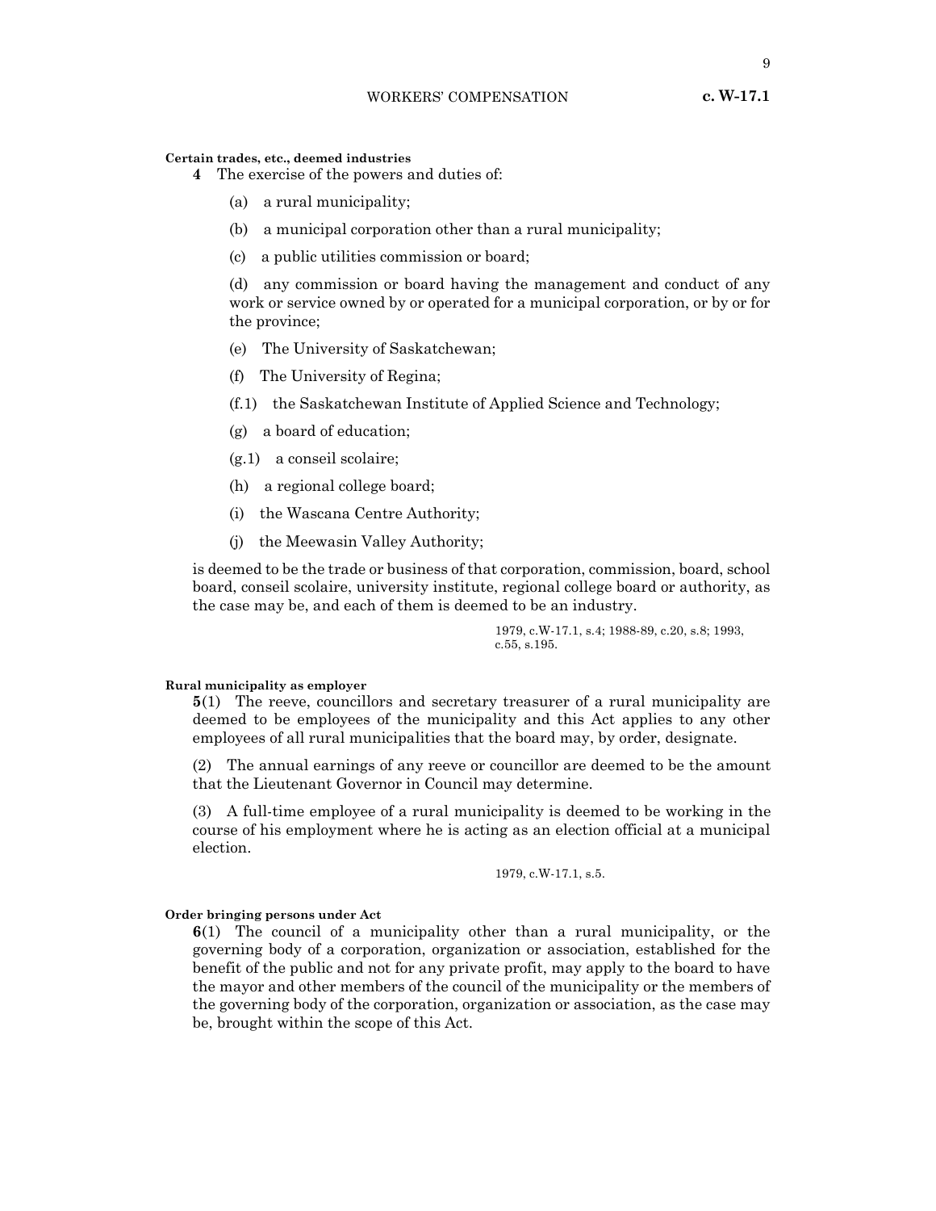**Certain trades, etc., deemed industries**

**4** The exercise of the powers and duties of:

(a) a rural municipality;

(b) a municipal corporation other than a rural municipality;

(c) a public utilities commission or board;

(d) any commission or board having the management and conduct of any work or service owned by or operated for a municipal corporation, or by or for the province;

(e) The University of Saskatchewan;

(f) The University of Regina;

(f.1) the Saskatchewan Institute of Applied Science and Technology;

(g) a board of education;

(g.1) a conseil scolaire;

(h) a regional college board;

(i) the Wascana Centre Authority;

(j) the Meewasin Valley Authority;

is deemed to be the trade or business of that corporation, commission, board, school board, conseil scolaire, university institute, regional college board or authority, as the case may be, and each of them is deemed to be an industry.

1979, c.W-17.1, s.4; 1988-89, c.20, s.8; 1993, c.55, s.195.

**Rural municipality as employer**

**5**(1) The reeve, councillors and secretary treasurer of a rural municipality are deemed to be employees of the municipality and this Act applies to any other employees of all rural municipalities that the board may, by order, designate.

(2) The annual earnings of any reeve or councillor are deemed to be the amount that the Lieutenant Governor in Council may determine.

(3) A full-time employee of a rural municipality is deemed to be working in the course of his employment where he is acting as an election official at a municipal election.

1979, c.W-17.1, s.5.

**Order bringing persons under Act**

**6**(1) The council of a municipality other than a rural municipality, or the governing body of a corporation, organization or association, established for the benefit of the public and not for any private profit, may apply to the board to have the mayor and other members of the council of the municipality or the members of the governing body of the corporation, organization or association, as the case may be, brought within the scope of this Act.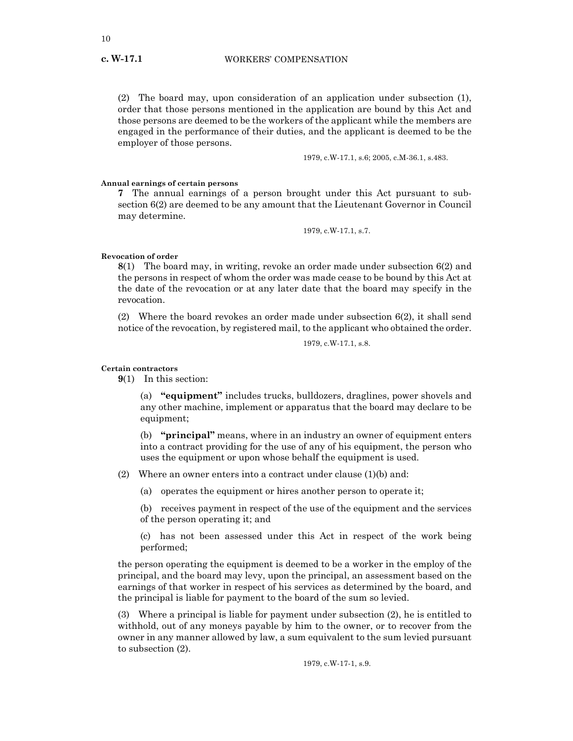(2) The board may, upon consideration of an application under subsection (1), order that those persons mentioned in the application are bound by this Act and those persons are deemed to be the workers of the applicant while the members are engaged in the performance of their duties, and the applicant is deemed to be the employer of those persons.

1979, c.W-17.1, s.6; 2005, c.M-36.1, s.483.

**Annual earnings of certain persons**

**7** The annual earnings of a person brought under this Act pursuant to subsection 6(2) are deemed to be any amount that the Lieutenant Governor in Council may determine.

1979, c.W-17.1, s.7.

**Revocation of order**

**8**(1) The board may, in writing, revoke an order made under subsection 6(2) and the persons in respect of whom the order was made cease to be bound by this Act at the date of the revocation or at any later date that the board may specify in the revocation.

(2) Where the board revokes an order made under subsection 6(2), it shall send notice of the revocation, by registered mail, to the applicant who obtained the order.

1979, c.W-17.1, s.8.

**Certain contractors**

**9**(1) In this section:

(a) **"equipment"** includes trucks, bulldozers, draglines, power shovels and any other machine, implement or apparatus that the board may declare to be equipment;

(b) **"principal"** means, where in an industry an owner of equipment enters into a contract providing for the use of any of his equipment, the person who uses the equipment or upon whose behalf the equipment is used.

(2) Where an owner enters into a contract under clause (1)(b) and:

(a) operates the equipment or hires another person to operate it;

(b) receives payment in respect of the use of the equipment and the services of the person operating it; and

(c) has not been assessed under this Act in respect of the work being performed;

the person operating the equipment is deemed to be a worker in the employ of the principal, and the board may levy, upon the principal, an assessment based on the earnings of that worker in respect of his services as determined by the board, and the principal is liable for payment to the board of the sum so levied.

(3) Where a principal is liable for payment under subsection (2), he is entitled to withhold, out of any moneys payable by him to the owner, or to recover from the owner in any manner allowed by law, a sum equivalent to the sum levied pursuant to subsection (2).

1979, c.W-17-1, s.9.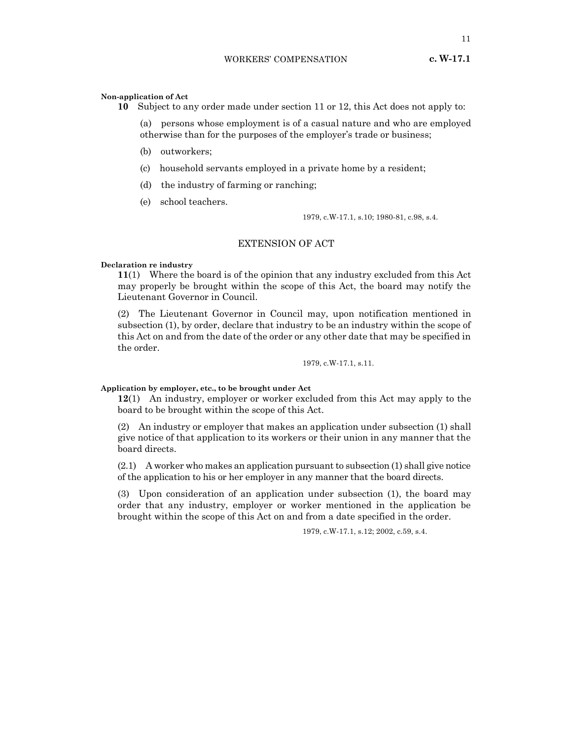**Non-application of Act**

**10** Subject to any order made under section 11 or 12, this Act does not apply to:

(a) persons whose employment is of a casual nature and who are employed otherwise than for the purposes of the employer's trade or business;

(b) outworkers;

(c) household servants employed in a private home by a resident;

(d) the industry of farming or ranching;

(e) school teachers.

1979, c.W-17.1, s.10; 1980-81, c.98, s.4.

## EXTENSION OF ACT

**Declaration re industry**

**11**(1) Where the board is of the opinion that any industry excluded from this Act may properly be brought within the scope of this Act, the board may notify the Lieutenant Governor in Council.

(2) The Lieutenant Governor in Council may, upon notification mentioned in subsection (1), by order, declare that industry to be an industry within the scope of this Act on and from the date of the order or any other date that may be specified in the order.

1979, c.W-17.1, s.11.

**Application by employer, etc., to be brought under Act**

**12**(1) An industry, employer or worker excluded from this Act may apply to the board to be brought within the scope of this Act.

(2) An industry or employer that makes an application under subsection (1) shall give notice of that application to its workers or their union in any manner that the board directs.

(2.1) A worker who makes an application pursuant to subsection (1) shall give notice of the application to his or her employer in any manner that the board directs.

(3) Upon consideration of an application under subsection (1), the board may order that any industry, employer or worker mentioned in the application be brought within the scope of this Act on and from a date specified in the order.

1979, c.W-17.1, s.12; 2002, c.59, s.4.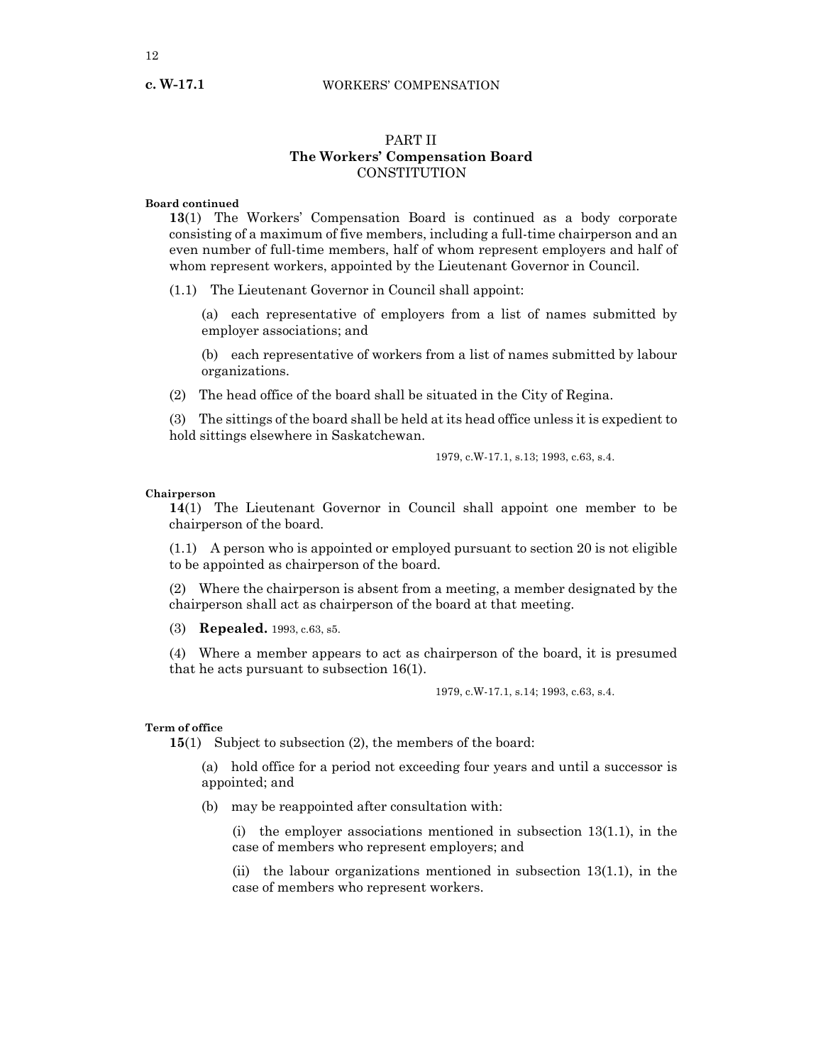## PART II
## The Workers' Compensation Board
## CONSTITUTION

**Board continued**

**13**(1) The Workers' Compensation Board is continued as a body corporate consisting of a maximum of five members, including a full-time chairperson and an even number of full-time members, half of whom represent employers and half of whom represent workers, appointed by the Lieutenant Governor in Council.

(1.1) The Lieutenant Governor in Council shall appoint:

(a) each representative of employers from a list of names submitted by employer associations; and

(b) each representative of workers from a list of names submitted by labour organizations.

(2) The head office of the board shall be situated in the City of Regina.

(3) The sittings of the board shall be held at its head office unless it is expedient to hold sittings elsewhere in Saskatchewan.

1979, c.W-17.1, s.13; 1993, c.63, s.4.

**Chairperson**

**14**(1) The Lieutenant Governor in Council shall appoint one member to be chairperson of the board.

(1.1) A person who is appointed or employed pursuant to section 20 is not eligible to be appointed as chairperson of the board.

(2) Where the chairperson is absent from a meeting, a member designated by the chairperson shall act as chairperson of the board at that meeting.

(3) **Repealed.** 1993, c.63, s5.

(4) Where a member appears to act as chairperson of the board, it is presumed that he acts pursuant to subsection 16(1).

1979, c.W-17.1, s.14; 1993, c.63, s.4.

**Term of office**

**15**(1) Subject to subsection (2), the members of the board:

(a) hold office for a period not exceeding four years and until a successor is appointed; and

(b) may be reappointed after consultation with:

(i) the employer associations mentioned in subsection 13(1.1), in the case of members who represent employers; and

(ii) the labour organizations mentioned in subsection 13(1.1), in the case of members who represent workers.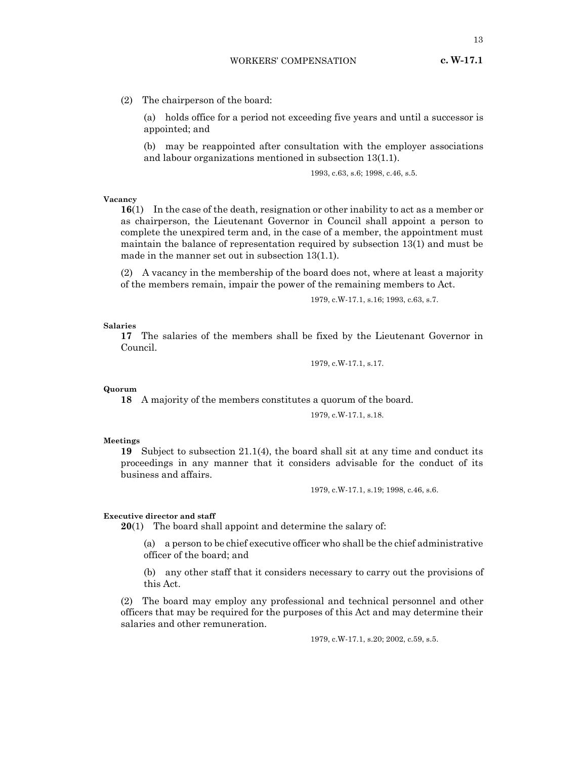(2) The chairperson of the board:

(a) holds office for a period not exceeding five years and until a successor is appointed; and

(b) may be reappointed after consultation with the employer associations and labour organizations mentioned in subsection 13(1.1).

1993, c.63, s.6; 1998, c.46, s.5.

**Vacancy**

**16**(1) In the case of the death, resignation or other inability to act as a member or as chairperson, the Lieutenant Governor in Council shall appoint a person to complete the unexpired term and, in the case of a member, the appointment must maintain the balance of representation required by subsection 13(1) and must be made in the manner set out in subsection 13(1.1).

(2) A vacancy in the membership of the board does not, where at least a majority of the members remain, impair the power of the remaining members to Act.

1979, c.W-17.1, s.16; 1993, c.63, s.7.

**Salaries**

**17** The salaries of the members shall be fixed by the Lieutenant Governor in Council.

1979, c.W-17.1, s.17.

**Quorum**

**18** A majority of the members constitutes a quorum of the board.

1979, c.W-17.1, s.18.

**Meetings**

**19** Subject to subsection 21.1(4), the board shall sit at any time and conduct its proceedings in any manner that it considers advisable for the conduct of its business and affairs.

1979, c.W-17.1, s.19; 1998, c.46, s.6.

**Executive director and staff**

**20**(1) The board shall appoint and determine the salary of:

(a) a person to be chief executive officer who shall be the chief administrative officer of the board; and

(b) any other staff that it considers necessary to carry out the provisions of this Act.

(2) The board may employ any professional and technical personnel and other officers that may be required for the purposes of this Act and may determine their salaries and other remuneration.

1979, c.W-17.1, s.20; 2002, c.59, s.5.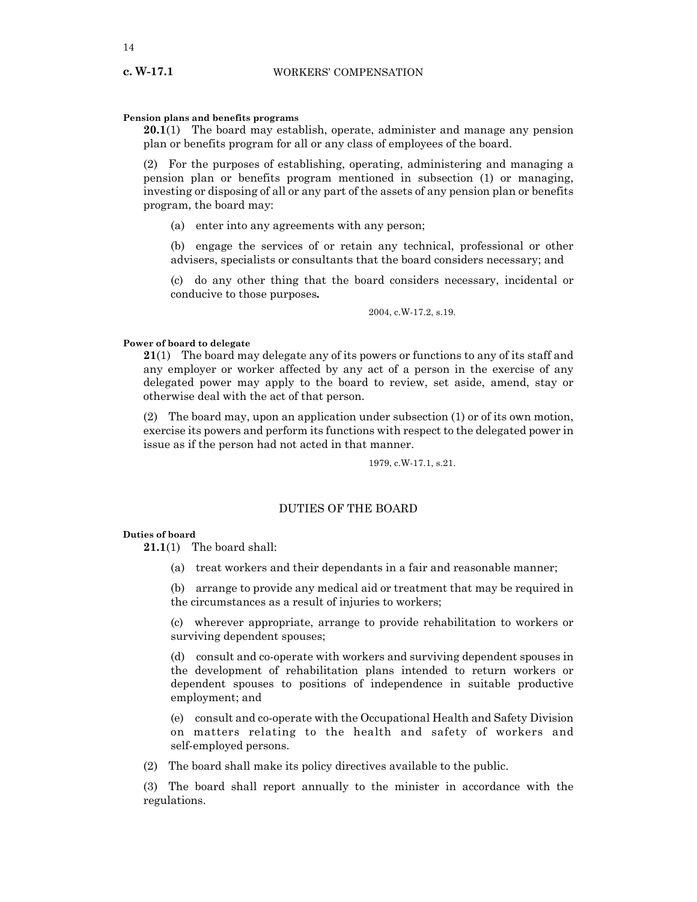**Pension plans and benefits programs**

**20.1**(1) The board may establish, operate, administer and manage any pension plan or benefits program for all or any class of employees of the board.

(2) For the purposes of establishing, operating, administering and managing a pension plan or benefits program mentioned in subsection (1) or managing, investing or disposing of all or any part of the assets of any pension plan or benefits program, the board may:

(a) enter into any agreements with any person;

(b) engage the services of or retain any technical, professional or other advisers, specialists or consultants that the board considers necessary; and

(c) do any other thing that the board considers necessary, incidental or conducive to those purposes**.**

2004, c.W-17.2, s.19.

**Power of board to delegate**

**21**(1) The board may delegate any of its powers or functions to any of its staff and any employer or worker affected by any act of a person in the exercise of any delegated power may apply to the board to review, set aside, amend, stay or otherwise deal with the act of that person.

(2) The board may, upon an application under subsection (1) or of its own motion, exercise its powers and perform its functions with respect to the delegated power in issue as if the person had not acted in that manner.

1979, c.W-17.1, s.21.

## DUTIES OF THE BOARD

**Duties of board**

**21.1**(1) The board shall:

(a) treat workers and their dependants in a fair and reasonable manner;

(b) arrange to provide any medical aid or treatment that may be required in the circumstances as a result of injuries to workers;

(c) wherever appropriate, arrange to provide rehabilitation to workers or surviving dependent spouses;

(d) consult and co-operate with workers and surviving dependent spouses in the development of rehabilitation plans intended to return workers or dependent spouses to positions of independence in suitable productive employment; and

(e) consult and co-operate with the Occupational Health and Safety Division on matters relating to the health and safety of workers and self-employed persons.

(2) The board shall make its policy directives available to the public.

(3) The board shall report annually to the minister in accordance with the regulations.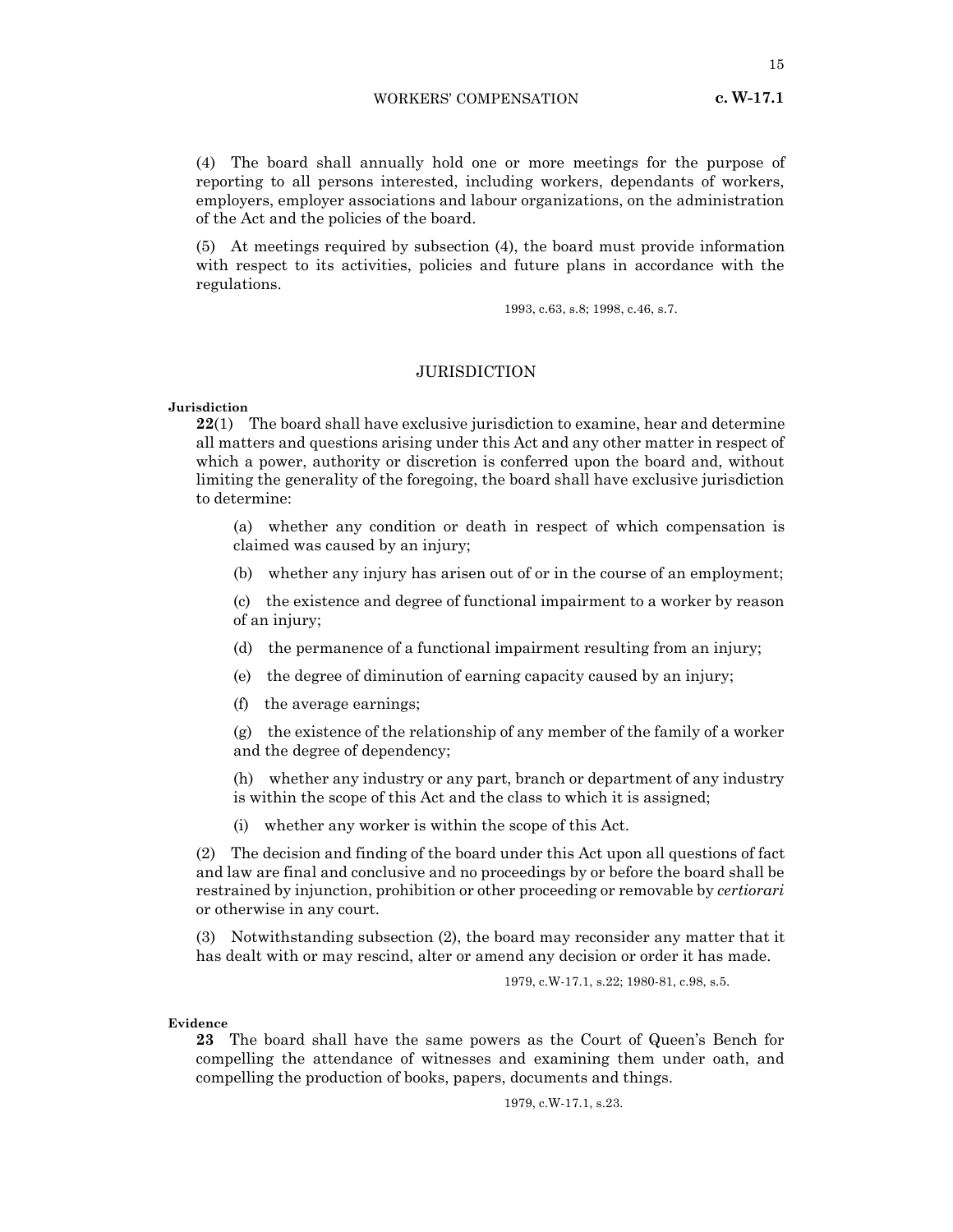(4) The board shall annually hold one or more meetings for the purpose of reporting to all persons interested, including workers, dependants of workers, employers, employer associations and labour organizations, on the administration of the Act and the policies of the board.

(5) At meetings required by subsection (4), the board must provide information with respect to its activities, policies and future plans in accordance with the regulations.

1993, c.63, s.8; 1998, c.46, s.7.

## JURISDICTION

**Jurisdiction**

**22**(1) The board shall have exclusive jurisdiction to examine, hear and determine all matters and questions arising under this Act and any other matter in respect of which a power, authority or discretion is conferred upon the board and, without limiting the generality of the foregoing, the board shall have exclusive jurisdiction to determine:

(a) whether any condition or death in respect of which compensation is claimed was caused by an injury;

(b) whether any injury has arisen out of or in the course of an employment;

(c) the existence and degree of functional impairment to a worker by reason of an injury;

(d) the permanence of a functional impairment resulting from an injury;

(e) the degree of diminution of earning capacity caused by an injury;

(f) the average earnings;

(g) the existence of the relationship of any member of the family of a worker and the degree of dependency;

(h) whether any industry or any part, branch or department of any industry is within the scope of this Act and the class to which it is assigned;

(i) whether any worker is within the scope of this Act.

(2) The decision and finding of the board under this Act upon all questions of fact and law are final and conclusive and no proceedings by or before the board shall be restrained by injunction, prohibition or other proceeding or removable by *certiorari* or otherwise in any court.

(3) Notwithstanding subsection (2), the board may reconsider any matter that it has dealt with or may rescind, alter or amend any decision or order it has made.

1979, c.W-17.1, s.22; 1980-81, c.98, s.5.

**Evidence**

**23** The board shall have the same powers as the Court of Queen's Bench for compelling the attendance of witnesses and examining them under oath, and compelling the production of books, papers, documents and things.

1979, c.W-17.1, s.23.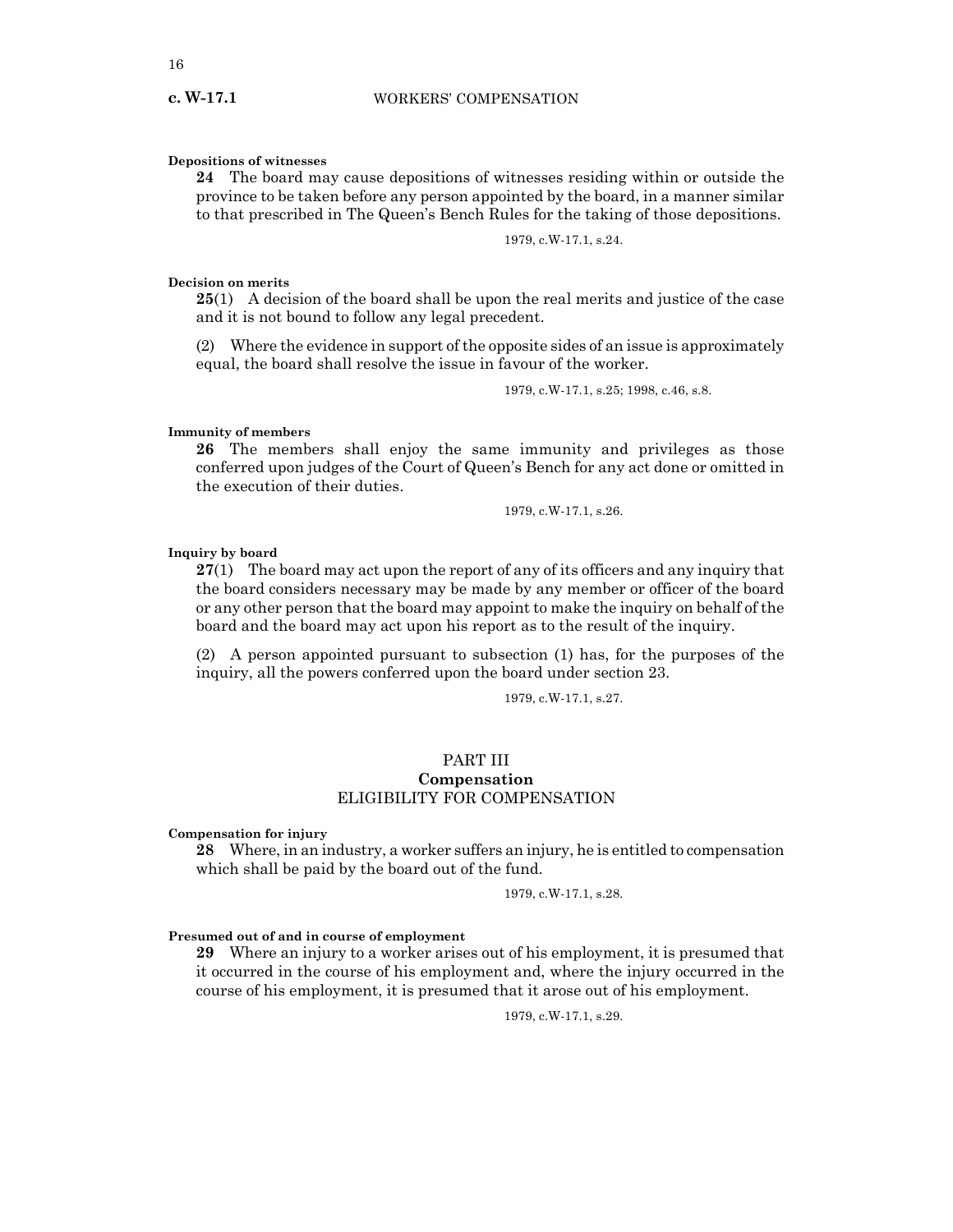**Depositions of witnesses**

**24** The board may cause depositions of witnesses residing within or outside the province to be taken before any person appointed by the board, in a manner similar to that prescribed in The Queen's Bench Rules for the taking of those depositions.

1979, c.W-17.1, s.24.

**Decision on merits**

**25**(1) A decision of the board shall be upon the real merits and justice of the case and it is not bound to follow any legal precedent.

(2) Where the evidence in support of the opposite sides of an issue is approximately equal, the board shall resolve the issue in favour of the worker.

1979, c.W-17.1, s.25; 1998, c.46, s.8.

**Immunity of members**

**26** The members shall enjoy the same immunity and privileges as those conferred upon judges of the Court of Queen's Bench for any act done or omitted in the execution of their duties.

1979, c.W-17.1, s.26.

**Inquiry by board**

**27**(1) The board may act upon the report of any of its officers and any inquiry that the board considers necessary may be made by any member or officer of the board or any other person that the board may appoint to make the inquiry on behalf of the board and the board may act upon his report as to the result of the inquiry.

(2) A person appointed pursuant to subsection (1) has, for the purposes of the inquiry, all the powers conferred upon the board under section 23.

1979, c.W-17.1, s.27.

## PART III
## Compensation
### ELIGIBILITY FOR COMPENSATION

**Compensation for injury**

**28** Where, in an industry, a worker suffers an injury, he is entitled to compensation which shall be paid by the board out of the fund.

1979, c.W-17.1, s.28.

**Presumed out of and in course of employment**

**29** Where an injury to a worker arises out of his employment, it is presumed that it occurred in the course of his employment and, where the injury occurred in the course of his employment, it is presumed that it arose out of his employment.

1979, c.W-17.1, s.29.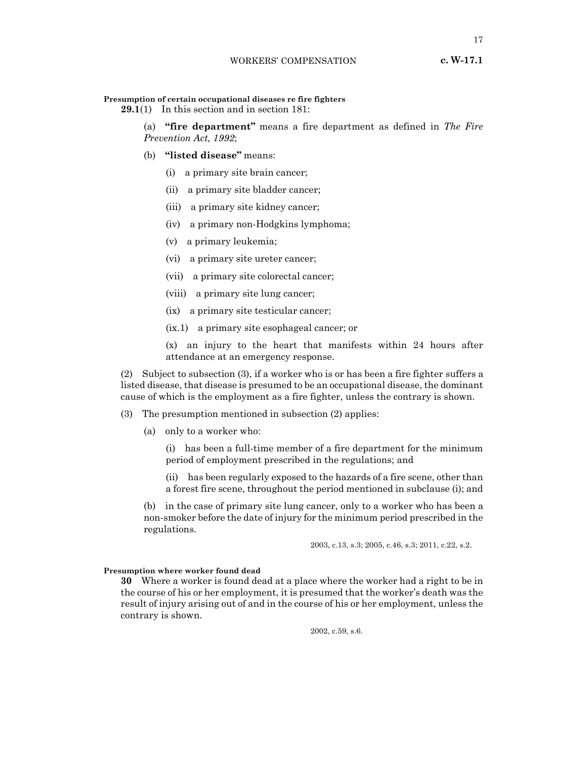**Presumption of certain occupational diseases re fire fighters**

**29.1**(1) In this section and in section 181:

(a) **"fire department"** means a fire department as defined in *The Fire Prevention Act, 1992*;

(b) **"listed disease"** means:

(i) a primary site brain cancer;

(ii) a primary site bladder cancer;

(iii) a primary site kidney cancer;

(iv) a primary non-Hodgkins lymphoma;

(v) a primary leukemia;

(vi) a primary site ureter cancer;

(vii) a primary site colorectal cancer;

(viii) a primary site lung cancer;

(ix) a primary site testicular cancer;

(ix.1) a primary site esophageal cancer; or

(x) an injury to the heart that manifests within 24 hours after attendance at an emergency response.

(2) Subject to subsection (3), if a worker who is or has been a fire fighter suffers a listed disease, that disease is presumed to be an occupational disease, the dominant cause of which is the employment as a fire fighter, unless the contrary is shown.

(3) The presumption mentioned in subsection (2) applies:

(a) only to a worker who:

(i) has been a full-time member of a fire department for the minimum period of employment prescribed in the regulations; and

(ii) has been regularly exposed to the hazards of a fire scene, other than a forest fire scene, throughout the period mentioned in subclause (i); and

(b) in the case of primary site lung cancer, only to a worker who has been a non-smoker before the date of injury for the minimum period prescribed in the regulations.

2003, c.13, s.3; 2005, c.46, s.3; 2011, c.22, s.2.

**Presumption where worker found dead**

**30** Where a worker is found dead at a place where the worker had a right to be in the course of his or her employment, it is presumed that the worker's death was the result of injury arising out of and in the course of his or her employment, unless the contrary is shown.

2002, c.59, s.6.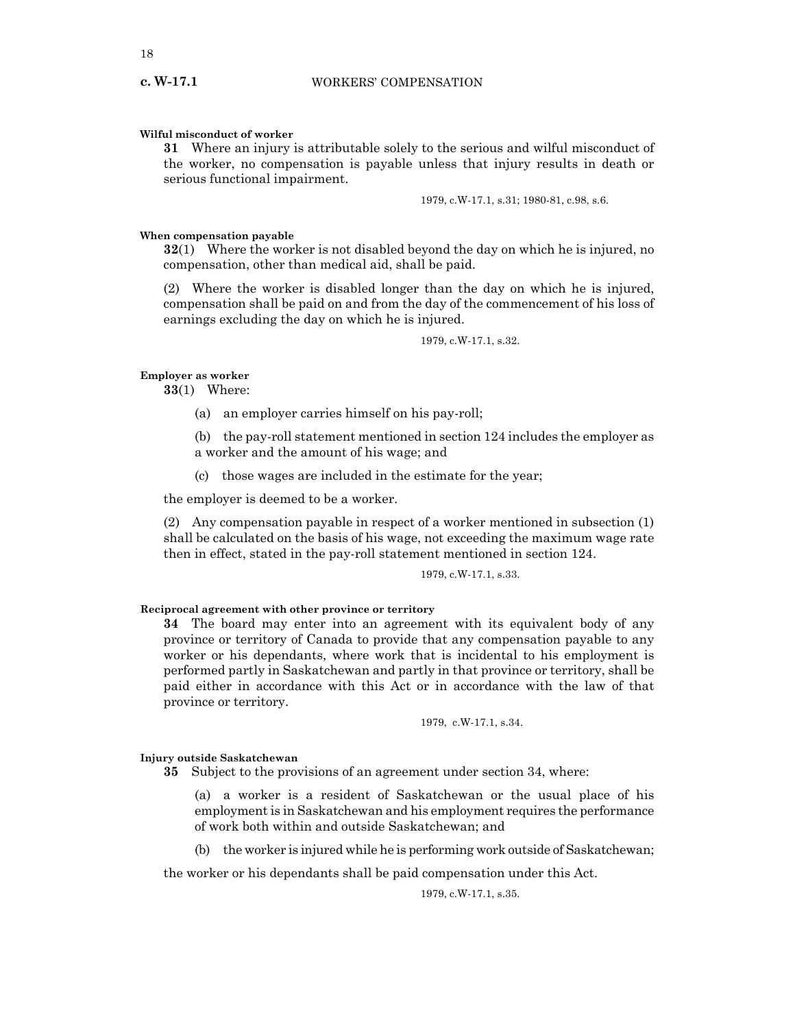**Wilful misconduct of worker**

**31** Where an injury is attributable solely to the serious and wilful misconduct of the worker, no compensation is payable unless that injury results in death or serious functional impairment.

1979, c.W-17.1, s.31; 1980-81, c.98, s.6.

**When compensation payable**

**32**(1) Where the worker is not disabled beyond the day on which he is injured, no compensation, other than medical aid, shall be paid.

(2) Where the worker is disabled longer than the day on which he is injured, compensation shall be paid on and from the day of the commencement of his loss of earnings excluding the day on which he is injured.

1979, c.W-17.1, s.32.

**Employer as worker**

**33**(1) Where:

(a) an employer carries himself on his pay-roll;

(b) the pay-roll statement mentioned in section 124 includes the employer as a worker and the amount of his wage; and

(c) those wages are included in the estimate for the year;

the employer is deemed to be a worker.

(2) Any compensation payable in respect of a worker mentioned in subsection (1) shall be calculated on the basis of his wage, not exceeding the maximum wage rate then in effect, stated in the pay-roll statement mentioned in section 124.

1979, c.W-17.1, s.33.

**Reciprocal agreement with other province or territory**

**34** The board may enter into an agreement with its equivalent body of any province or territory of Canada to provide that any compensation payable to any worker or his dependants, where work that is incidental to his employment is performed partly in Saskatchewan and partly in that province or territory, shall be paid either in accordance with this Act or in accordance with the law of that province or territory.

1979, c.W-17.1, s.34.

**Injury outside Saskatchewan**

**35** Subject to the provisions of an agreement under section 34, where:

(a) a worker is a resident of Saskatchewan or the usual place of his employment is in Saskatchewan and his employment requires the performance of work both within and outside Saskatchewan; and

(b) the worker is injured while he is performing work outside of Saskatchewan;

the worker or his dependants shall be paid compensation under this Act.

1979, c.W-17.1, s.35.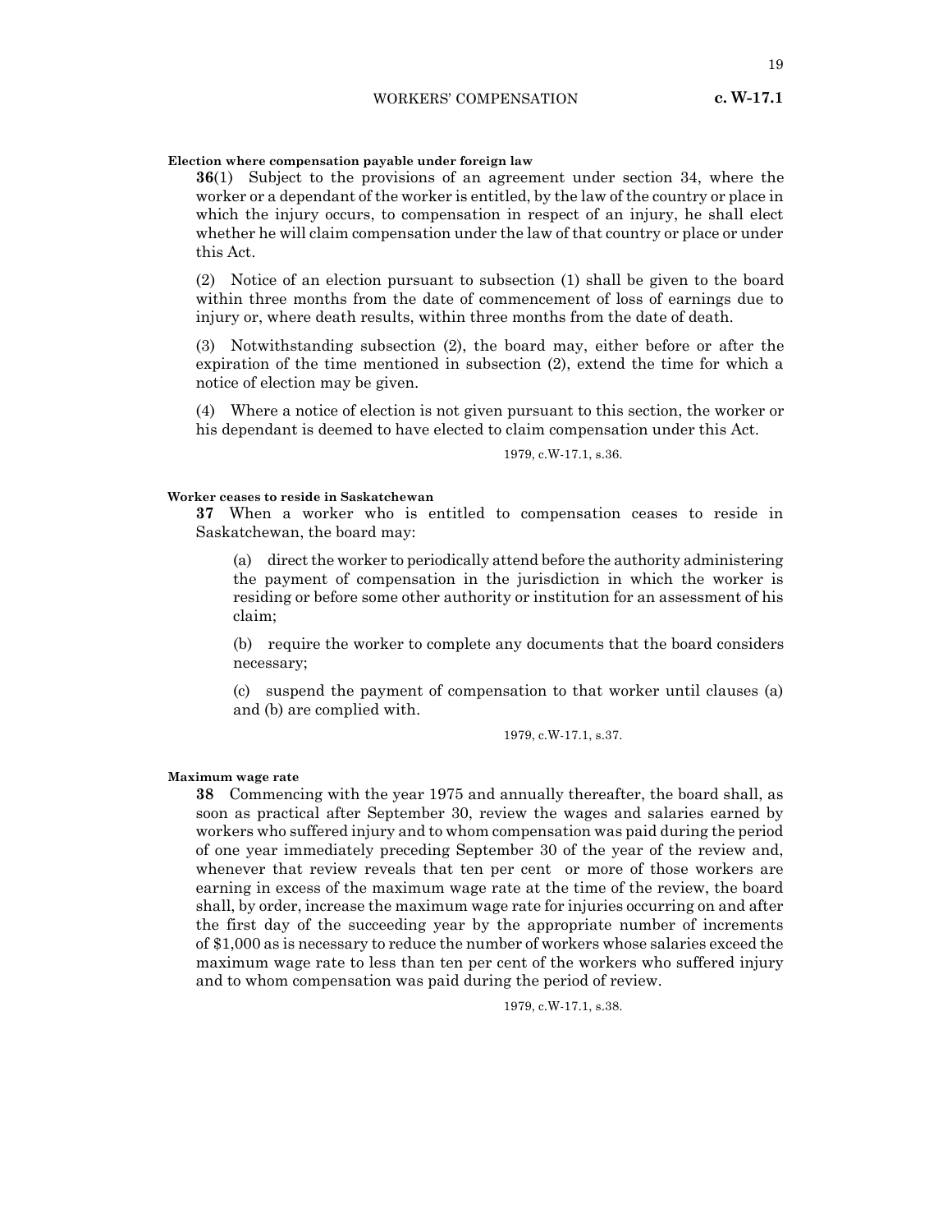**Election where compensation payable under foreign law**

**36**(1) Subject to the provisions of an agreement under section 34, where the worker or a dependant of the worker is entitled, by the law of the country or place in which the injury occurs, to compensation in respect of an injury, he shall elect whether he will claim compensation under the law of that country or place or under this Act.

(2) Notice of an election pursuant to subsection (1) shall be given to the board within three months from the date of commencement of loss of earnings due to injury or, where death results, within three months from the date of death.

(3) Notwithstanding subsection (2), the board may, either before or after the expiration of the time mentioned in subsection (2), extend the time for which a notice of election may be given.

(4) Where a notice of election is not given pursuant to this section, the worker or his dependant is deemed to have elected to claim compensation under this Act.

1979, c.W-17.1, s.36.

**Worker ceases to reside in Saskatchewan**

**37** When a worker who is entitled to compensation ceases to reside in Saskatchewan, the board may:

(a) direct the worker to periodically attend before the authority administering the payment of compensation in the jurisdiction in which the worker is residing or before some other authority or institution for an assessment of his claim;

(b) require the worker to complete any documents that the board considers necessary;

(c) suspend the payment of compensation to that worker until clauses (a) and (b) are complied with.

1979, c.W-17.1, s.37.

**Maximum wage rate**

**38** Commencing with the year 1975 and annually thereafter, the board shall, as soon as practical after September 30, review the wages and salaries earned by workers who suffered injury and to whom compensation was paid during the period of one year immediately preceding September 30 of the year of the review and, whenever that review reveals that ten per cent or more of those workers are earning in excess of the maximum wage rate at the time of the review, the board shall, by order, increase the maximum wage rate for injuries occurring on and after the first day of the succeeding year by the appropriate number of increments of $1,000 as is necessary to reduce the number of workers whose salaries exceed the maximum wage rate to less than ten per cent of the workers who suffered injury and to whom compensation was paid during the period of review.

1979, c.W-17.1, s.38.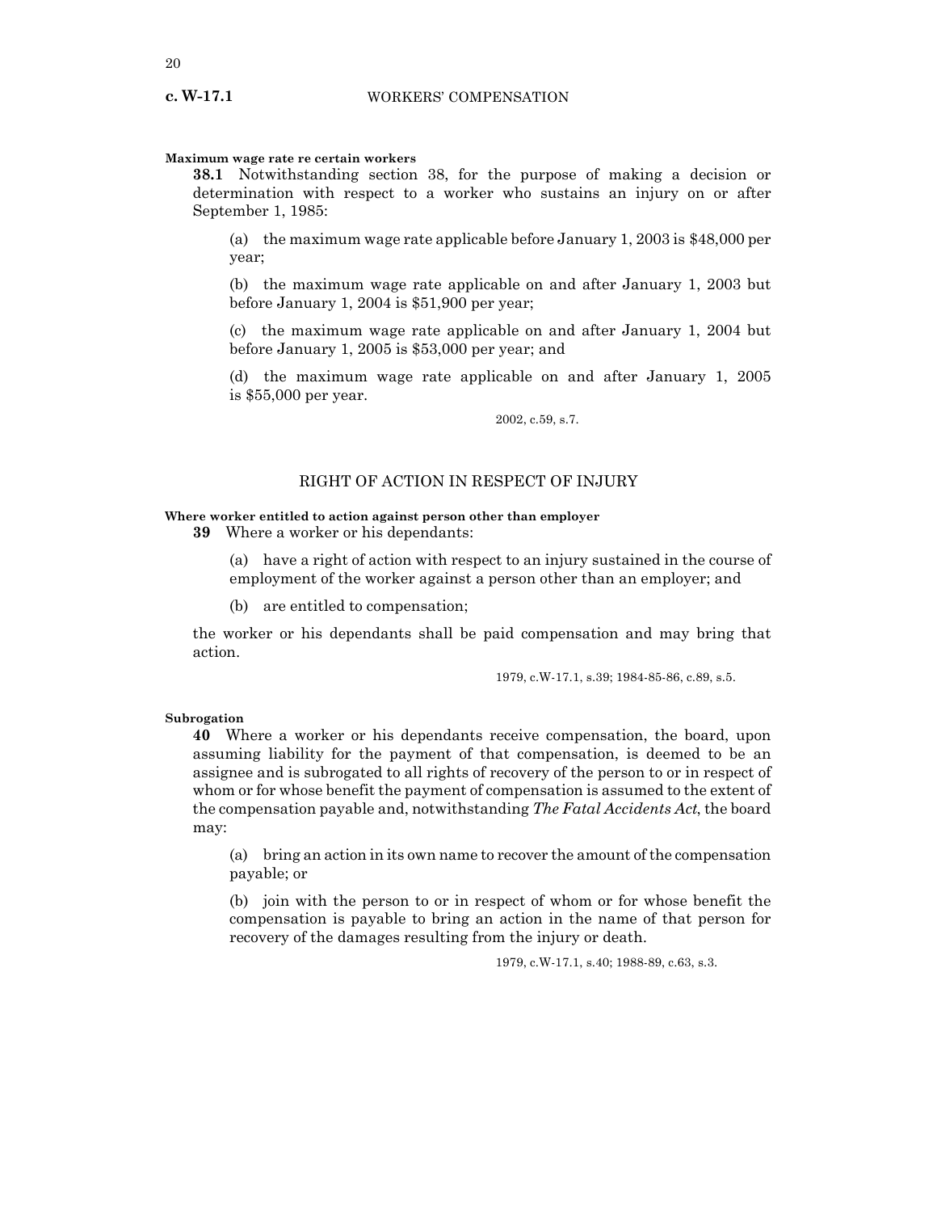**Maximum wage rate re certain workers**

**38.1** Notwithstanding section 38, for the purpose of making a decision or determination with respect to a worker who sustains an injury on or after September 1, 1985:

(a) the maximum wage rate applicable before January 1, 2003 is $48,000 per year;

(b) the maximum wage rate applicable on and after January 1, 2003 but before January 1, 2004 is $51,900 per year;

(c) the maximum wage rate applicable on and after January 1, 2004 but before January 1, 2005 is $53,000 per year; and

(d) the maximum wage rate applicable on and after January 1, 2005 is $55,000 per year.

2002, c.59, s.7.

## RIGHT OF ACTION IN RESPECT OF INJURY

**Where worker entitled to action against person other than employer**

**39** Where a worker or his dependants:

(a) have a right of action with respect to an injury sustained in the course of employment of the worker against a person other than an employer; and

(b) are entitled to compensation;

the worker or his dependants shall be paid compensation and may bring that action.

1979, c.W-17.1, s.39; 1984-85-86, c.89, s.5.

**Subrogation**

**40** Where a worker or his dependants receive compensation, the board, upon assuming liability for the payment of that compensation, is deemed to be an assignee and is subrogated to all rights of recovery of the person to or in respect of whom or for whose benefit the payment of compensation is assumed to the extent of the compensation payable and, notwithstanding *The Fatal Accidents Act*, the board may:

(a) bring an action in its own name to recover the amount of the compensation payable; or

(b) join with the person to or in respect of whom or for whose benefit the compensation is payable to bring an action in the name of that person for recovery of the damages resulting from the injury or death.

1979, c.W-17.1, s.40; 1988-89, c.63, s.3.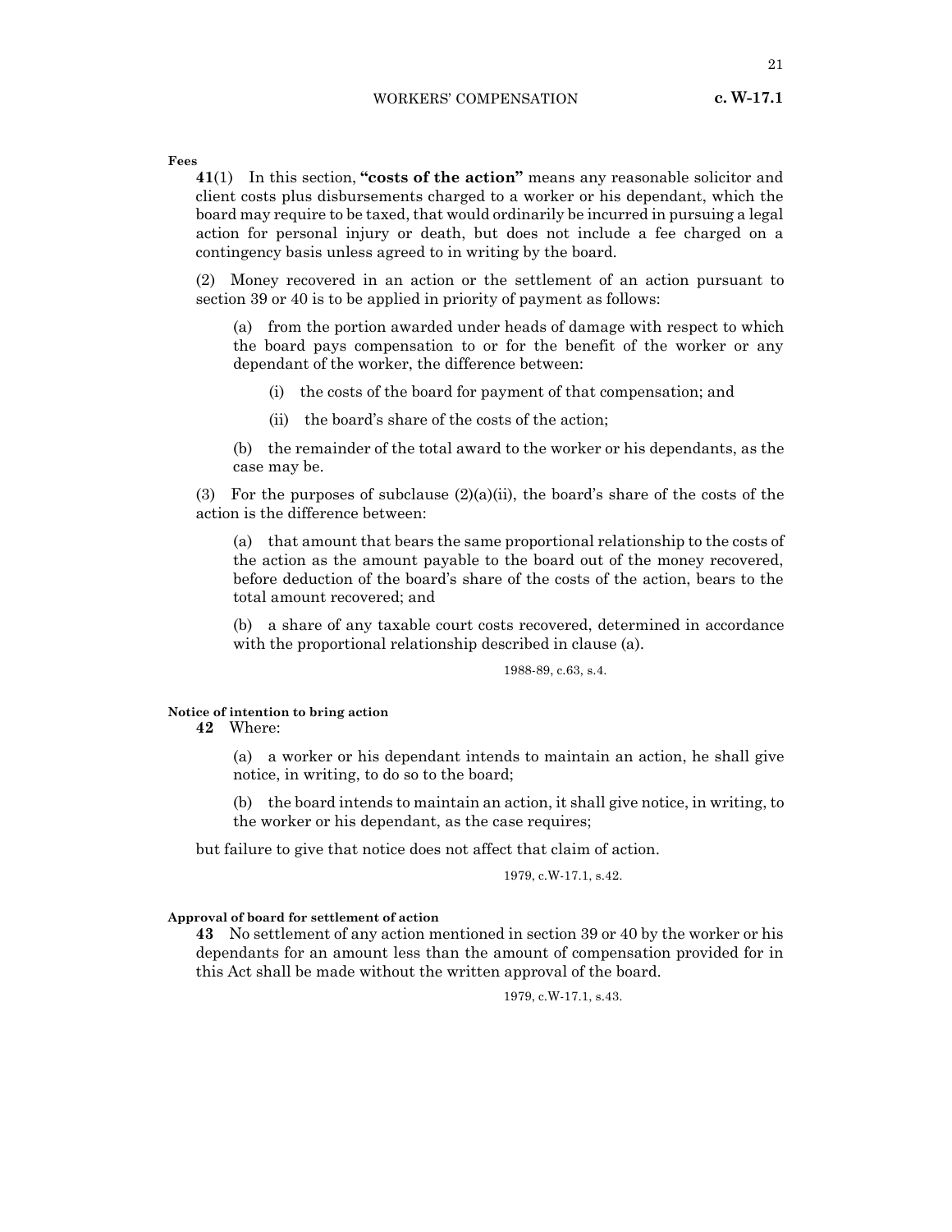**Fees**

**41**(1) In this section, **"costs of the action"** means any reasonable solicitor and client costs plus disbursements charged to a worker or his dependant, which the board may require to be taxed, that would ordinarily be incurred in pursuing a legal action for personal injury or death, but does not include a fee charged on a contingency basis unless agreed to in writing by the board.

(2) Money recovered in an action or the settlement of an action pursuant to section 39 or 40 is to be applied in priority of payment as follows:

(a) from the portion awarded under heads of damage with respect to which the board pays compensation to or for the benefit of the worker or any dependant of the worker, the difference between:

(i) the costs of the board for payment of that compensation; and

(ii) the board's share of the costs of the action;

(b) the remainder of the total award to the worker or his dependants, as the case may be.

(3) For the purposes of subclause (2)(a)(ii), the board's share of the costs of the action is the difference between:

(a) that amount that bears the same proportional relationship to the costs of the action as the amount payable to the board out of the money recovered, before deduction of the board's share of the costs of the action, bears to the total amount recovered; and

(b) a share of any taxable court costs recovered, determined in accordance with the proportional relationship described in clause (a).

1988-89, c.63, s.4.

**Notice of intention to bring action**

**42** Where:

(a) a worker or his dependant intends to maintain an action, he shall give notice, in writing, to do so to the board;

(b) the board intends to maintain an action, it shall give notice, in writing, to the worker or his dependant, as the case requires;

but failure to give that notice does not affect that claim of action.

1979, c.W-17.1, s.42.

**Approval of board for settlement of action**

**43** No settlement of any action mentioned in section 39 or 40 by the worker or his dependants for an amount less than the amount of compensation provided for in this Act shall be made without the written approval of the board.

1979, c.W-17.1, s.43.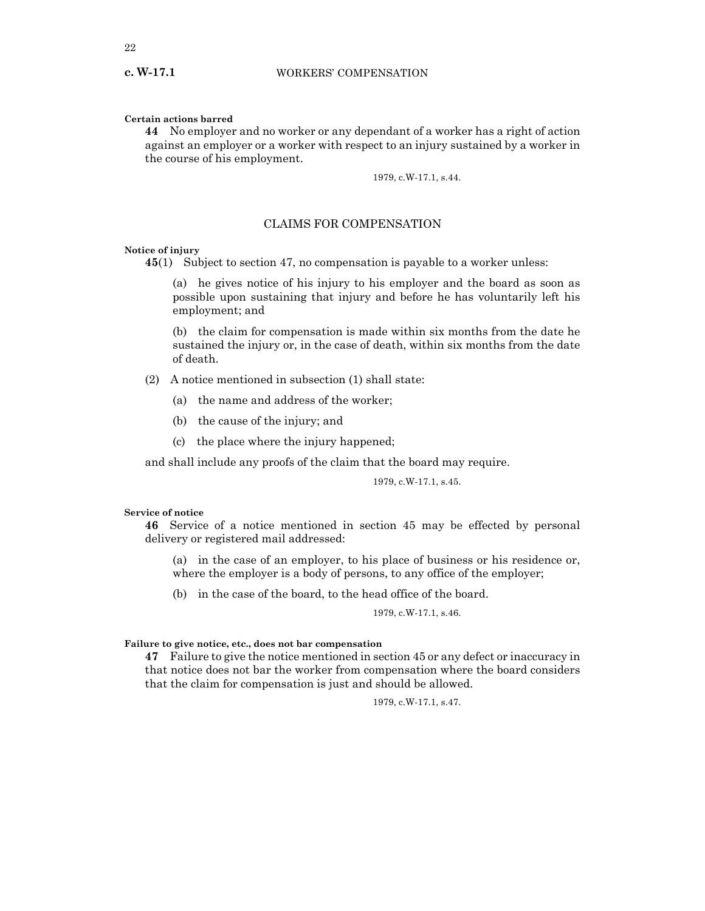**Certain actions barred**

**44** No employer and no worker or any dependant of a worker has a right of action against an employer or a worker with respect to an injury sustained by a worker in the course of his employment.

1979, c.W-17.1, s.44.

## CLAIMS FOR COMPENSATION

**Notice of injury**

**45**(1) Subject to section 47, no compensation is payable to a worker unless:

(a) he gives notice of his injury to his employer and the board as soon as possible upon sustaining that injury and before he has voluntarily left his employment; and

(b) the claim for compensation is made within six months from the date he sustained the injury or, in the case of death, within six months from the date of death.

(2) A notice mentioned in subsection (1) shall state:

(a) the name and address of the worker;

(b) the cause of the injury; and

(c) the place where the injury happened;

and shall include any proofs of the claim that the board may require.

1979, c.W-17.1, s.45.

**Service of notice**

**46** Service of a notice mentioned in section 45 may be effected by personal delivery or registered mail addressed:

(a) in the case of an employer, to his place of business or his residence or, where the employer is a body of persons, to any office of the employer;

(b) in the case of the board, to the head office of the board.

1979, c.W-17.1, s.46.

**Failure to give notice, etc., does not bar compensation**

**47** Failure to give the notice mentioned in section 45 or any defect or inaccuracy in that notice does not bar the worker from compensation where the board considers that the claim for compensation is just and should be allowed.

1979, c.W-17.1, s.47.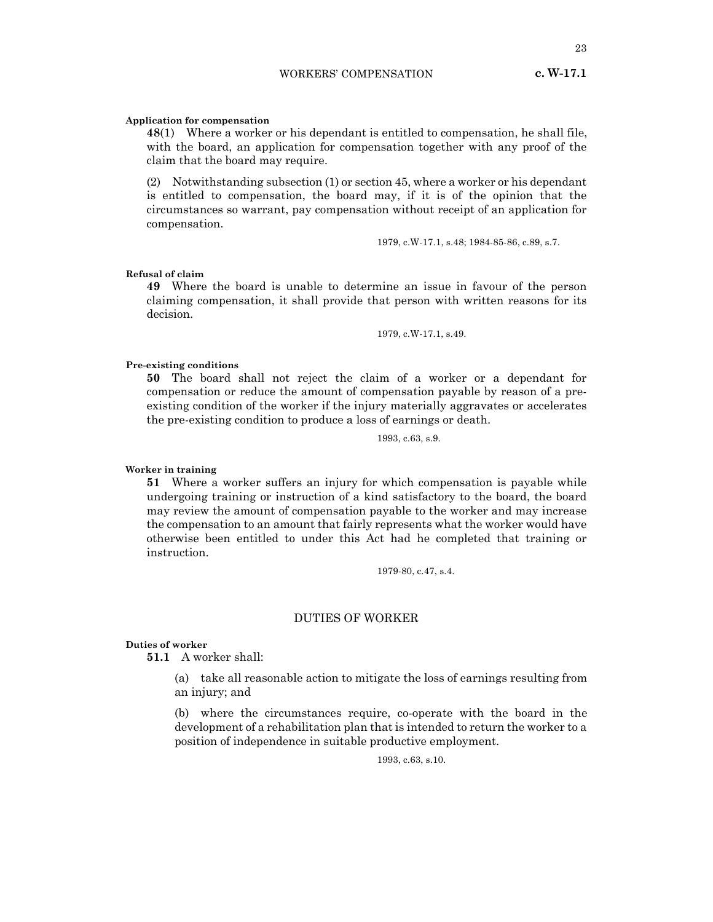**Application for compensation**

**48**(1) Where a worker or his dependant is entitled to compensation, he shall file, with the board, an application for compensation together with any proof of the claim that the board may require.

(2) Notwithstanding subsection (1) or section 45, where a worker or his dependant is entitled to compensation, the board may, if it is of the opinion that the circumstances so warrant, pay compensation without receipt of an application for compensation.

1979, c.W-17.1, s.48; 1984-85-86, c.89, s.7.

**Refusal of claim**

**49** Where the board is unable to determine an issue in favour of the person claiming compensation, it shall provide that person with written reasons for its decision.

1979, c.W-17.1, s.49.

**Pre-existing conditions**

**50** The board shall not reject the claim of a worker or a dependant for compensation or reduce the amount of compensation payable by reason of a pre-existing condition of the worker if the injury materially aggravates or accelerates the pre-existing condition to produce a loss of earnings or death.

1993, c.63, s.9.

**Worker in training**

**51** Where a worker suffers an injury for which compensation is payable while undergoing training or instruction of a kind satisfactory to the board, the board may review the amount of compensation payable to the worker and may increase the compensation to an amount that fairly represents what the worker would have otherwise been entitled to under this Act had he completed that training or instruction.

1979-80, c.47, s.4.

## DUTIES OF WORKER

**Duties of worker**

**51.1** A worker shall:

(a) take all reasonable action to mitigate the loss of earnings resulting from an injury; and

(b) where the circumstances require, co-operate with the board in the development of a rehabilitation plan that is intended to return the worker to a position of independence in suitable productive employment.

1993, c.63, s.10.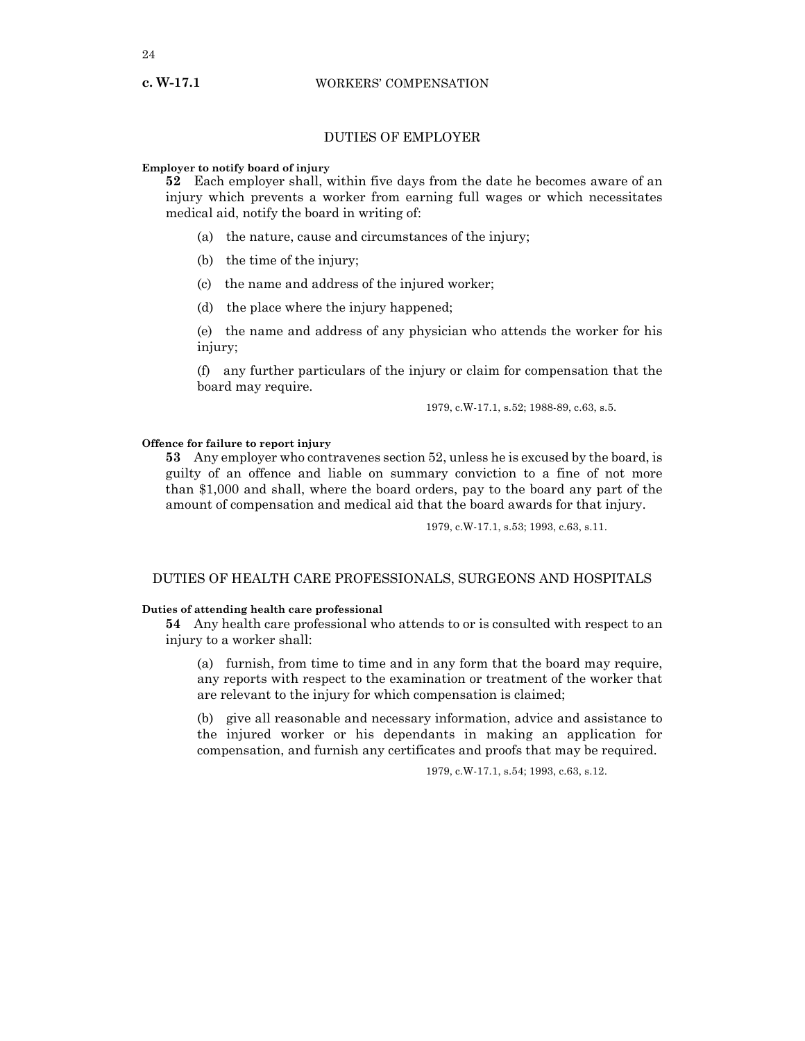## DUTIES OF EMPLOYER

**Employer to notify board of injury**

**52** Each employer shall, within five days from the date he becomes aware of an injury which prevents a worker from earning full wages or which necessitates medical aid, notify the board in writing of:

(a) the nature, cause and circumstances of the injury;

(b) the time of the injury;

(c) the name and address of the injured worker;

(d) the place where the injury happened;

(e) the name and address of any physician who attends the worker for his injury;

(f) any further particulars of the injury or claim for compensation that the board may require.

1979, c.W-17.1, s.52; 1988-89, c.63, s.5.

**Offence for failure to report injury**

**53** Any employer who contravenes section 52, unless he is excused by the board, is guilty of an offence and liable on summary conviction to a fine of not more than $1,000 and shall, where the board orders, pay to the board any part of the amount of compensation and medical aid that the board awards for that injury.

1979, c.W-17.1, s.53; 1993, c.63, s.11.

## DUTIES OF HEALTH CARE PROFESSIONALS, SURGEONS AND HOSPITALS

**Duties of attending health care professional**

**54** Any health care professional who attends to or is consulted with respect to an injury to a worker shall:

(a) furnish, from time to time and in any form that the board may require, any reports with respect to the examination or treatment of the worker that are relevant to the injury for which compensation is claimed;

(b) give all reasonable and necessary information, advice and assistance to the injured worker or his dependants in making an application for compensation, and furnish any certificates and proofs that may be required.

1979, c.W-17.1, s.54; 1993, c.63, s.12.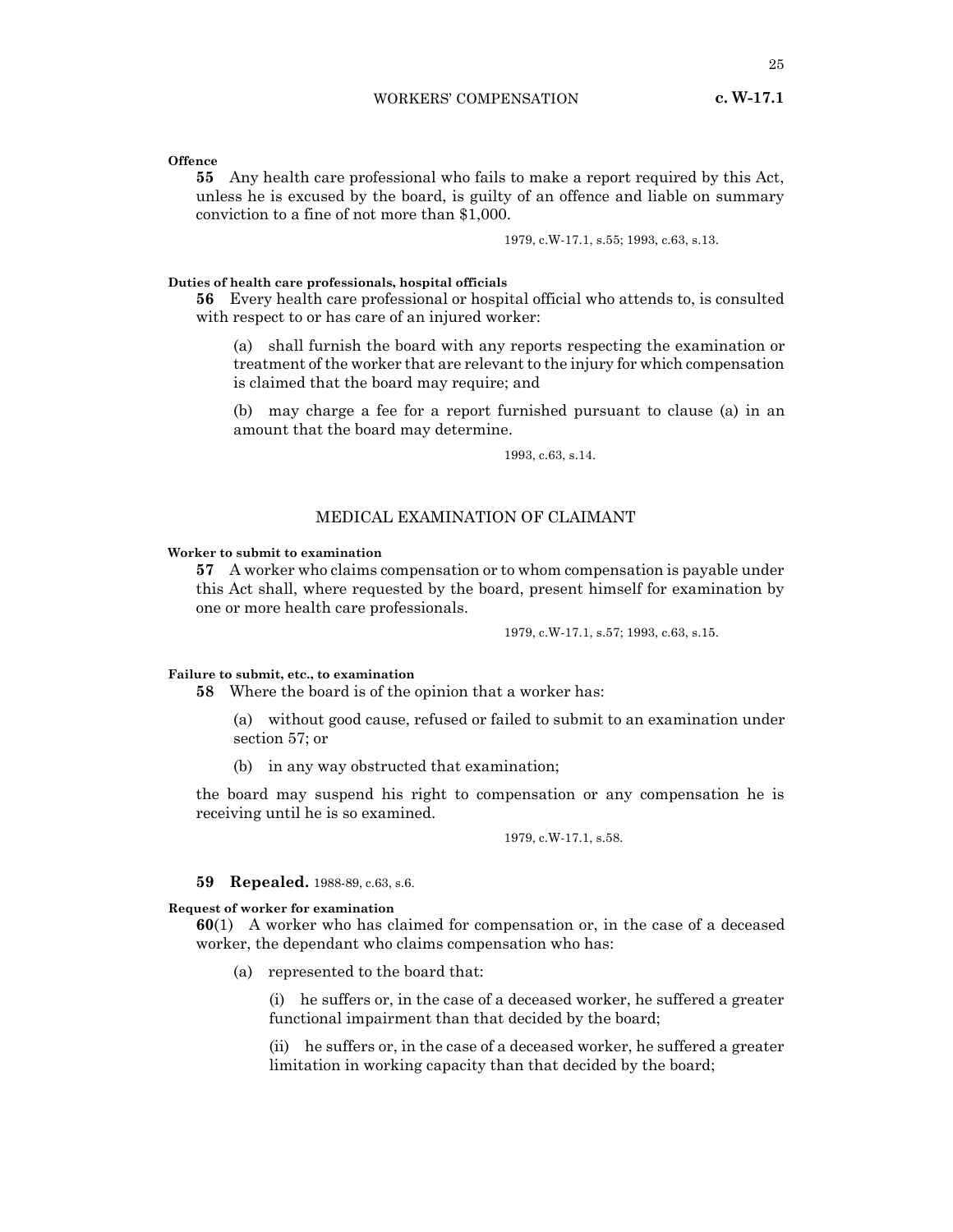**Offence**

**55** Any health care professional who fails to make a report required by this Act, unless he is excused by the board, is guilty of an offence and liable on summary conviction to a fine of not more than $1,000.

1979, c.W-17.1, s.55; 1993, c.63, s.13.

**Duties of health care professionals, hospital officials**

**56** Every health care professional or hospital official who attends to, is consulted with respect to or has care of an injured worker:

(a) shall furnish the board with any reports respecting the examination or treatment of the worker that are relevant to the injury for which compensation is claimed that the board may require; and

(b) may charge a fee for a report furnished pursuant to clause (a) in an amount that the board may determine.

1993, c.63, s.14.

## MEDICAL EXAMINATION OF CLAIMANT

**Worker to submit to examination**

**57** A worker who claims compensation or to whom compensation is payable under this Act shall, where requested by the board, present himself for examination by one or more health care professionals.

1979, c.W-17.1, s.57; 1993, c.63, s.15.

**Failure to submit, etc., to examination**

**58** Where the board is of the opinion that a worker has:

(a) without good cause, refused or failed to submit to an examination under section 57; or

(b) in any way obstructed that examination;

the board may suspend his right to compensation or any compensation he is receiving until he is so examined.

1979, c.W-17.1, s.58.

**59 Repealed.** 1988-89, c.63, s.6.

**Request of worker for examination**

**60**(1) A worker who has claimed for compensation or, in the case of a deceased worker, the dependant who claims compensation who has:

(a) represented to the board that:

(i) he suffers or, in the case of a deceased worker, he suffered a greater functional impairment than that decided by the board;

(ii) he suffers or, in the case of a deceased worker, he suffered a greater limitation in working capacity than that decided by the board;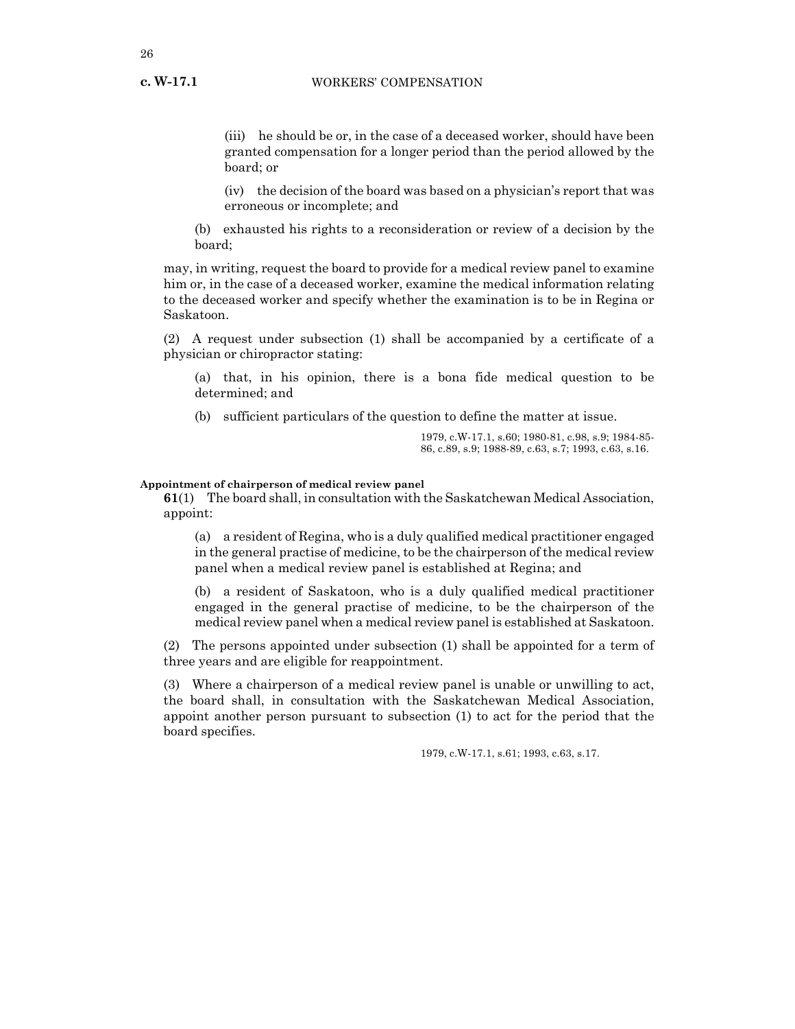(iii) he should be or, in the case of a deceased worker, should have been granted compensation for a longer period than the period allowed by the board; or

(iv) the decision of the board was based on a physician's report that was erroneous or incomplete; and

(b) exhausted his rights to a reconsideration or review of a decision by the board;

may, in writing, request the board to provide for a medical review panel to examine him or, in the case of a deceased worker, examine the medical information relating to the deceased worker and specify whether the examination is to be in Regina or Saskatoon.

(2) A request under subsection (1) shall be accompanied by a certificate of a physician or chiropractor stating:

(a) that, in his opinion, there is a bona fide medical question to be determined; and

(b) sufficient particulars of the question to define the matter at issue.

1979, c.W-17.1, s.60; 1980-81, c.98, s.9; 1984-85-86, c.89, s.9; 1988-89, c.63, s.7; 1993, c.63, s.16.

**Appointment of chairperson of medical review panel**

**61**(1) The board shall, in consultation with the Saskatchewan Medical Association, appoint:

(a) a resident of Regina, who is a duly qualified medical practitioner engaged in the general practise of medicine, to be the chairperson of the medical review panel when a medical review panel is established at Regina; and

(b) a resident of Saskatoon, who is a duly qualified medical practitioner engaged in the general practise of medicine, to be the chairperson of the medical review panel when a medical review panel is established at Saskatoon.

(2) The persons appointed under subsection (1) shall be appointed for a term of three years and are eligible for reappointment.

(3) Where a chairperson of a medical review panel is unable or unwilling to act, the board shall, in consultation with the Saskatchewan Medical Association, appoint another person pursuant to subsection (1) to act for the period that the board specifies.

1979, c.W-17.1, s.61; 1993, c.63, s.17.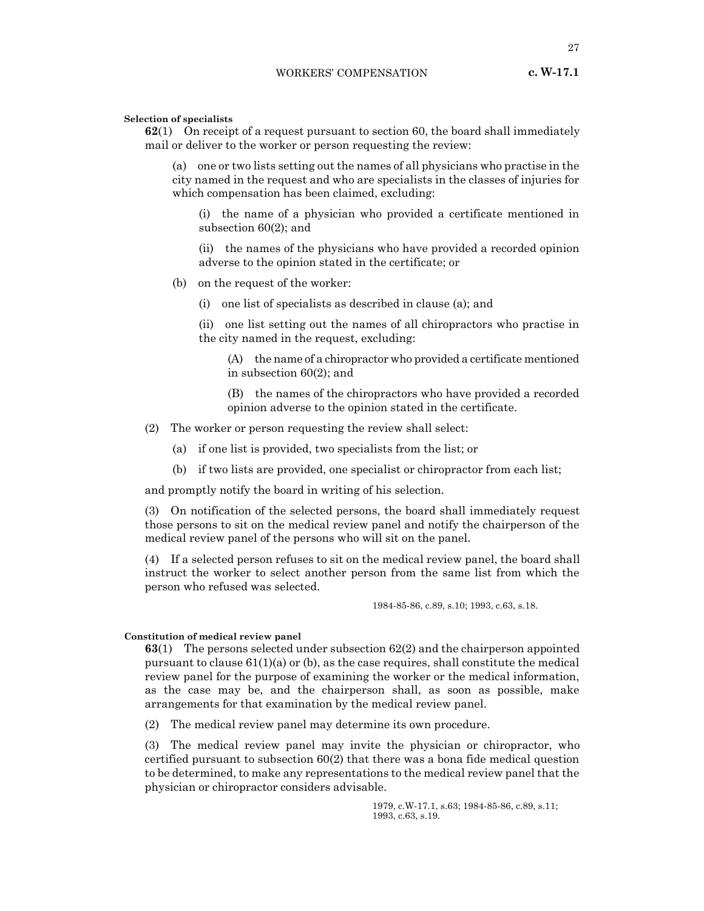**Selection of specialists**

**62**(1) On receipt of a request pursuant to section 60, the board shall immediately mail or deliver to the worker or person requesting the review:

(a) one or two lists setting out the names of all physicians who practise in the city named in the request and who are specialists in the classes of injuries for which compensation has been claimed, excluding:

(i) the name of a physician who provided a certificate mentioned in subsection 60(2); and

(ii) the names of the physicians who have provided a recorded opinion adverse to the opinion stated in the certificate; or

(b) on the request of the worker:

(i) one list of specialists as described in clause (a); and

(ii) one list setting out the names of all chiropractors who practise in the city named in the request, excluding:

(A) the name of a chiropractor who provided a certificate mentioned in subsection 60(2); and

(B) the names of the chiropractors who have provided a recorded opinion adverse to the opinion stated in the certificate.

(2) The worker or person requesting the review shall select:

(a) if one list is provided, two specialists from the list; or

(b) if two lists are provided, one specialist or chiropractor from each list;

and promptly notify the board in writing of his selection.

(3) On notification of the selected persons, the board shall immediately request those persons to sit on the medical review panel and notify the chairperson of the medical review panel of the persons who will sit on the panel.

(4) If a selected person refuses to sit on the medical review panel, the board shall instruct the worker to select another person from the same list from which the person who refused was selected.

1984-85-86, c.89, s.10; 1993, c.63, s.18.

**Constitution of medical review panel**

**63**(1) The persons selected under subsection 62(2) and the chairperson appointed pursuant to clause 61(1)(a) or (b), as the case requires, shall constitute the medical review panel for the purpose of examining the worker or the medical information, as the case may be, and the chairperson shall, as soon as possible, make arrangements for that examination by the medical review panel.

(2) The medical review panel may determine its own procedure.

(3) The medical review panel may invite the physician or chiropractor, who certified pursuant to subsection 60(2) that there was a bona fide medical question to be determined, to make any representations to the medical review panel that the physician or chiropractor considers advisable.

1979, c.W-17.1, s.63; 1984-85-86, c.89, s.11; 1993, c.63, s.19.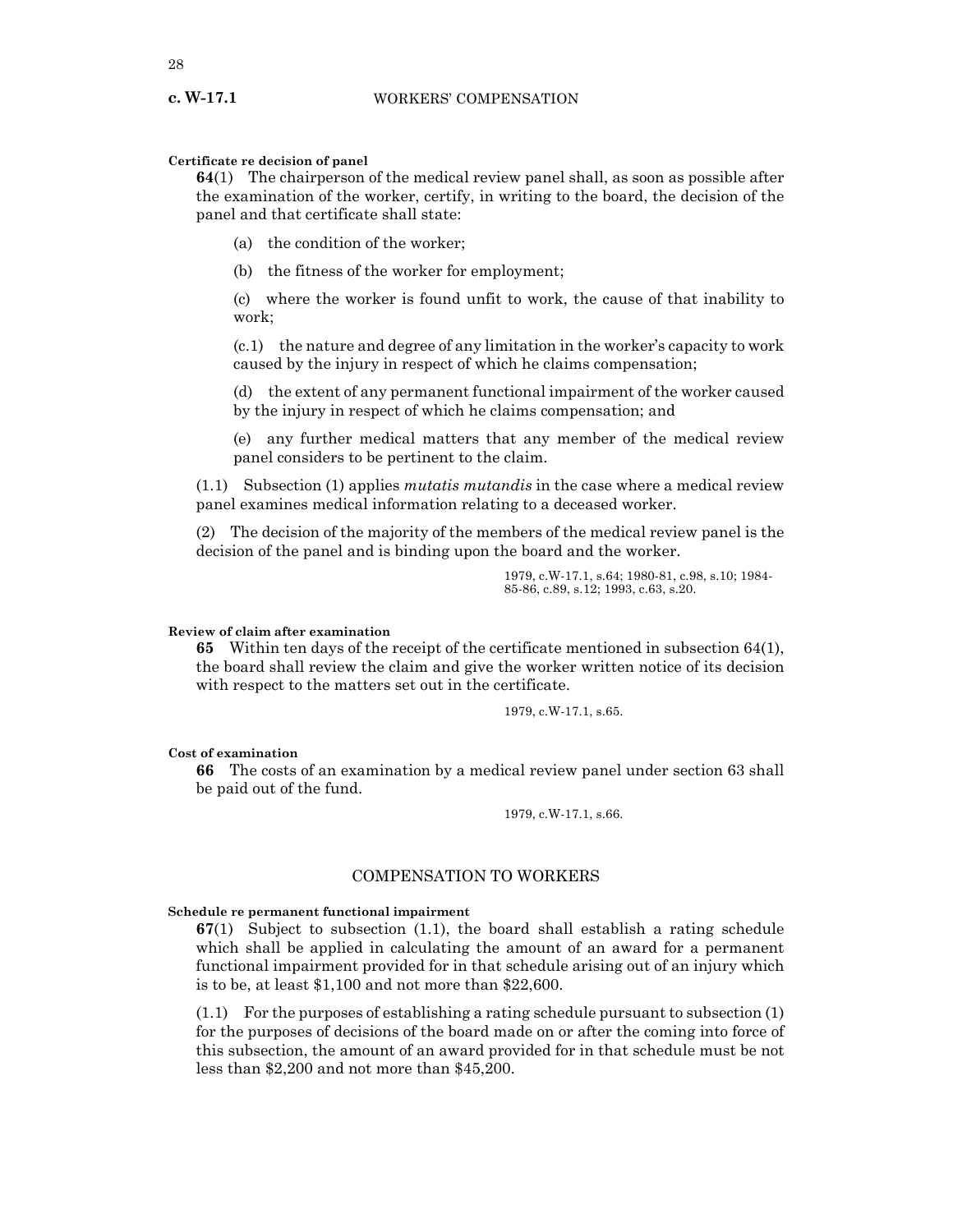**Certificate re decision of panel**

**64**(1) The chairperson of the medical review panel shall, as soon as possible after the examination of the worker, certify, in writing to the board, the decision of the panel and that certificate shall state:

(a) the condition of the worker;

(b) the fitness of the worker for employment;

(c) where the worker is found unfit to work, the cause of that inability to work;

(c.1) the nature and degree of any limitation in the worker's capacity to work caused by the injury in respect of which he claims compensation;

(d) the extent of any permanent functional impairment of the worker caused by the injury in respect of which he claims compensation; and

(e) any further medical matters that any member of the medical review panel considers to be pertinent to the claim.

(1.1) Subsection (1) applies *mutatis mutandis* in the case where a medical review panel examines medical information relating to a deceased worker.

(2) The decision of the majority of the members of the medical review panel is the decision of the panel and is binding upon the board and the worker.

1979, c.W-17.1, s.64; 1980-81, c.98, s.10; 1984-85-86, c.89, s.12; 1993, c.63, s.20.

**Review of claim after examination**

**65** Within ten days of the receipt of the certificate mentioned in subsection 64(1), the board shall review the claim and give the worker written notice of its decision with respect to the matters set out in the certificate.

1979, c.W-17.1, s.65.

**Cost of examination**

**66** The costs of an examination by a medical review panel under section 63 shall be paid out of the fund.

1979, c.W-17.1, s.66.

## COMPENSATION TO WORKERS

**Schedule re permanent functional impairment**

**67**(1) Subject to subsection (1.1), the board shall establish a rating schedule which shall be applied in calculating the amount of an award for a permanent functional impairment provided for in that schedule arising out of an injury which is to be, at least $1,100 and not more than $22,600.

(1.1) For the purposes of establishing a rating schedule pursuant to subsection (1) for the purposes of decisions of the board made on or after the coming into force of this subsection, the amount of an award provided for in that schedule must be not less than $2,200 and not more than $45,200.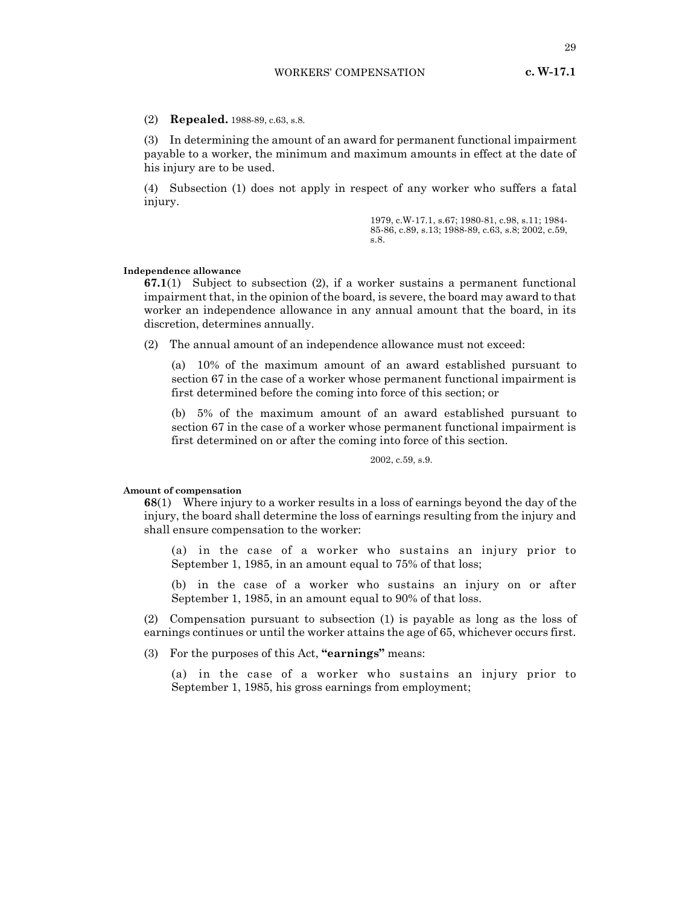(2) **Repealed.** 1988-89, c.63, s.8.

(3) In determining the amount of an award for permanent functional impairment payable to a worker, the minimum and maximum amounts in effect at the date of his injury are to be used.

(4) Subsection (1) does not apply in respect of any worker who suffers a fatal injury.

1979, c.W-17.1, s.67; 1980-81, c.98, s.11; 1984-85-86, c.89, s.13; 1988-89, c.63, s.8; 2002, c.59, s.8.

**Independence allowance**

**67.1**(1) Subject to subsection (2), if a worker sustains a permanent functional impairment that, in the opinion of the board, is severe, the board may award to that worker an independence allowance in any annual amount that the board, in its discretion, determines annually.

(2) The annual amount of an independence allowance must not exceed:

(a) 10% of the maximum amount of an award established pursuant to section 67 in the case of a worker whose permanent functional impairment is first determined before the coming into force of this section; or

(b) 5% of the maximum amount of an award established pursuant to section 67 in the case of a worker whose permanent functional impairment is first determined on or after the coming into force of this section.

2002, c.59, s.9.

**Amount of compensation**

**68**(1) Where injury to a worker results in a loss of earnings beyond the day of the injury, the board shall determine the loss of earnings resulting from the injury and shall ensure compensation to the worker:

(a) in the case of a worker who sustains an injury prior to September 1, 1985, in an amount equal to 75% of that loss;

(b) in the case of a worker who sustains an injury on or after September 1, 1985, in an amount equal to 90% of that loss.

(2) Compensation pursuant to subsection (1) is payable as long as the loss of earnings continues or until the worker attains the age of 65, whichever occurs first.

(3) For the purposes of this Act, **"earnings"** means:

(a) in the case of a worker who sustains an injury prior to September 1, 1985, his gross earnings from employment;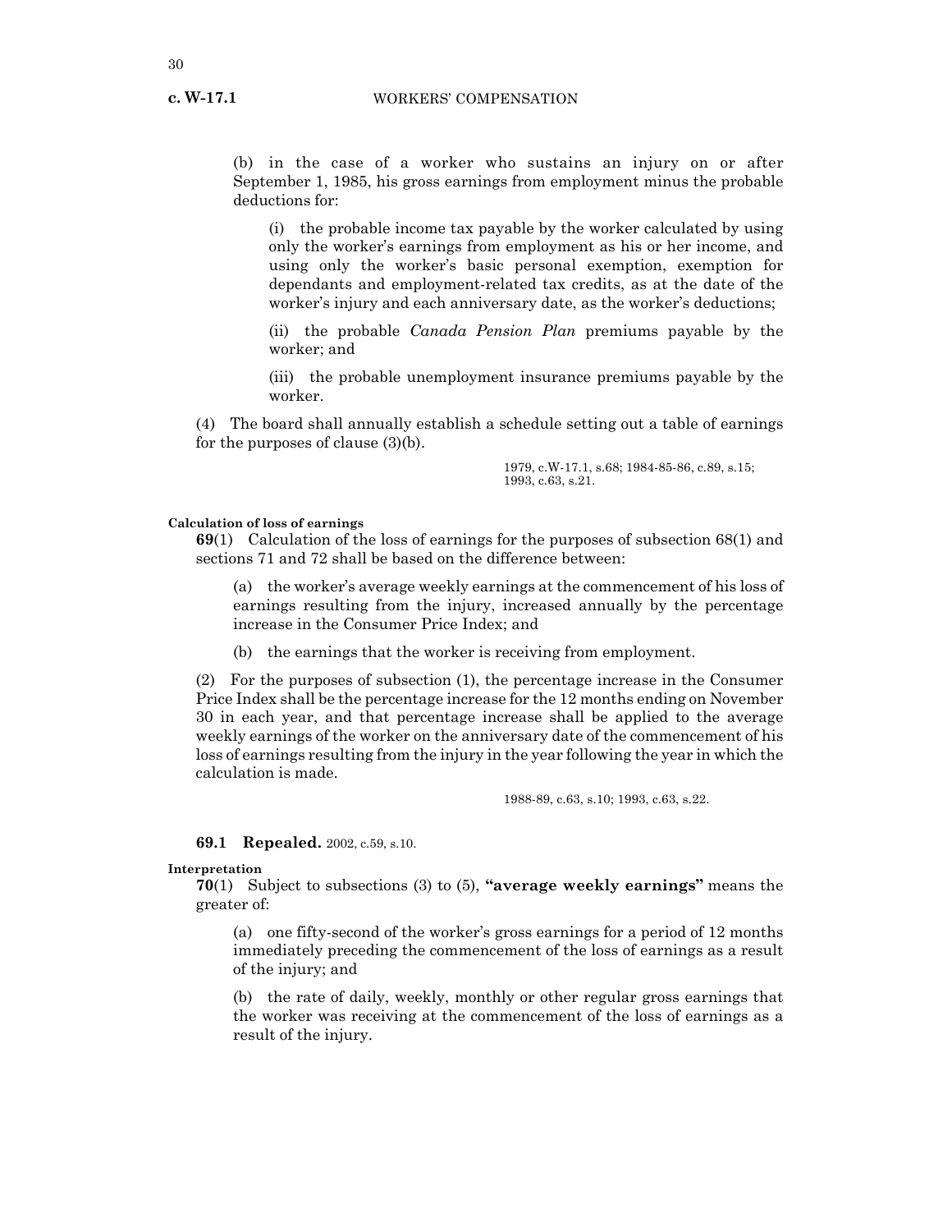(b) in the case of a worker who sustains an injury on or after September 1, 1985, his gross earnings from employment minus the probable deductions for:

(i) the probable income tax payable by the worker calculated by using only the worker's earnings from employment as his or her income, and using only the worker's basic personal exemption, exemption for dependants and employment-related tax credits, as at the date of the worker's injury and each anniversary date, as the worker's deductions;

(ii) the probable *Canada Pension Plan* premiums payable by the worker; and

(iii) the probable unemployment insurance premiums payable by the worker.

(4) The board shall annually establish a schedule setting out a table of earnings for the purposes of clause (3)(b).

1979, c.W-17.1, s.68; 1984-85-86, c.89, s.15; 1993, c.63, s.21.

**Calculation of loss of earnings**

**69**(1) Calculation of the loss of earnings for the purposes of subsection 68(1) and sections 71 and 72 shall be based on the difference between:

(a) the worker's average weekly earnings at the commencement of his loss of earnings resulting from the injury, increased annually by the percentage increase in the Consumer Price Index; and

(b) the earnings that the worker is receiving from employment.

(2) For the purposes of subsection (1), the percentage increase in the Consumer Price Index shall be the percentage increase for the 12 months ending on November 30 in each year, and that percentage increase shall be applied to the average weekly earnings of the worker on the anniversary date of the commencement of his loss of earnings resulting from the injury in the year following the year in which the calculation is made.

1988-89, c.63, s.10; 1993, c.63, s.22.

**69.1** **Repealed.** 2002, c.59, s.10.

**Interpretation**

**70**(1) Subject to subsections (3) to (5), **"average weekly earnings"** means the greater of:

(a) one fifty-second of the worker's gross earnings for a period of 12 months immediately preceding the commencement of the loss of earnings as a result of the injury; and

(b) the rate of daily, weekly, monthly or other regular gross earnings that the worker was receiving at the commencement of the loss of earnings as a result of the injury.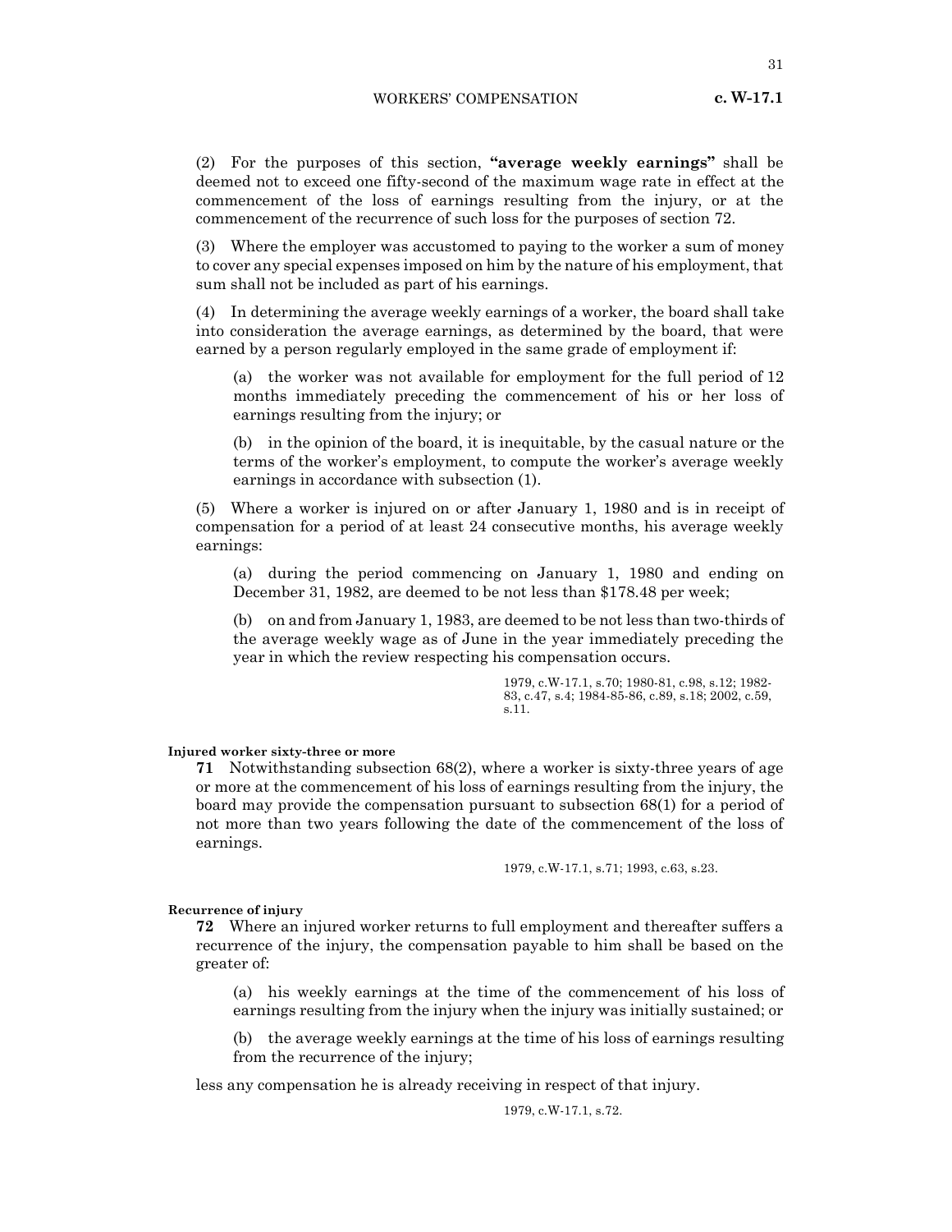(2) For the purposes of this section, **"average weekly earnings"** shall be deemed not to exceed one fifty-second of the maximum wage rate in effect at the commencement of the loss of earnings resulting from the injury, or at the commencement of the recurrence of such loss for the purposes of section 72.

(3) Where the employer was accustomed to paying to the worker a sum of money to cover any special expenses imposed on him by the nature of his employment, that sum shall not be included as part of his earnings.

(4) In determining the average weekly earnings of a worker, the board shall take into consideration the average earnings, as determined by the board, that were earned by a person regularly employed in the same grade of employment if:

(a) the worker was not available for employment for the full period of 12 months immediately preceding the commencement of his or her loss of earnings resulting from the injury; or

(b) in the opinion of the board, it is inequitable, by the casual nature or the terms of the worker's employment, to compute the worker's average weekly earnings in accordance with subsection (1).

(5) Where a worker is injured on or after January 1, 1980 and is in receipt of compensation for a period of at least 24 consecutive months, his average weekly earnings:

(a) during the period commencing on January 1, 1980 and ending on December 31, 1982, are deemed to be not less than $178.48 per week;

(b) on and from January 1, 1983, are deemed to be not less than two-thirds of the average weekly wage as of June in the year immediately preceding the year in which the review respecting his compensation occurs.

1979, c.W-17.1, s.70; 1980-81, c.98, s.12; 1982-83, c.47, s.4; 1984-85-86, c.89, s.18; 2002, c.59, s.11.

**Injured worker sixty-three or more**

**71** Notwithstanding subsection 68(2), where a worker is sixty-three years of age or more at the commencement of his loss of earnings resulting from the injury, the board may provide the compensation pursuant to subsection 68(1) for a period of not more than two years following the date of the commencement of the loss of earnings.

1979, c.W-17.1, s.71; 1993, c.63, s.23.

**Recurrence of injury**

**72** Where an injured worker returns to full employment and thereafter suffers a recurrence of the injury, the compensation payable to him shall be based on the greater of:

(a) his weekly earnings at the time of the commencement of his loss of earnings resulting from the injury when the injury was initially sustained; or

(b) the average weekly earnings at the time of his loss of earnings resulting from the recurrence of the injury;

less any compensation he is already receiving in respect of that injury.

1979, c.W-17.1, s.72.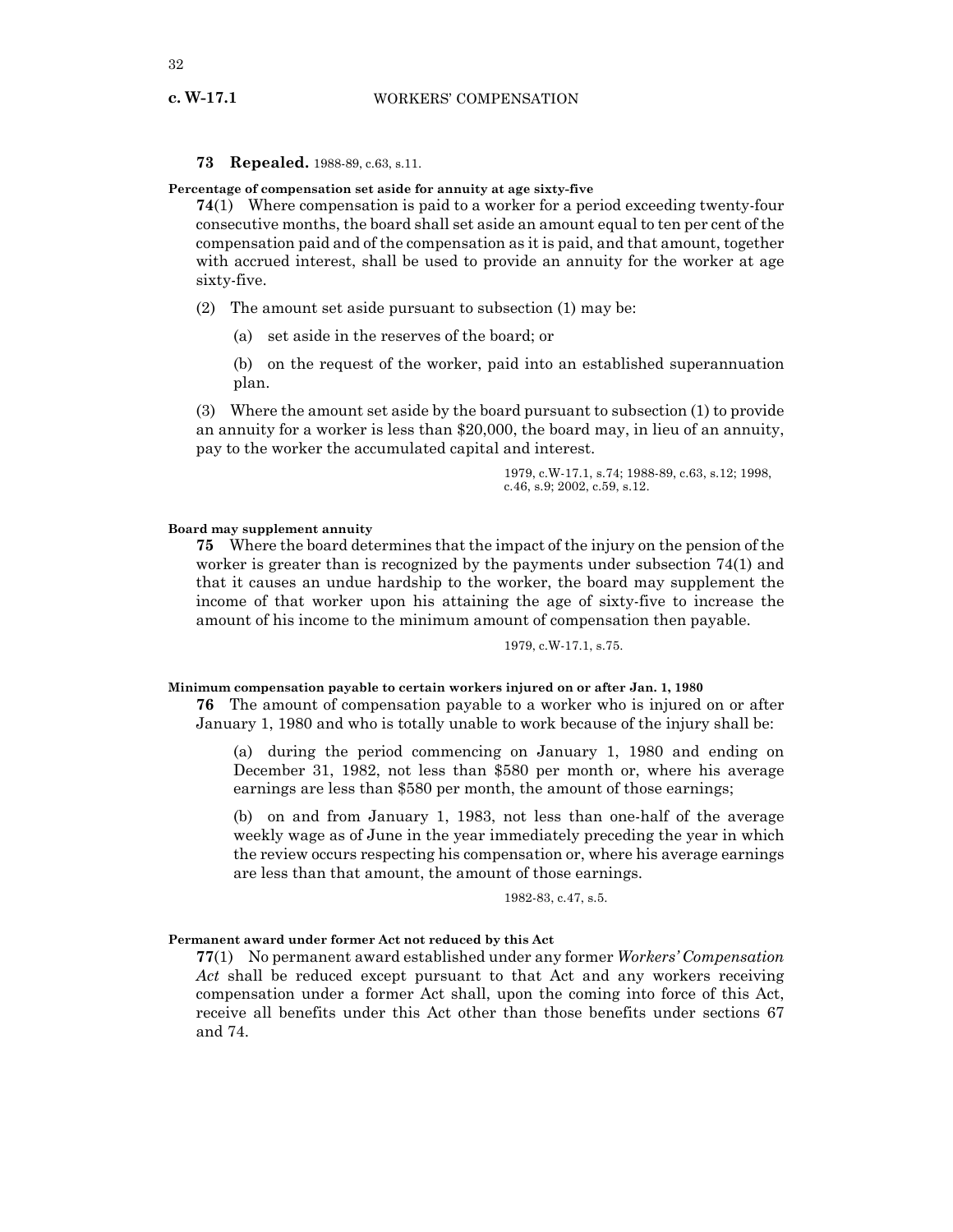**73 Repealed.** 1988-89, c.63, s.11.

**Percentage of compensation set aside for annuity at age sixty-five**

**74**(1) Where compensation is paid to a worker for a period exceeding twenty-four consecutive months, the board shall set aside an amount equal to ten per cent of the compensation paid and of the compensation as it is paid, and that amount, together with accrued interest, shall be used to provide an annuity for the worker at age sixty-five.

(2) The amount set aside pursuant to subsection (1) may be:

(a) set aside in the reserves of the board; or

(b) on the request of the worker, paid into an established superannuation plan.

(3) Where the amount set aside by the board pursuant to subsection (1) to provide an annuity for a worker is less than $20,000, the board may, in lieu of an annuity, pay to the worker the accumulated capital and interest.

1979, c.W-17.1, s.74; 1988-89, c.63, s.12; 1998, c.46, s.9; 2002, c.59, s.12.

**Board may supplement annuity**

**75** Where the board determines that the impact of the injury on the pension of the worker is greater than is recognized by the payments under subsection 74(1) and that it causes an undue hardship to the worker, the board may supplement the income of that worker upon his attaining the age of sixty-five to increase the amount of his income to the minimum amount of compensation then payable.

1979, c.W-17.1, s.75.

**Minimum compensation payable to certain workers injured on or after Jan. 1, 1980**

**76** The amount of compensation payable to a worker who is injured on or after January 1, 1980 and who is totally unable to work because of the injury shall be:

(a) during the period commencing on January 1, 1980 and ending on December 31, 1982, not less than $580 per month or, where his average earnings are less than $580 per month, the amount of those earnings;

(b) on and from January 1, 1983, not less than one-half of the average weekly wage as of June in the year immediately preceding the year in which the review occurs respecting his compensation or, where his average earnings are less than that amount, the amount of those earnings.

1982-83, c.47, s.5.

**Permanent award under former Act not reduced by this Act**

**77**(1) No permanent award established under any former *Workers' Compensation Act* shall be reduced except pursuant to that Act and any workers receiving compensation under a former Act shall, upon the coming into force of this Act, receive all benefits under this Act other than those benefits under sections 67 and 74.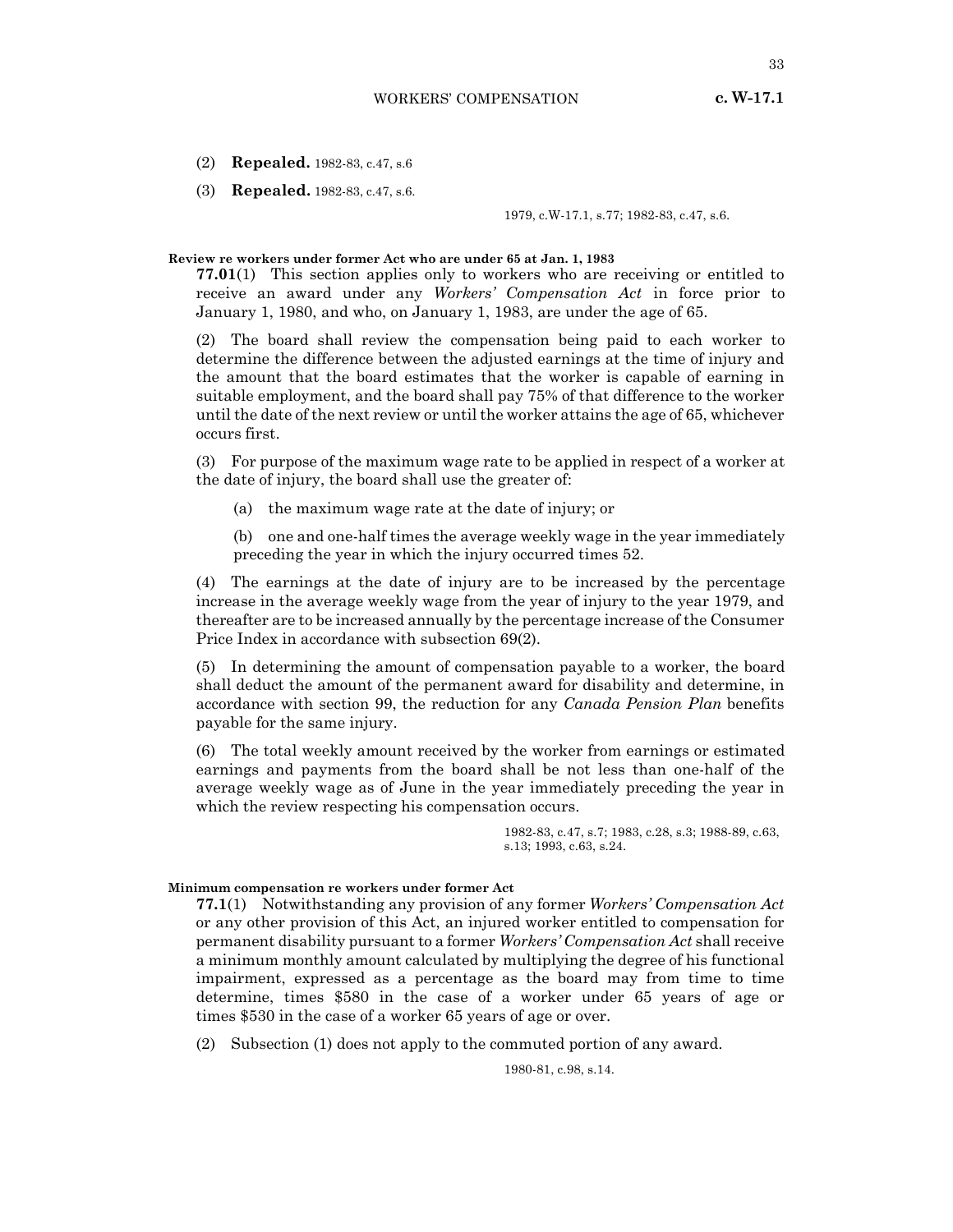(2) **Repealed.** 1982-83, c.47, s.6

(3) **Repealed.** 1982-83, c.47, s.6.

1979, c.W-17.1, s.77; 1982-83, c.47, s.6.

**Review re workers under former Act who are under 65 at Jan. 1, 1983**

**77.01**(1) This section applies only to workers who are receiving or entitled to receive an award under any *Workers' Compensation Act* in force prior to January 1, 1980, and who, on January 1, 1983, are under the age of 65.

(2) The board shall review the compensation being paid to each worker to determine the difference between the adjusted earnings at the time of injury and the amount that the board estimates that the worker is capable of earning in suitable employment, and the board shall pay 75% of that difference to the worker until the date of the next review or until the worker attains the age of 65, whichever occurs first.

(3) For purpose of the maximum wage rate to be applied in respect of a worker at the date of injury, the board shall use the greater of:

(a) the maximum wage rate at the date of injury; or

(b) one and one-half times the average weekly wage in the year immediately preceding the year in which the injury occurred times 52.

(4) The earnings at the date of injury are to be increased by the percentage increase in the average weekly wage from the year of injury to the year 1979, and thereafter are to be increased annually by the percentage increase of the Consumer Price Index in accordance with subsection 69(2).

(5) In determining the amount of compensation payable to a worker, the board shall deduct the amount of the permanent award for disability and determine, in accordance with section 99, the reduction for any *Canada Pension Plan* benefits payable for the same injury.

(6) The total weekly amount received by the worker from earnings or estimated earnings and payments from the board shall be not less than one-half of the average weekly wage as of June in the year immediately preceding the year in which the review respecting his compensation occurs.

1982-83, c.47, s.7; 1983, c.28, s.3; 1988-89, c.63, s.13; 1993, c.63, s.24.

**Minimum compensation re workers under former Act**

**77.1**(1) Notwithstanding any provision of any former *Workers' Compensation Act* or any other provision of this Act, an injured worker entitled to compensation for permanent disability pursuant to a former *Workers' Compensation Act* shall receive a minimum monthly amount calculated by multiplying the degree of his functional impairment, expressed as a percentage as the board may from time to time determine, times $580 in the case of a worker under 65 years of age or times $530 in the case of a worker 65 years of age or over.

(2) Subsection (1) does not apply to the commuted portion of any award.

1980-81, c.98, s.14.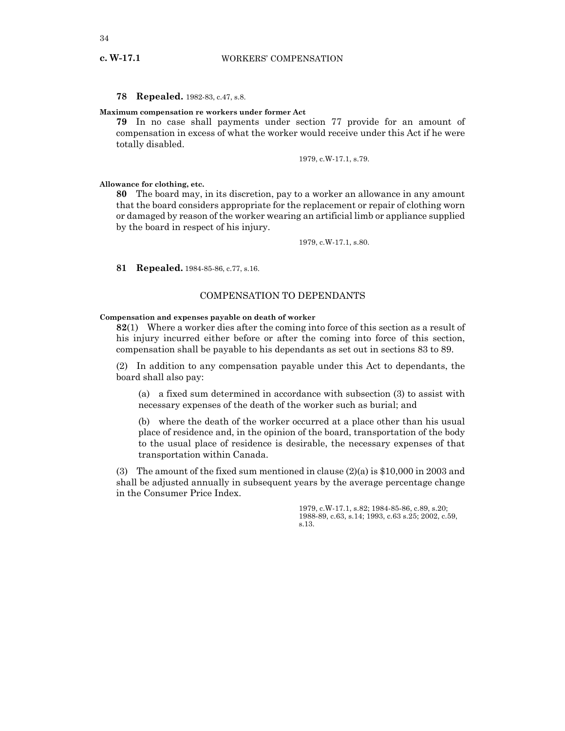**78 Repealed.** 1982-83, c.47, s.8.

**Maximum compensation re workers under former Act**

**79** In no case shall payments under section 77 provide for an amount of compensation in excess of what the worker would receive under this Act if he were totally disabled.

1979, c.W-17.1, s.79.

**Allowance for clothing, etc.**

**80** The board may, in its discretion, pay to a worker an allowance in any amount that the board considers appropriate for the replacement or repair of clothing worn or damaged by reason of the worker wearing an artificial limb or appliance supplied by the board in respect of his injury.

1979, c.W-17.1, s.80.

**81 Repealed.** 1984-85-86, c.77, s.16.

## COMPENSATION TO DEPENDANTS

**Compensation and expenses payable on death of worker**

**82**(1) Where a worker dies after the coming into force of this section as a result of his injury incurred either before or after the coming into force of this section, compensation shall be payable to his dependants as set out in sections 83 to 89.

(2) In addition to any compensation payable under this Act to dependants, the board shall also pay:

(a) a fixed sum determined in accordance with subsection (3) to assist with necessary expenses of the death of the worker such as burial; and

(b) where the death of the worker occurred at a place other than his usual place of residence and, in the opinion of the board, transportation of the body to the usual place of residence is desirable, the necessary expenses of that transportation within Canada.

(3) The amount of the fixed sum mentioned in clause (2)(a) is $10,000 in 2003 and shall be adjusted annually in subsequent years by the average percentage change in the Consumer Price Index.

1979, c.W-17.1, s.82; 1984-85-86, c.89, s.20; 1988-89, c.63, s.14; 1993, c.63 s.25; 2002, c.59, s.13.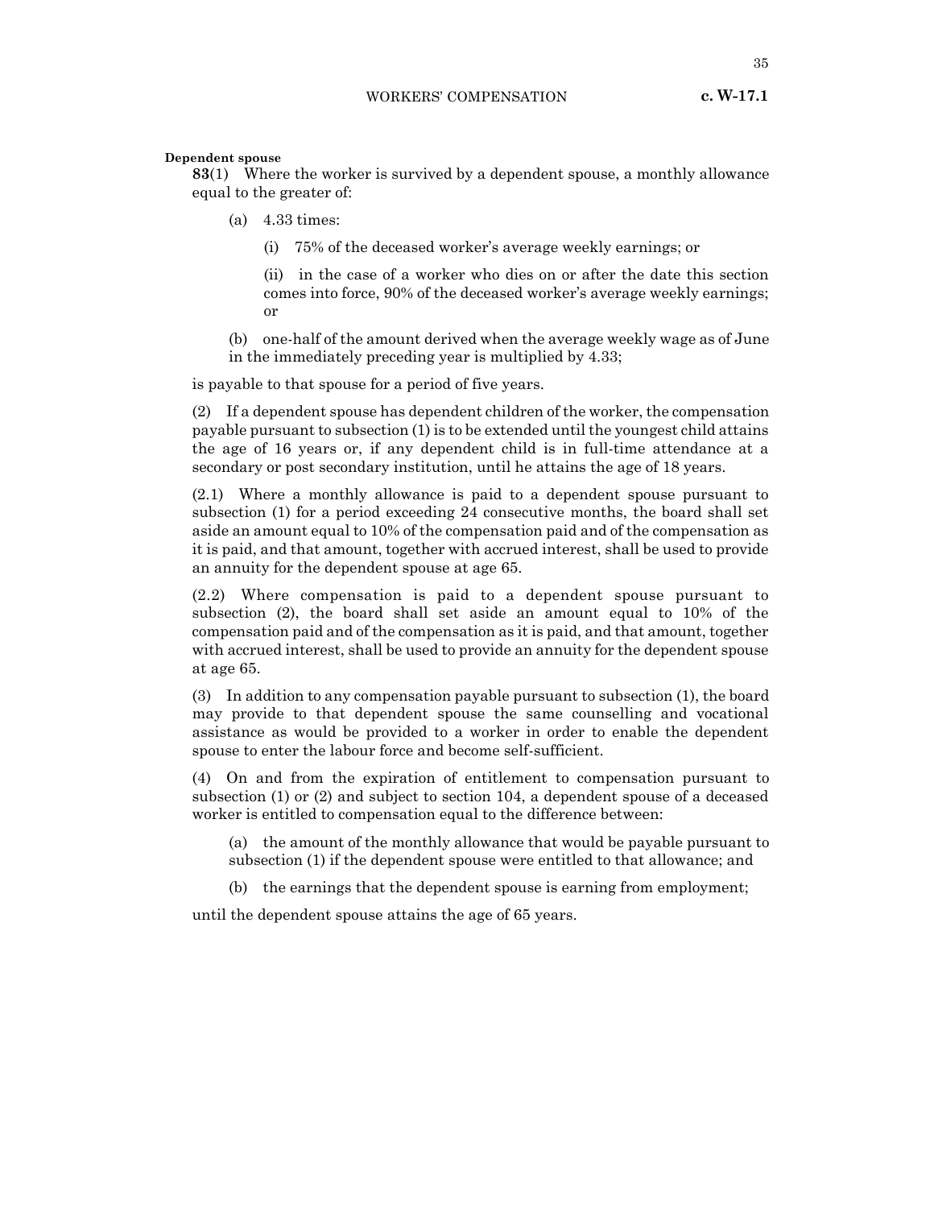**Dependent spouse**

**83**(1) Where the worker is survived by a dependent spouse, a monthly allowance equal to the greater of:

(a) 4.33 times:

(i) 75% of the deceased worker's average weekly earnings; or

(ii) in the case of a worker who dies on or after the date this section comes into force, 90% of the deceased worker's average weekly earnings; or

(b) one-half of the amount derived when the average weekly wage as of June in the immediately preceding year is multiplied by 4.33;

is payable to that spouse for a period of five years.

(2) If a dependent spouse has dependent children of the worker, the compensation payable pursuant to subsection (1) is to be extended until the youngest child attains the age of 16 years or, if any dependent child is in full-time attendance at a secondary or post secondary institution, until he attains the age of 18 years.

(2.1) Where a monthly allowance is paid to a dependent spouse pursuant to subsection (1) for a period exceeding 24 consecutive months, the board shall set aside an amount equal to 10% of the compensation paid and of the compensation as it is paid, and that amount, together with accrued interest, shall be used to provide an annuity for the dependent spouse at age 65.

(2.2) Where compensation is paid to a dependent spouse pursuant to subsection (2), the board shall set aside an amount equal to 10% of the compensation paid and of the compensation as it is paid, and that amount, together with accrued interest, shall be used to provide an annuity for the dependent spouse at age 65.

(3) In addition to any compensation payable pursuant to subsection (1), the board may provide to that dependent spouse the same counselling and vocational assistance as would be provided to a worker in order to enable the dependent spouse to enter the labour force and become self-sufficient.

(4) On and from the expiration of entitlement to compensation pursuant to subsection (1) or (2) and subject to section 104, a dependent spouse of a deceased worker is entitled to compensation equal to the difference between:

(a) the amount of the monthly allowance that would be payable pursuant to subsection (1) if the dependent spouse were entitled to that allowance; and

(b) the earnings that the dependent spouse is earning from employment;

until the dependent spouse attains the age of 65 years.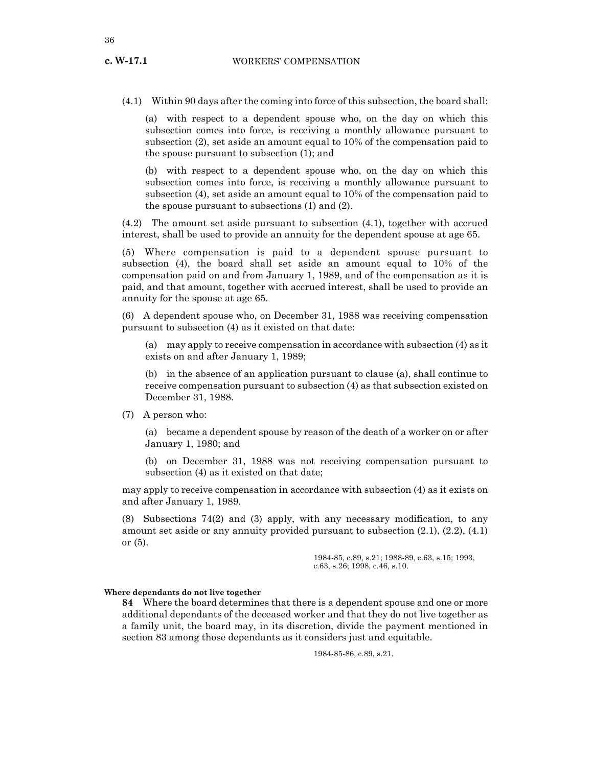(4.1) Within 90 days after the coming into force of this subsection, the board shall:

(a) with respect to a dependent spouse who, on the day on which this subsection comes into force, is receiving a monthly allowance pursuant to subsection (2), set aside an amount equal to 10% of the compensation paid to the spouse pursuant to subsection (1); and

(b) with respect to a dependent spouse who, on the day on which this subsection comes into force, is receiving a monthly allowance pursuant to subsection (4), set aside an amount equal to 10% of the compensation paid to the spouse pursuant to subsections (1) and (2).

(4.2) The amount set aside pursuant to subsection (4.1), together with accrued interest, shall be used to provide an annuity for the dependent spouse at age 65.

(5) Where compensation is paid to a dependent spouse pursuant to subsection (4), the board shall set aside an amount equal to 10% of the compensation paid on and from January 1, 1989, and of the compensation as it is paid, and that amount, together with accrued interest, shall be used to provide an annuity for the spouse at age 65.

(6) A dependent spouse who, on December 31, 1988 was receiving compensation pursuant to subsection (4) as it existed on that date:

(a) may apply to receive compensation in accordance with subsection (4) as it exists on and after January 1, 1989;

(b) in the absence of an application pursuant to clause (a), shall continue to receive compensation pursuant to subsection (4) as that subsection existed on December 31, 1988.

(7) A person who:

(a) became a dependent spouse by reason of the death of a worker on or after January 1, 1980; and

(b) on December 31, 1988 was not receiving compensation pursuant to subsection (4) as it existed on that date;

may apply to receive compensation in accordance with subsection (4) as it exists on and after January 1, 1989.

(8) Subsections 74(2) and (3) apply, with any necessary modification, to any amount set aside or any annuity provided pursuant to subsection (2.1), (2.2), (4.1) or (5).

1984-85, c.89, s.21; 1988-89, c.63, s.15; 1993, c.63, s.26; 1998, c.46, s.10.

**Where dependants do not live together**

**84** Where the board determines that there is a dependent spouse and one or more additional dependants of the deceased worker and that they do not live together as a family unit, the board may, in its discretion, divide the payment mentioned in section 83 among those dependants as it considers just and equitable.

1984-85-86, c.89, s.21.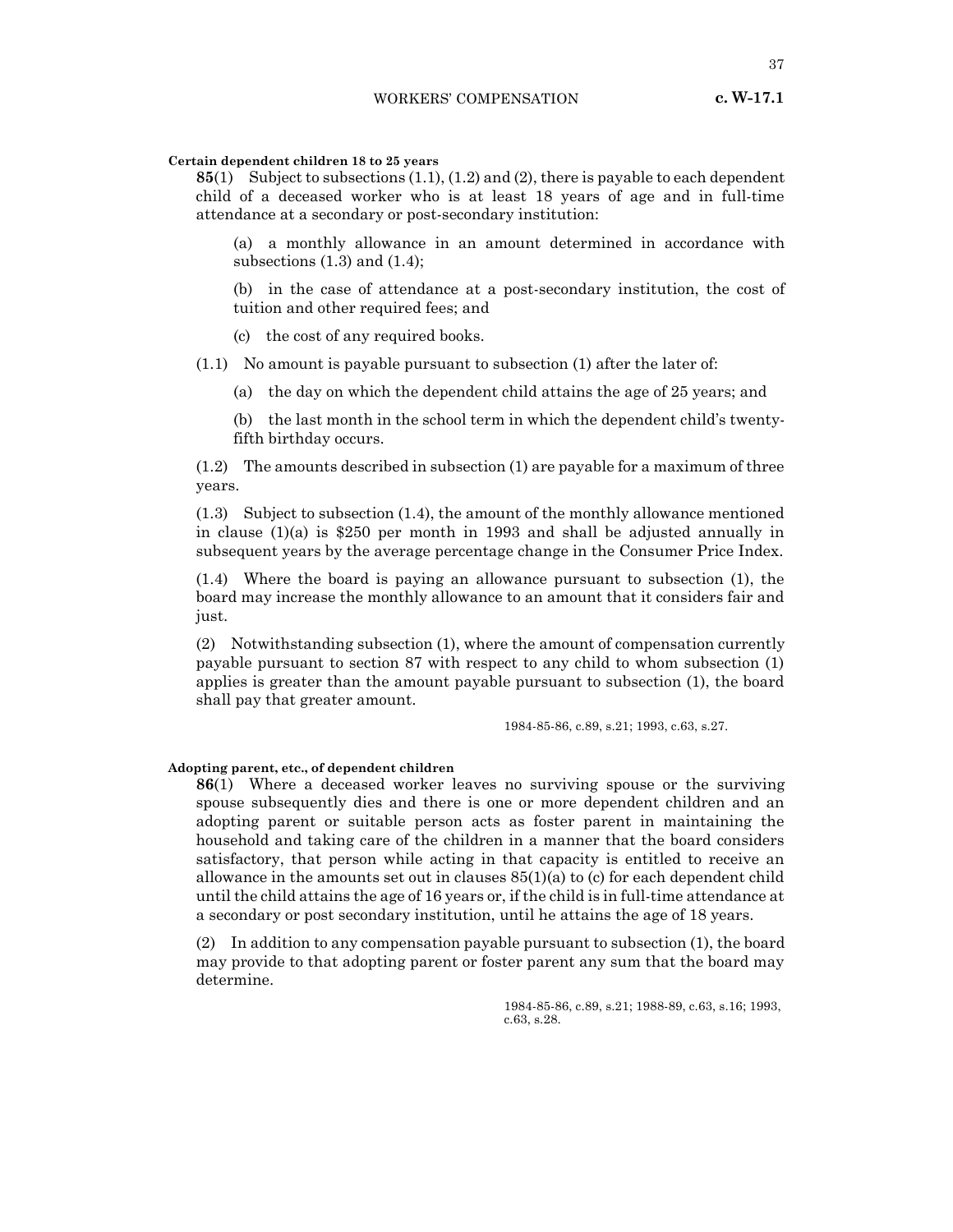**Certain dependent children 18 to 25 years**

**85**(1) Subject to subsections (1.1), (1.2) and (2), there is payable to each dependent child of a deceased worker who is at least 18 years of age and in full-time attendance at a secondary or post-secondary institution:

(a) a monthly allowance in an amount determined in accordance with subsections (1.3) and (1.4);

(b) in the case of attendance at a post-secondary institution, the cost of tuition and other required fees; and

(c) the cost of any required books.

(1.1) No amount is payable pursuant to subsection (1) after the later of:

(a) the day on which the dependent child attains the age of 25 years; and

(b) the last month in the school term in which the dependent child's twenty-fifth birthday occurs.

(1.2) The amounts described in subsection (1) are payable for a maximum of three years.

(1.3) Subject to subsection (1.4), the amount of the monthly allowance mentioned in clause (1)(a) is $250 per month in 1993 and shall be adjusted annually in subsequent years by the average percentage change in the Consumer Price Index.

(1.4) Where the board is paying an allowance pursuant to subsection (1), the board may increase the monthly allowance to an amount that it considers fair and just.

(2) Notwithstanding subsection (1), where the amount of compensation currently payable pursuant to section 87 with respect to any child to whom subsection (1) applies is greater than the amount payable pursuant to subsection (1), the board shall pay that greater amount.

1984-85-86, c.89, s.21; 1993, c.63, s.27.

**Adopting parent, etc., of dependent children**

**86**(1) Where a deceased worker leaves no surviving spouse or the surviving spouse subsequently dies and there is one or more dependent children and an adopting parent or suitable person acts as foster parent in maintaining the household and taking care of the children in a manner that the board considers satisfactory, that person while acting in that capacity is entitled to receive an allowance in the amounts set out in clauses 85(1)(a) to (c) for each dependent child until the child attains the age of 16 years or, if the child is in full-time attendance at a secondary or post secondary institution, until he attains the age of 18 years.

(2) In addition to any compensation payable pursuant to subsection (1), the board may provide to that adopting parent or foster parent any sum that the board may determine.

1984-85-86, c.89, s.21; 1988-89, c.63, s.16; 1993, c.63, s.28.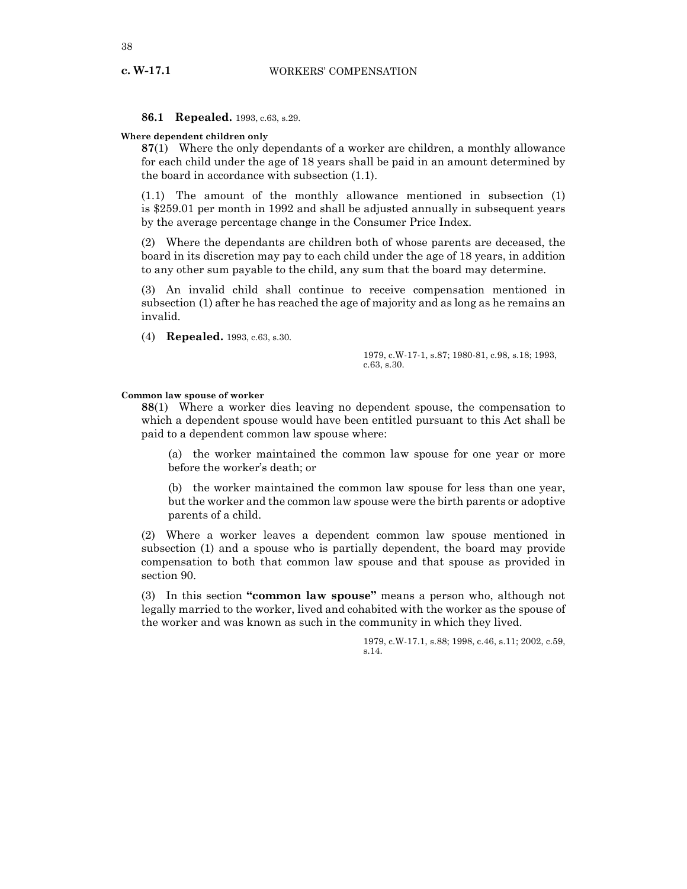**86.1 Repealed.** 1993, c.63, s.29.

**Where dependent children only**

**87**(1) Where the only dependants of a worker are children, a monthly allowance for each child under the age of 18 years shall be paid in an amount determined by the board in accordance with subsection (1.1).

(1.1) The amount of the monthly allowance mentioned in subsection (1) is $259.01 per month in 1992 and shall be adjusted annually in subsequent years by the average percentage change in the Consumer Price Index.

(2) Where the dependants are children both of whose parents are deceased, the board in its discretion may pay to each child under the age of 18 years, in addition to any other sum payable to the child, any sum that the board may determine.

(3) An invalid child shall continue to receive compensation mentioned in subsection (1) after he has reached the age of majority and as long as he remains an invalid.

(4) **Repealed.** 1993, c.63, s.30.

1979, c.W-17-1, s.87; 1980-81, c.98, s.18; 1993, c.63, s.30.

**Common law spouse of worker**

**88**(1) Where a worker dies leaving no dependent spouse, the compensation to which a dependent spouse would have been entitled pursuant to this Act shall be paid to a dependent common law spouse where:

(a) the worker maintained the common law spouse for one year or more before the worker's death; or

(b) the worker maintained the common law spouse for less than one year, but the worker and the common law spouse were the birth parents or adoptive parents of a child.

(2) Where a worker leaves a dependent common law spouse mentioned in subsection (1) and a spouse who is partially dependent, the board may provide compensation to both that common law spouse and that spouse as provided in section 90.

(3) In this section **"common law spouse"** means a person who, although not legally married to the worker, lived and cohabited with the worker as the spouse of the worker and was known as such in the community in which they lived.

1979, c.W-17.1, s.88; 1998, c.46, s.11; 2002, c.59, s.14.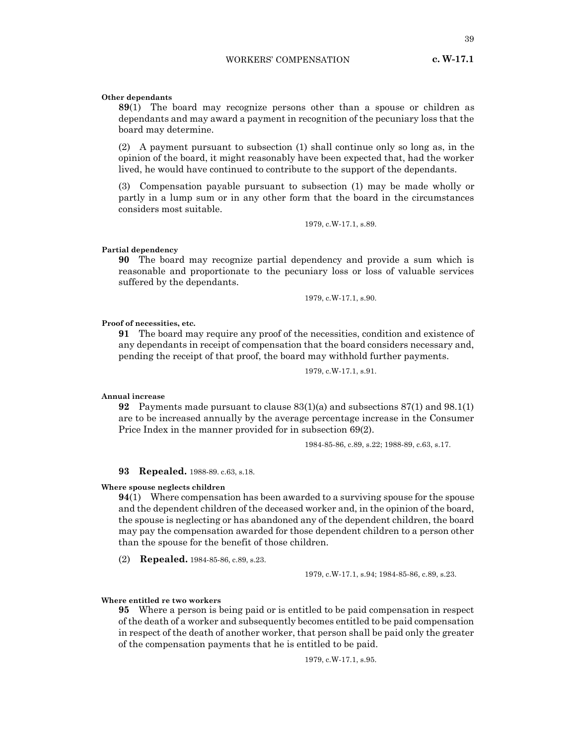**Other dependants**

**89**(1) The board may recognize persons other than a spouse or children as dependants and may award a payment in recognition of the pecuniary loss that the board may determine.

(2) A payment pursuant to subsection (1) shall continue only so long as, in the opinion of the board, it might reasonably have been expected that, had the worker lived, he would have continued to contribute to the support of the dependants.

(3) Compensation payable pursuant to subsection (1) may be made wholly or partly in a lump sum or in any other form that the board in the circumstances considers most suitable.

1979, c.W-17.1, s.89.

**Partial dependency**

**90** The board may recognize partial dependency and provide a sum which is reasonable and proportionate to the pecuniary loss or loss of valuable services suffered by the dependants.

1979, c.W-17.1, s.90.

**Proof of necessities, etc.**

**91** The board may require any proof of the necessities, condition and existence of any dependants in receipt of compensation that the board considers necessary and, pending the receipt of that proof, the board may withhold further payments.

1979, c.W-17.1, s.91.

**Annual increase**

**92** Payments made pursuant to clause 83(1)(a) and subsections 87(1) and 98.1(1) are to be increased annually by the average percentage increase in the Consumer Price Index in the manner provided for in subsection 69(2).

1984-85-86, c.89, s.22; 1988-89, c.63, s.17.

**93 Repealed.** 1988-89. c.63, s.18.

**Where spouse neglects children**

**94**(1) Where compensation has been awarded to a surviving spouse for the spouse and the dependent children of the deceased worker and, in the opinion of the board, the spouse is neglecting or has abandoned any of the dependent children, the board may pay the compensation awarded for those dependent children to a person other than the spouse for the benefit of those children.

(2) **Repealed.** 1984-85-86, c.89, s.23.

1979, c.W-17.1, s.94; 1984-85-86, c.89, s.23.

**Where entitled re two workers**

**95** Where a person is being paid or is entitled to be paid compensation in respect of the death of a worker and subsequently becomes entitled to be paid compensation in respect of the death of another worker, that person shall be paid only the greater of the compensation payments that he is entitled to be paid.

1979, c.W-17.1, s.95.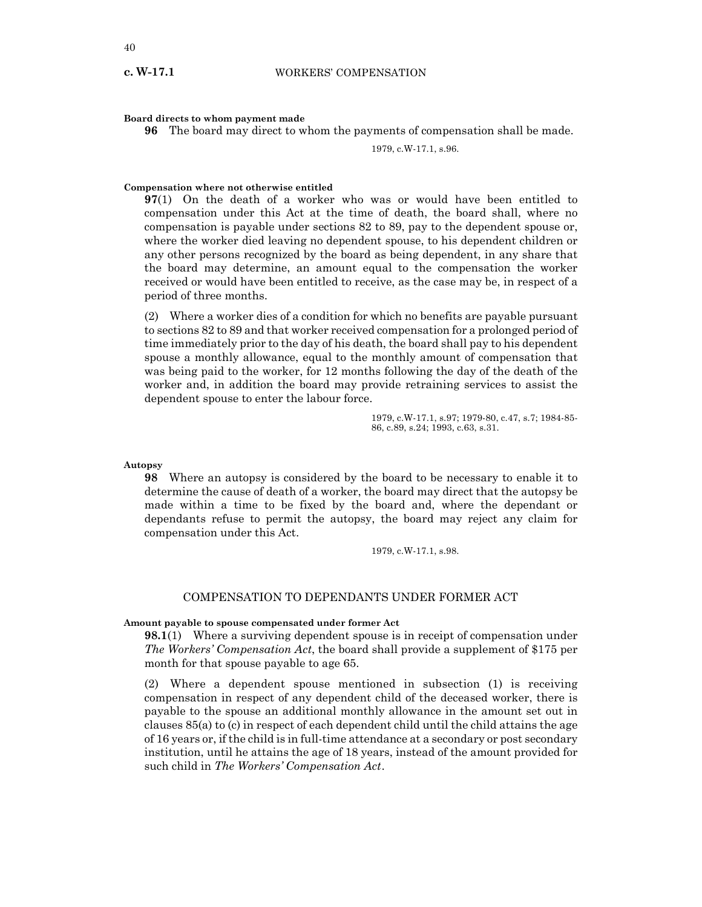**Board directs to whom payment made**

**96** The board may direct to whom the payments of compensation shall be made.

1979, c.W-17.1, s.96.

**Compensation where not otherwise entitled**

**97**(1) On the death of a worker who was or would have been entitled to compensation under this Act at the time of death, the board shall, where no compensation is payable under sections 82 to 89, pay to the dependent spouse or, where the worker died leaving no dependent spouse, to his dependent children or any other persons recognized by the board as being dependent, in any share that the board may determine, an amount equal to the compensation the worker received or would have been entitled to receive, as the case may be, in respect of a period of three months.

(2) Where a worker dies of a condition for which no benefits are payable pursuant to sections 82 to 89 and that worker received compensation for a prolonged period of time immediately prior to the day of his death, the board shall pay to his dependent spouse a monthly allowance, equal to the monthly amount of compensation that was being paid to the worker, for 12 months following the day of the death of the worker and, in addition the board may provide retraining services to assist the dependent spouse to enter the labour force.

1979, c.W-17.1, s.97; 1979-80, c.47, s.7; 1984-85-86, c.89, s.24; 1993, c.63, s.31.

**Autopsy**

**98** Where an autopsy is considered by the board to be necessary to enable it to determine the cause of death of a worker, the board may direct that the autopsy be made within a time to be fixed by the board and, where the dependant or dependants refuse to permit the autopsy, the board may reject any claim for compensation under this Act.

1979, c.W-17.1, s.98.

## COMPENSATION TO DEPENDANTS UNDER FORMER ACT

**Amount payable to spouse compensated under former Act**

**98.1**(1) Where a surviving dependent spouse is in receipt of compensation under *The Workers' Compensation Act*, the board shall provide a supplement of $175 per month for that spouse payable to age 65.

(2) Where a dependent spouse mentioned in subsection (1) is receiving compensation in respect of any dependent child of the deceased worker, there is payable to the spouse an additional monthly allowance in the amount set out in clauses 85(a) to (c) in respect of each dependent child until the child attains the age of 16 years or, if the child is in full-time attendance at a secondary or post secondary institution, until he attains the age of 18 years, instead of the amount provided for such child in *The Workers' Compensation Act*.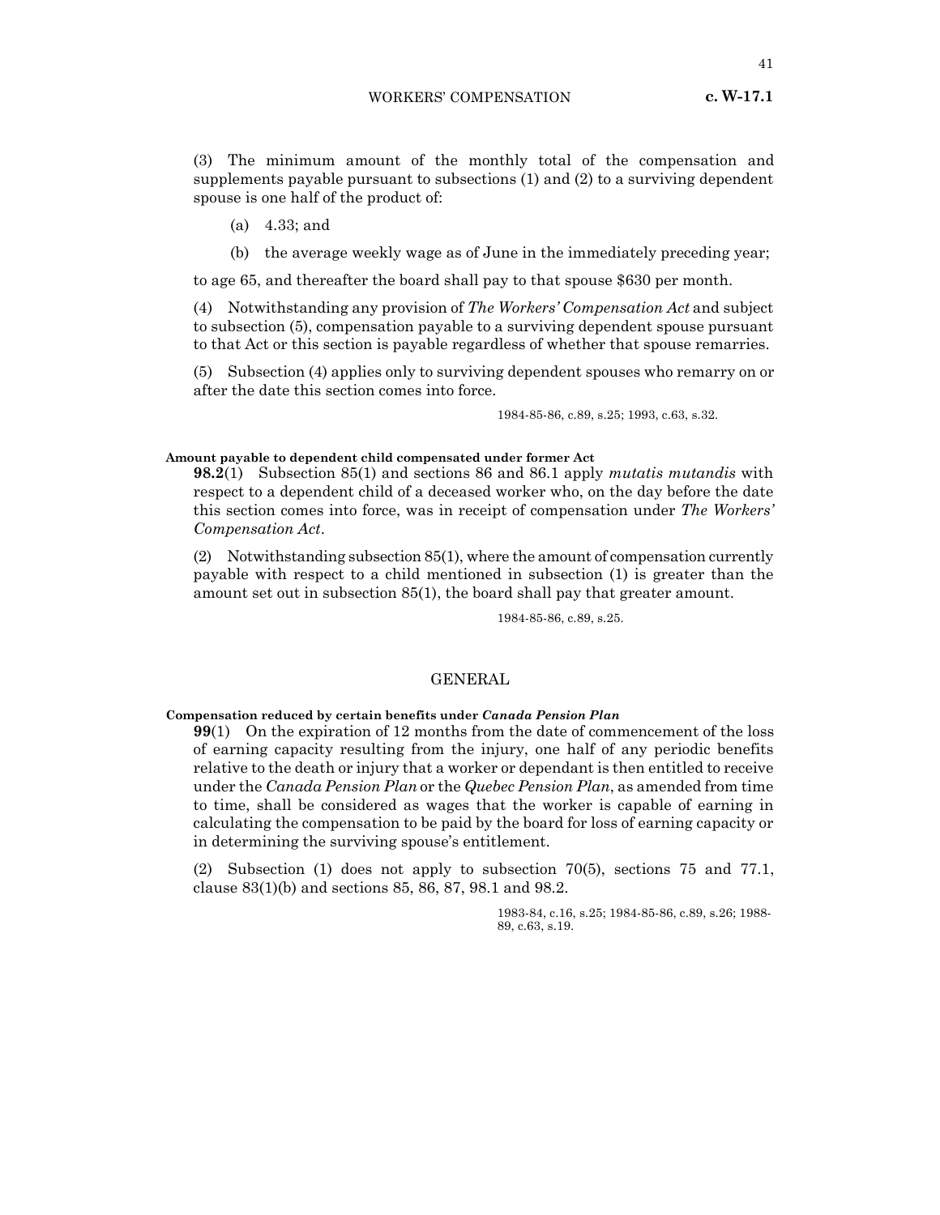(3) The minimum amount of the monthly total of the compensation and supplements payable pursuant to subsections (1) and (2) to a surviving dependent spouse is one half of the product of:

(a) 4.33; and

(b) the average weekly wage as of June in the immediately preceding year;

to age 65, and thereafter the board shall pay to that spouse $630 per month.

(4) Notwithstanding any provision of *The Workers' Compensation Act* and subject to subsection (5), compensation payable to a surviving dependent spouse pursuant to that Act or this section is payable regardless of whether that spouse remarries.

(5) Subsection (4) applies only to surviving dependent spouses who remarry on or after the date this section comes into force.

1984-85-86, c.89, s.25; 1993, c.63, s.32.

**Amount payable to dependent child compensated under former Act**

**98.2**(1) Subsection 85(1) and sections 86 and 86.1 apply *mutatis mutandis* with respect to a dependent child of a deceased worker who, on the day before the date this section comes into force, was in receipt of compensation under *The Workers' Compensation Act*.

(2) Notwithstanding subsection 85(1), where the amount of compensation currently payable with respect to a child mentioned in subsection (1) is greater than the amount set out in subsection 85(1), the board shall pay that greater amount.

1984-85-86, c.89, s.25.

## GENERAL

**Compensation reduced by certain benefits under *Canada Pension Plan***

**99**(1) On the expiration of 12 months from the date of commencement of the loss of earning capacity resulting from the injury, one half of any periodic benefits relative to the death or injury that a worker or dependant is then entitled to receive under the *Canada Pension Plan* or the *Quebec Pension Plan*, as amended from time to time, shall be considered as wages that the worker is capable of earning in calculating the compensation to be paid by the board for loss of earning capacity or in determining the surviving spouse's entitlement.

(2) Subsection (1) does not apply to subsection 70(5), sections 75 and 77.1, clause 83(1)(b) and sections 85, 86, 87, 98.1 and 98.2.

1983-84, c.16, s.25; 1984-85-86, c.89, s.26; 1988-89, c.63, s.19.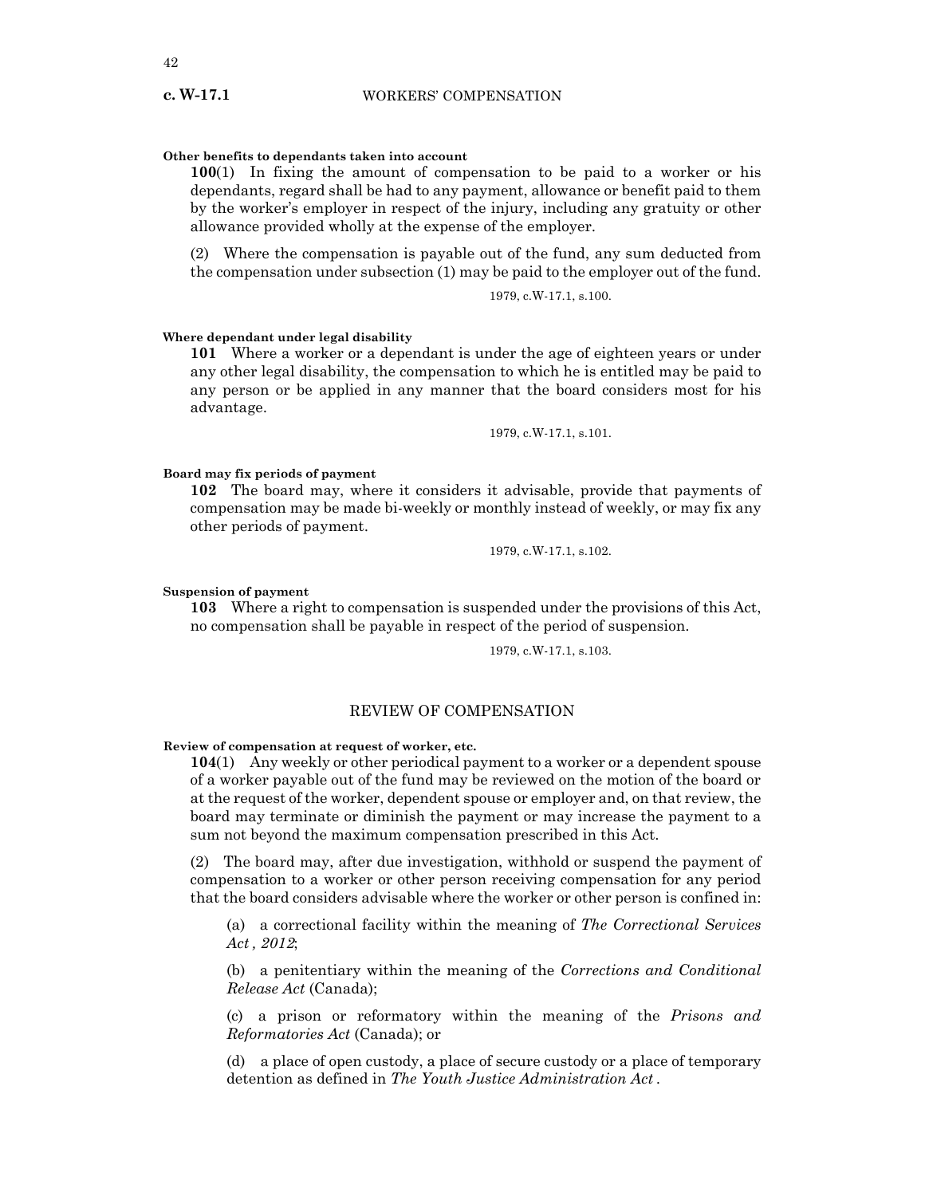**Other benefits to dependants taken into account**

**100**(1) In fixing the amount of compensation to be paid to a worker or his dependants, regard shall be had to any payment, allowance or benefit paid to them by the worker's employer in respect of the injury, including any gratuity or other allowance provided wholly at the expense of the employer.

(2) Where the compensation is payable out of the fund, any sum deducted from the compensation under subsection (1) may be paid to the employer out of the fund.

1979, c.W-17.1, s.100.

**Where dependant under legal disability**

**101** Where a worker or a dependant is under the age of eighteen years or under any other legal disability, the compensation to which he is entitled may be paid to any person or be applied in any manner that the board considers most for his advantage.

1979, c.W-17.1, s.101.

**Board may fix periods of payment**

**102** The board may, where it considers it advisable, provide that payments of compensation may be made bi-weekly or monthly instead of weekly, or may fix any other periods of payment.

1979, c.W-17.1, s.102.

**Suspension of payment**

**103** Where a right to compensation is suspended under the provisions of this Act, no compensation shall be payable in respect of the period of suspension.

1979, c.W-17.1, s.103.

## REVIEW OF COMPENSATION

**Review of compensation at request of worker, etc.**

**104**(1) Any weekly or other periodical payment to a worker or a dependent spouse of a worker payable out of the fund may be reviewed on the motion of the board or at the request of the worker, dependent spouse or employer and, on that review, the board may terminate or diminish the payment or may increase the payment to a sum not beyond the maximum compensation prescribed in this Act.

(2) The board may, after due investigation, withhold or suspend the payment of compensation to a worker or other person receiving compensation for any period that the board considers advisable where the worker or other person is confined in:

(a) a correctional facility within the meaning of *The Correctional Services Act , 2012*;

(b) a penitentiary within the meaning of the *Corrections and Conditional Release Act* (Canada);

(c) a prison or reformatory within the meaning of the *Prisons and Reformatories Act* (Canada); or

(d) a place of open custody, a place of secure custody or a place of temporary detention as defined in *The Youth Justice Administration Act* .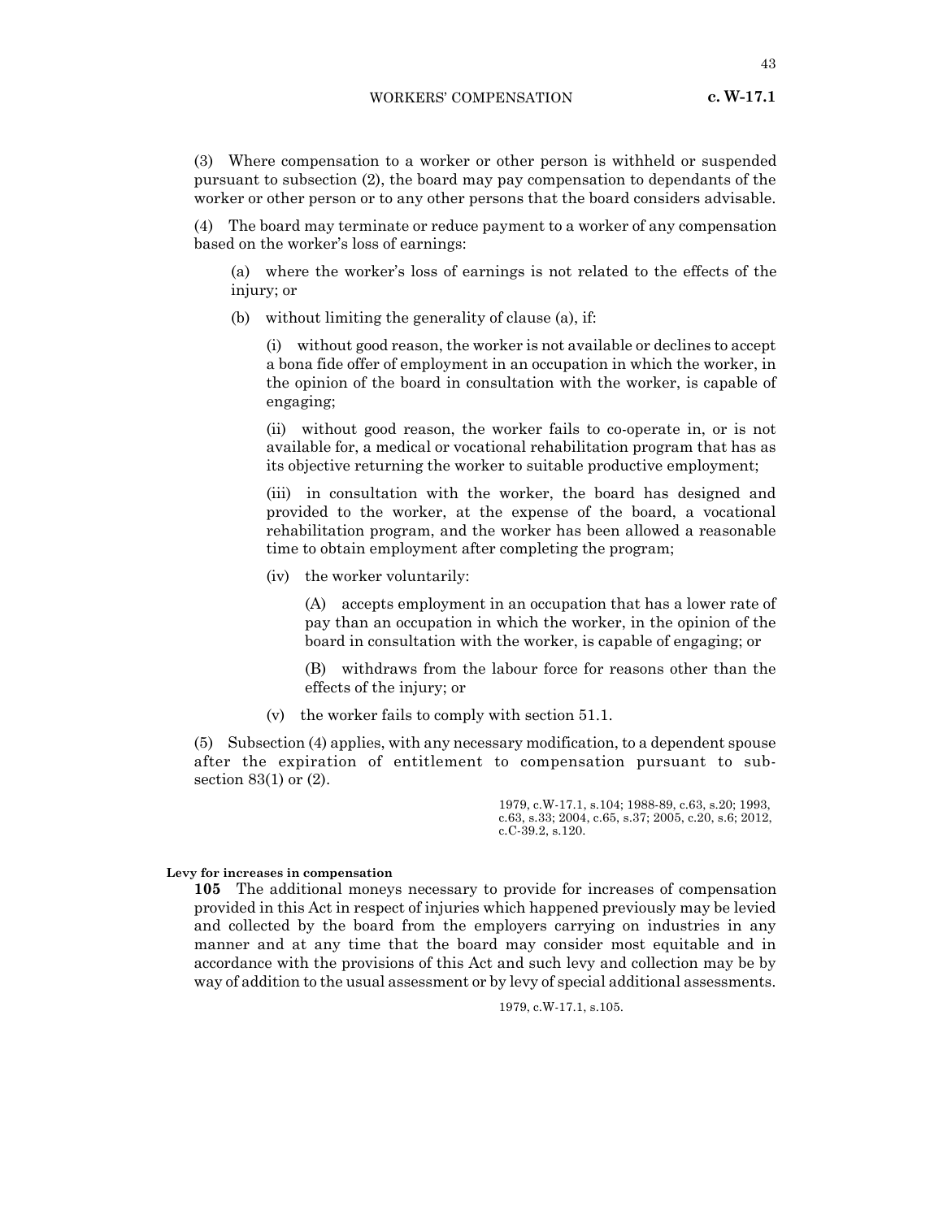(3) Where compensation to a worker or other person is withheld or suspended pursuant to subsection (2), the board may pay compensation to dependants of the worker or other person or to any other persons that the board considers advisable.

(4) The board may terminate or reduce payment to a worker of any compensation based on the worker's loss of earnings:

(a) where the worker's loss of earnings is not related to the effects of the injury; or

(b) without limiting the generality of clause (a), if:

(i) without good reason, the worker is not available or declines to accept a bona fide offer of employment in an occupation in which the worker, in the opinion of the board in consultation with the worker, is capable of engaging;

(ii) without good reason, the worker fails to co-operate in, or is not available for, a medical or vocational rehabilitation program that has as its objective returning the worker to suitable productive employment;

(iii) in consultation with the worker, the board has designed and provided to the worker, at the expense of the board, a vocational rehabilitation program, and the worker has been allowed a reasonable time to obtain employment after completing the program;

(iv) the worker voluntarily:

(A) accepts employment in an occupation that has a lower rate of pay than an occupation in which the worker, in the opinion of the board in consultation with the worker, is capable of engaging; or

(B) withdraws from the labour force for reasons other than the effects of the injury; or

(v) the worker fails to comply with section 51.1.

(5) Subsection (4) applies, with any necessary modification, to a dependent spouse after the expiration of entitlement to compensation pursuant to subsection 83(1) or (2).

1979, c.W-17.1, s.104; 1988-89, c.63, s.20; 1993, c.63, s.33; 2004, c.65, s.37; 2005, c.20, s.6; 2012, c.C-39.2, s.120.

**Levy for increases in compensation**

**105** The additional moneys necessary to provide for increases of compensation provided in this Act in respect of injuries which happened previously may be levied and collected by the board from the employers carrying on industries in any manner and at any time that the board may consider most equitable and in accordance with the provisions of this Act and such levy and collection may be by way of addition to the usual assessment or by levy of special additional assessments.

1979, c.W-17.1, s.105.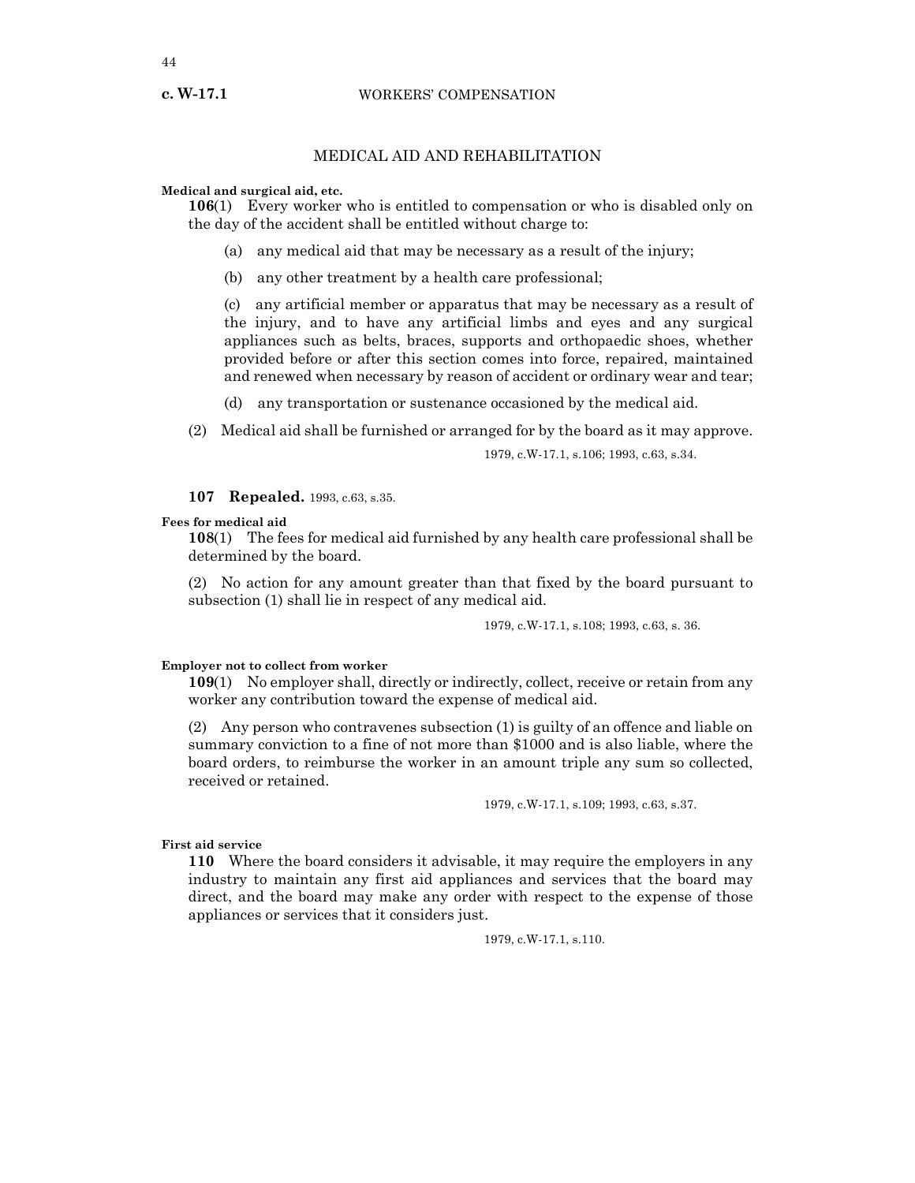## MEDICAL AID AND REHABILITATION

**Medical and surgical aid, etc.**

**106**(1) Every worker who is entitled to compensation or who is disabled only on the day of the accident shall be entitled without charge to:

(a) any medical aid that may be necessary as a result of the injury;

(b) any other treatment by a health care professional;

(c) any artificial member or apparatus that may be necessary as a result of the injury, and to have any artificial limbs and eyes and any surgical appliances such as belts, braces, supports and orthopaedic shoes, whether provided before or after this section comes into force, repaired, maintained and renewed when necessary by reason of accident or ordinary wear and tear;

(d) any transportation or sustenance occasioned by the medical aid.

(2) Medical aid shall be furnished or arranged for by the board as it may approve.

1979, c.W-17.1, s.106; 1993, c.63, s.34.

**107 Repealed.** 1993, c.63, s.35.

**Fees for medical aid**

**108**(1) The fees for medical aid furnished by any health care professional shall be determined by the board.

(2) No action for any amount greater than that fixed by the board pursuant to subsection (1) shall lie in respect of any medical aid.

1979, c.W-17.1, s.108; 1993, c.63, s. 36.

**Employer not to collect from worker**

**109**(1) No employer shall, directly or indirectly, collect, receive or retain from any worker any contribution toward the expense of medical aid.

(2) Any person who contravenes subsection (1) is guilty of an offence and liable on summary conviction to a fine of not more than $1000 and is also liable, where the board orders, to reimburse the worker in an amount triple any sum so collected, received or retained.

1979, c.W-17.1, s.109; 1993, c.63, s.37.

**First aid service**

**110** Where the board considers it advisable, it may require the employers in any industry to maintain any first aid appliances and services that the board may direct, and the board may make any order with respect to the expense of those appliances or services that it considers just.

1979, c.W-17.1, s.110.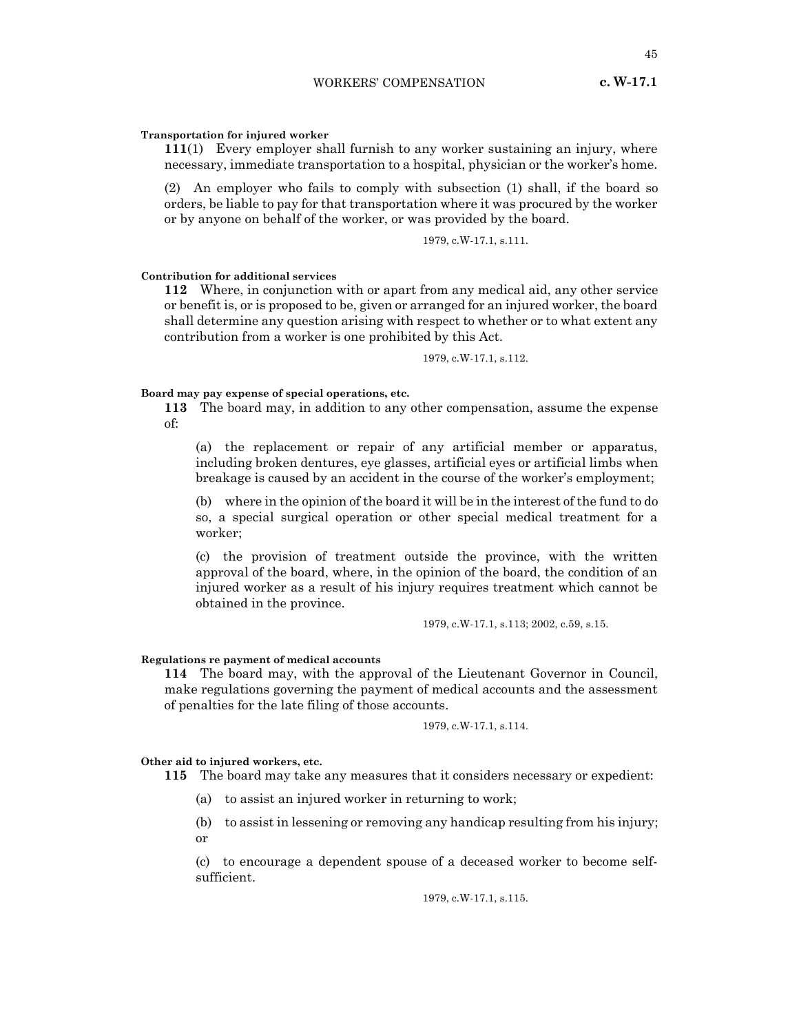**Transportation for injured worker**

**111**(1) Every employer shall furnish to any worker sustaining an injury, where necessary, immediate transportation to a hospital, physician or the worker's home.

(2) An employer who fails to comply with subsection (1) shall, if the board so orders, be liable to pay for that transportation where it was procured by the worker or by anyone on behalf of the worker, or was provided by the board.

1979, c.W-17.1, s.111.

**Contribution for additional services**

**112** Where, in conjunction with or apart from any medical aid, any other service or benefit is, or is proposed to be, given or arranged for an injured worker, the board shall determine any question arising with respect to whether or to what extent any contribution from a worker is one prohibited by this Act.

1979, c.W-17.1, s.112.

**Board may pay expense of special operations, etc.**

**113** The board may, in addition to any other compensation, assume the expense of:

(a) the replacement or repair of any artificial member or apparatus, including broken dentures, eye glasses, artificial eyes or artificial limbs when breakage is caused by an accident in the course of the worker's employment;

(b) where in the opinion of the board it will be in the interest of the fund to do so, a special surgical operation or other special medical treatment for a worker;

(c) the provision of treatment outside the province, with the written approval of the board, where, in the opinion of the board, the condition of an injured worker as a result of his injury requires treatment which cannot be obtained in the province.

1979, c.W-17.1, s.113; 2002, c.59, s.15.

**Regulations re payment of medical accounts**

**114** The board may, with the approval of the Lieutenant Governor in Council, make regulations governing the payment of medical accounts and the assessment of penalties for the late filing of those accounts.

1979, c.W-17.1, s.114.

**Other aid to injured workers, etc.**

**115** The board may take any measures that it considers necessary or expedient:

(a) to assist an injured worker in returning to work;

(b) to assist in lessening or removing any handicap resulting from his injury; or

(c) to encourage a dependent spouse of a deceased worker to become self-sufficient.

1979, c.W-17.1, s.115.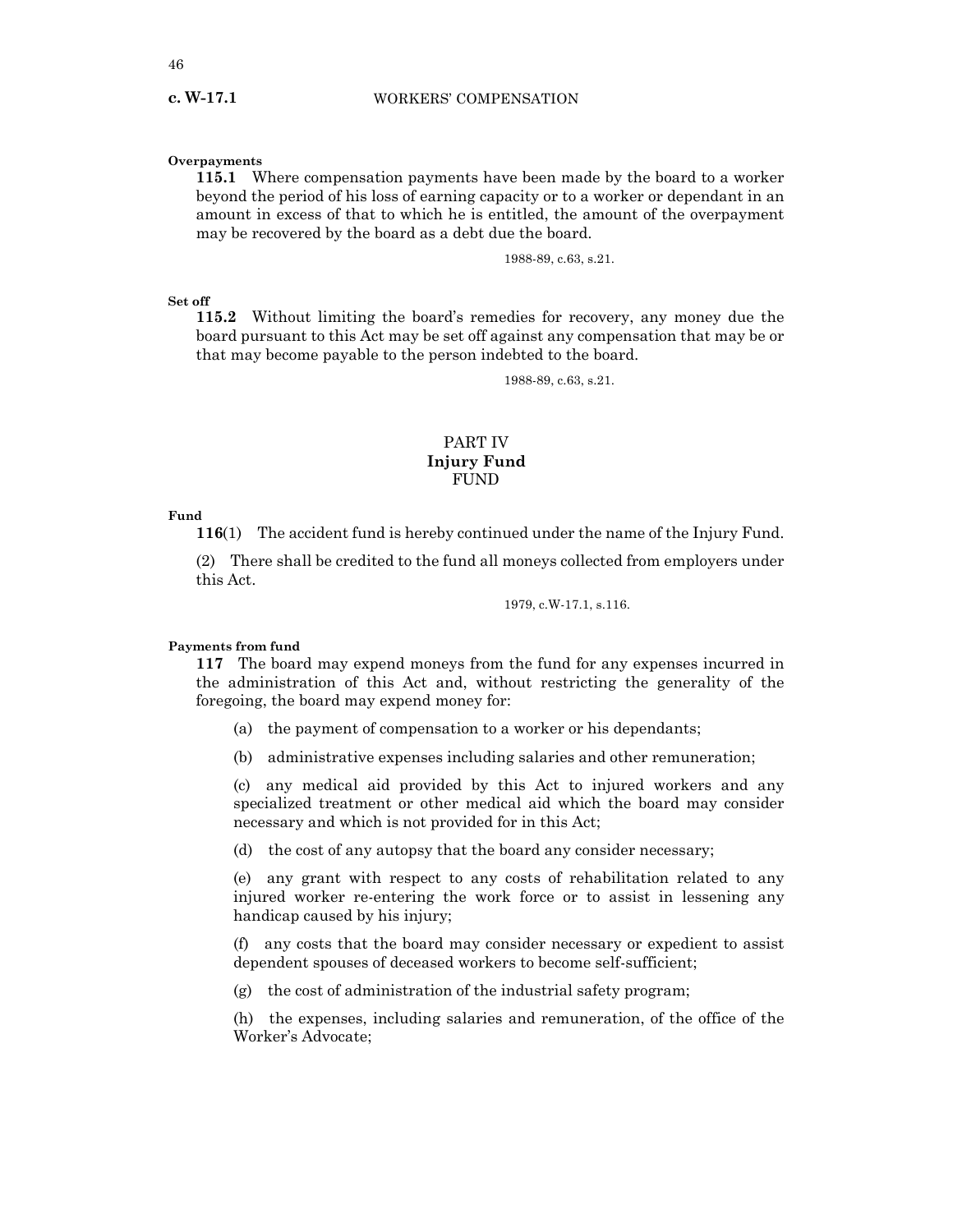**Overpayments**

**115.1** Where compensation payments have been made by the board to a worker beyond the period of his loss of earning capacity or to a worker or dependant in an amount in excess of that to which he is entitled, the amount of the overpayment may be recovered by the board as a debt due the board.

1988-89, c.63, s.21.

**Set off**

**115.2** Without limiting the board's remedies for recovery, any money due the board pursuant to this Act may be set off against any compensation that may be or that may become payable to the person indebted to the board.

1988-89, c.63, s.21.

## PART IV
## Injury Fund
## FUND

**Fund**

**116**(1) The accident fund is hereby continued under the name of the Injury Fund.

(2) There shall be credited to the fund all moneys collected from employers under this Act.

1979, c.W-17.1, s.116.

**Payments from fund**

**117** The board may expend moneys from the fund for any expenses incurred in the administration of this Act and, without restricting the generality of the foregoing, the board may expend money for:

(a) the payment of compensation to a worker or his dependants;

(b) administrative expenses including salaries and other remuneration;

(c) any medical aid provided by this Act to injured workers and any specialized treatment or other medical aid which the board may consider necessary and which is not provided for in this Act;

(d) the cost of any autopsy that the board any consider necessary;

(e) any grant with respect to any costs of rehabilitation related to any injured worker re-entering the work force or to assist in lessening any handicap caused by his injury;

(f) any costs that the board may consider necessary or expedient to assist dependent spouses of deceased workers to become self-sufficient;

(g) the cost of administration of the industrial safety program;

(h) the expenses, including salaries and remuneration, of the office of the Worker's Advocate;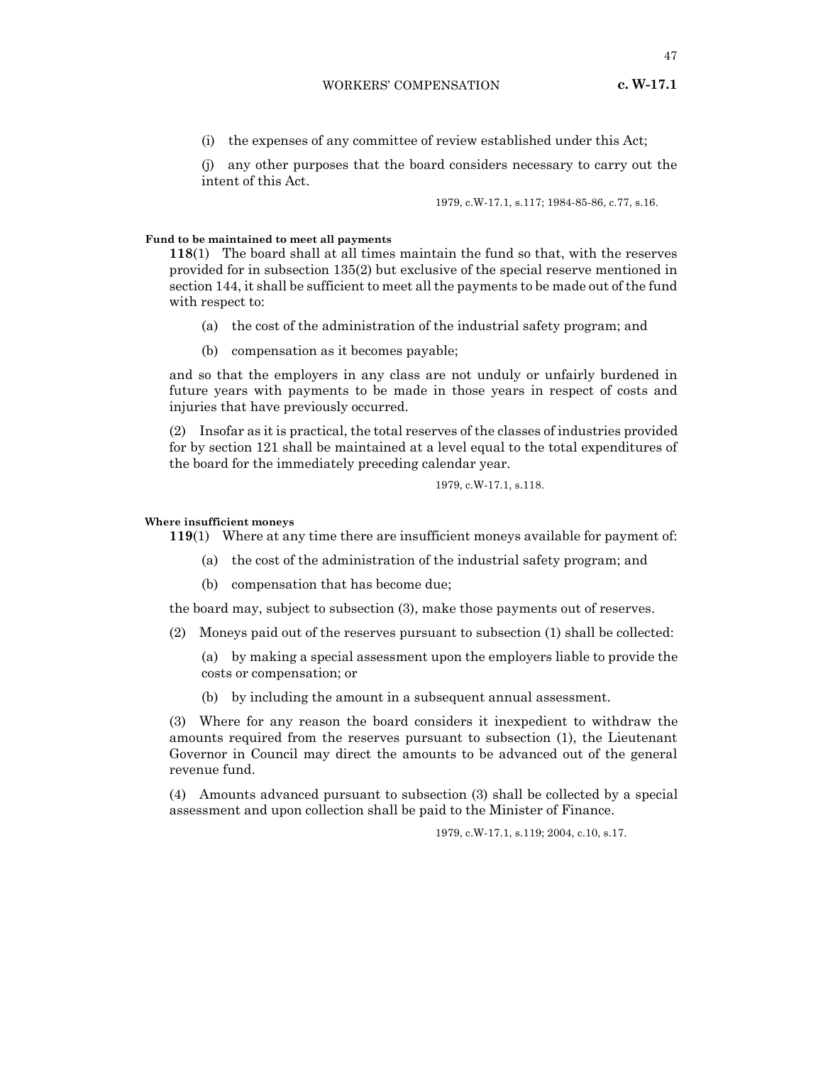(i) the expenses of any committee of review established under this Act;

(j) any other purposes that the board considers necessary to carry out the intent of this Act.

1979, c.W-17.1, s.117; 1984-85-86, c.77, s.16.

**Fund to be maintained to meet all payments**

**118**(1) The board shall at all times maintain the fund so that, with the reserves provided for in subsection 135(2) but exclusive of the special reserve mentioned in section 144, it shall be sufficient to meet all the payments to be made out of the fund with respect to:

(a) the cost of the administration of the industrial safety program; and

(b) compensation as it becomes payable;

and so that the employers in any class are not unduly or unfairly burdened in future years with payments to be made in those years in respect of costs and injuries that have previously occurred.

(2) Insofar as it is practical, the total reserves of the classes of industries provided for by section 121 shall be maintained at a level equal to the total expenditures of the board for the immediately preceding calendar year.

1979, c.W-17.1, s.118.

**Where insufficient moneys**

**119**(1) Where at any time there are insufficient moneys available for payment of:

(a) the cost of the administration of the industrial safety program; and

(b) compensation that has become due;

the board may, subject to subsection (3), make those payments out of reserves.

(2) Moneys paid out of the reserves pursuant to subsection (1) shall be collected:

(a) by making a special assessment upon the employers liable to provide the costs or compensation; or

(b) by including the amount in a subsequent annual assessment.

(3) Where for any reason the board considers it inexpedient to withdraw the amounts required from the reserves pursuant to subsection (1), the Lieutenant Governor in Council may direct the amounts to be advanced out of the general revenue fund.

(4) Amounts advanced pursuant to subsection (3) shall be collected by a special assessment and upon collection shall be paid to the Minister of Finance.

1979, c.W-17.1, s.119; 2004, c.10, s.17.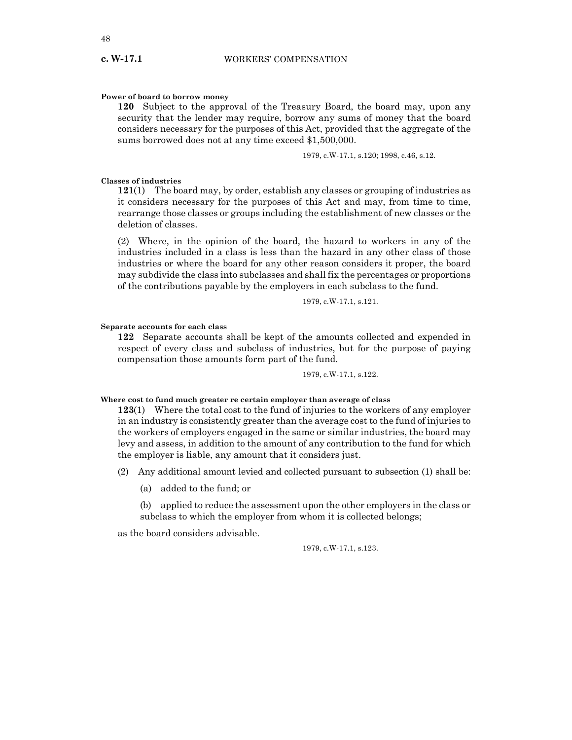**Power of board to borrow money**

**120** Subject to the approval of the Treasury Board, the board may, upon any security that the lender may require, borrow any sums of money that the board considers necessary for the purposes of this Act, provided that the aggregate of the sums borrowed does not at any time exceed $1,500,000.

1979, c.W-17.1, s.120; 1998, c.46, s.12.

**Classes of industries**

**121**(1) The board may, by order, establish any classes or grouping of industries as it considers necessary for the purposes of this Act and may, from time to time, rearrange those classes or groups including the establishment of new classes or the deletion of classes.

(2) Where, in the opinion of the board, the hazard to workers in any of the industries included in a class is less than the hazard in any other class of those industries or where the board for any other reason considers it proper, the board may subdivide the class into subclasses and shall fix the percentages or proportions of the contributions payable by the employers in each subclass to the fund.

1979, c.W-17.1, s.121.

**Separate accounts for each class**

**122** Separate accounts shall be kept of the amounts collected and expended in respect of every class and subclass of industries, but for the purpose of paying compensation those amounts form part of the fund.

1979, c.W-17.1, s.122.

**Where cost to fund much greater re certain employer than average of class**

**123**(1) Where the total cost to the fund of injuries to the workers of any employer in an industry is consistently greater than the average cost to the fund of injuries to the workers of employers engaged in the same or similar industries, the board may levy and assess, in addition to the amount of any contribution to the fund for which the employer is liable, any amount that it considers just.

(2) Any additional amount levied and collected pursuant to subsection (1) shall be:

(a) added to the fund; or

(b) applied to reduce the assessment upon the other employers in the class or subclass to which the employer from whom it is collected belongs;

as the board considers advisable.

1979, c.W-17.1, s.123.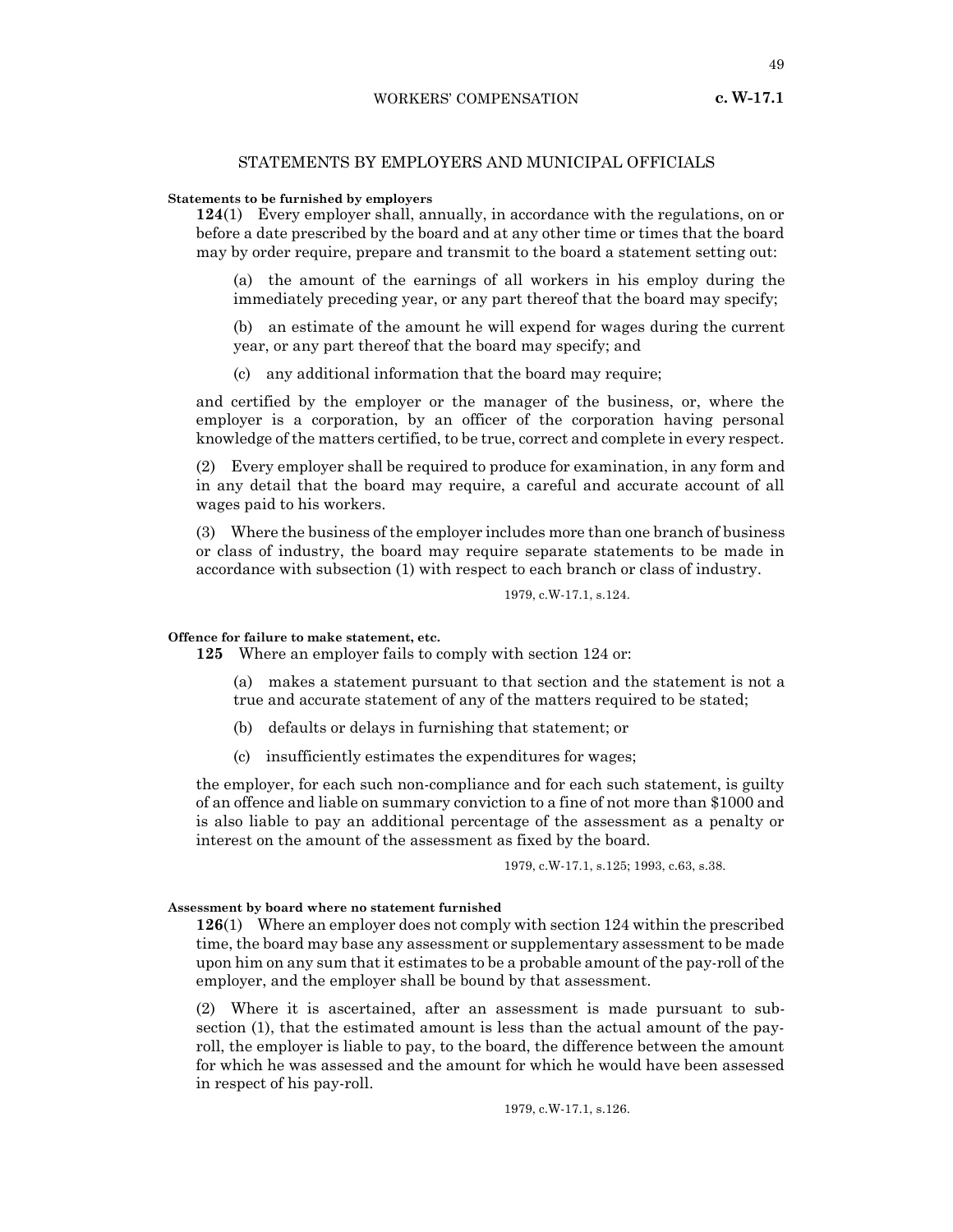## STATEMENTS BY EMPLOYERS AND MUNICIPAL OFFICIALS

**Statements to be furnished by employers**

**124**(1) Every employer shall, annually, in accordance with the regulations, on or before a date prescribed by the board and at any other time or times that the board may by order require, prepare and transmit to the board a statement setting out:

(a) the amount of the earnings of all workers in his employ during the immediately preceding year, or any part thereof that the board may specify;

(b) an estimate of the amount he will expend for wages during the current year, or any part thereof that the board may specify; and

(c) any additional information that the board may require;

and certified by the employer or the manager of the business, or, where the employer is a corporation, by an officer of the corporation having personal knowledge of the matters certified, to be true, correct and complete in every respect.

(2) Every employer shall be required to produce for examination, in any form and in any detail that the board may require, a careful and accurate account of all wages paid to his workers.

(3) Where the business of the employer includes more than one branch of business or class of industry, the board may require separate statements to be made in accordance with subsection (1) with respect to each branch or class of industry.

1979, c.W-17.1, s.124.

**Offence for failure to make statement, etc.**

**125** Where an employer fails to comply with section 124 or:

(a) makes a statement pursuant to that section and the statement is not a true and accurate statement of any of the matters required to be stated;

(b) defaults or delays in furnishing that statement; or

(c) insufficiently estimates the expenditures for wages;

the employer, for each such non-compliance and for each such statement, is guilty of an offence and liable on summary conviction to a fine of not more than $1000 and is also liable to pay an additional percentage of the assessment as a penalty or interest on the amount of the assessment as fixed by the board.

1979, c.W-17.1, s.125; 1993, c.63, s.38.

**Assessment by board where no statement furnished**

**126**(1) Where an employer does not comply with section 124 within the prescribed time, the board may base any assessment or supplementary assessment to be made upon him on any sum that it estimates to be a probable amount of the pay-roll of the employer, and the employer shall be bound by that assessment.

(2) Where it is ascertained, after an assessment is made pursuant to subsection (1), that the estimated amount is less than the actual amount of the pay-roll, the employer is liable to pay, to the board, the difference between the amount for which he was assessed and the amount for which he would have been assessed in respect of his pay-roll.

1979, c.W-17.1, s.126.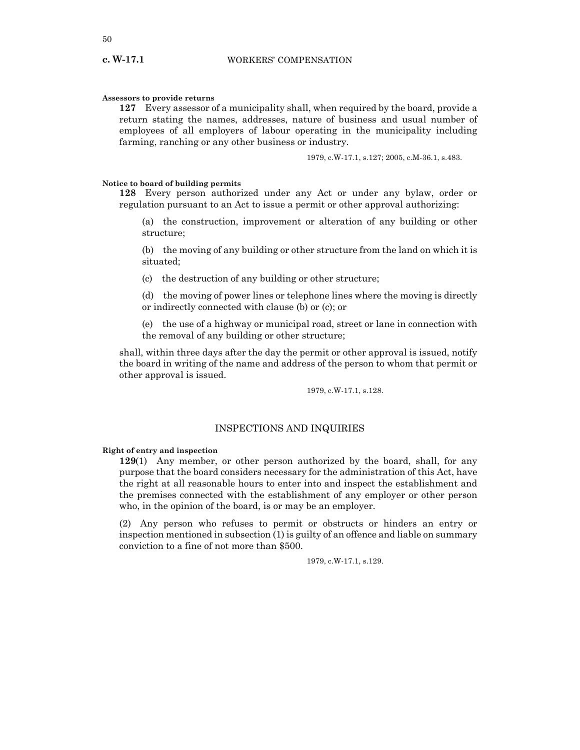**Assessors to provide returns**

**127** Every assessor of a municipality shall, when required by the board, provide a return stating the names, addresses, nature of business and usual number of employees of all employers of labour operating in the municipality including farming, ranching or any other business or industry.

1979, c.W-17.1, s.127; 2005, c.M-36.1, s.483.

**Notice to board of building permits**

**128** Every person authorized under any Act or under any bylaw, order or regulation pursuant to an Act to issue a permit or other approval authorizing:

(a) the construction, improvement or alteration of any building or other structure;

(b) the moving of any building or other structure from the land on which it is situated;

(c) the destruction of any building or other structure;

(d) the moving of power lines or telephone lines where the moving is directly or indirectly connected with clause (b) or (c); or

(e) the use of a highway or municipal road, street or lane in connection with the removal of any building or other structure;

shall, within three days after the day the permit or other approval is issued, notify the board in writing of the name and address of the person to whom that permit or other approval is issued.

1979, c.W-17.1, s.128.

## INSPECTIONS AND INQUIRIES

**Right of entry and inspection**

**129**(1) Any member, or other person authorized by the board, shall, for any purpose that the board considers necessary for the administration of this Act, have the right at all reasonable hours to enter into and inspect the establishment and the premises connected with the establishment of any employer or other person who, in the opinion of the board, is or may be an employer.

(2) Any person who refuses to permit or obstructs or hinders an entry or inspection mentioned in subsection (1) is guilty of an offence and liable on summary conviction to a fine of not more than $500.

1979, c.W-17.1, s.129.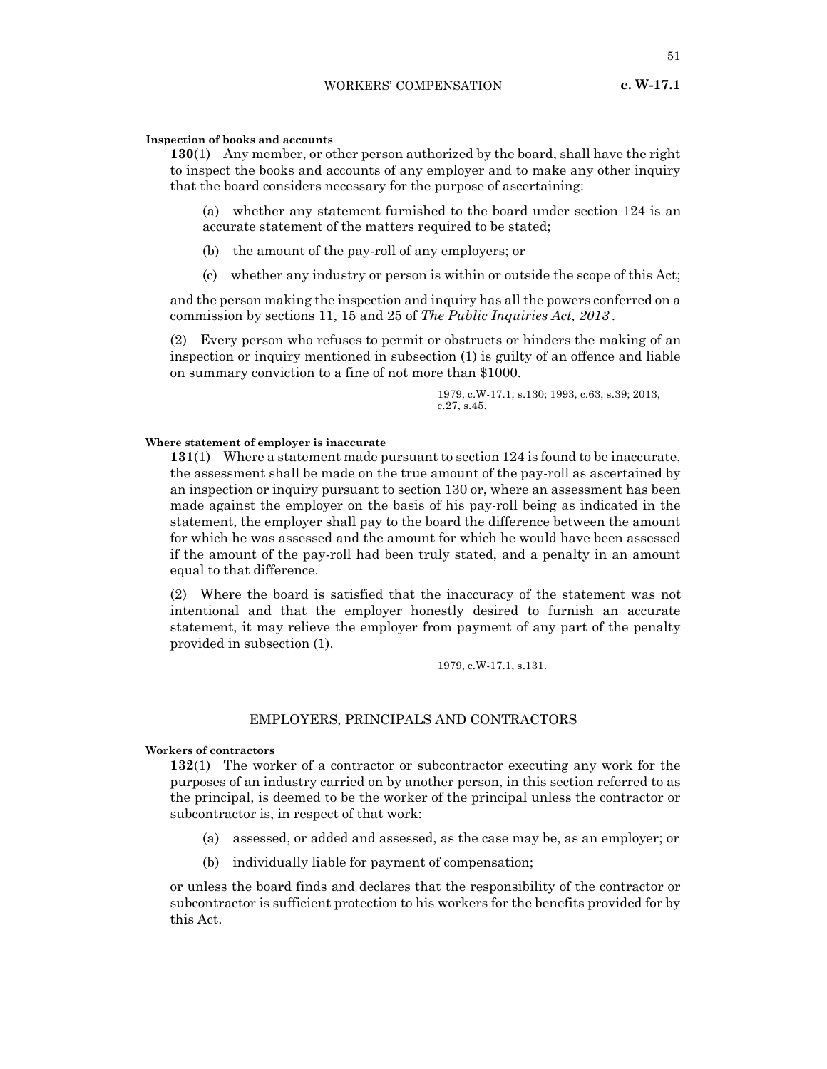**Inspection of books and accounts**

**130**(1) Any member, or other person authorized by the board, shall have the right to inspect the books and accounts of any employer and to make any other inquiry that the board considers necessary for the purpose of ascertaining:

(a) whether any statement furnished to the board under section 124 is an accurate statement of the matters required to be stated;

(b) the amount of the pay-roll of any employers; or

(c) whether any industry or person is within or outside the scope of this Act;

and the person making the inspection and inquiry has all the powers conferred on a commission by sections 11, 15 and 25 of *The Public Inquiries Act, 2013*.

(2) Every person who refuses to permit or obstructs or hinders the making of an inspection or inquiry mentioned in subsection (1) is guilty of an offence and liable on summary conviction to a fine of not more than $1000.

1979, c.W-17.1, s.130; 1993, c.63, s.39; 2013, c.27, s.45.

**Where statement of employer is inaccurate**

**131**(1) Where a statement made pursuant to section 124 is found to be inaccurate, the assessment shall be made on the true amount of the pay-roll as ascertained by an inspection or inquiry pursuant to section 130 or, where an assessment has been made against the employer on the basis of his pay-roll being as indicated in the statement, the employer shall pay to the board the difference between the amount for which he was assessed and the amount for which he would have been assessed if the amount of the pay-roll had been truly stated, and a penalty in an amount equal to that difference.

(2) Where the board is satisfied that the inaccuracy of the statement was not intentional and that the employer honestly desired to furnish an accurate statement, it may relieve the employer from payment of any part of the penalty provided in subsection (1).

1979, c.W-17.1, s.131.

## EMPLOYERS, PRINCIPALS AND CONTRACTORS

**Workers of contractors**

**132**(1) The worker of a contractor or subcontractor executing any work for the purposes of an industry carried on by another person, in this section referred to as the principal, is deemed to be the worker of the principal unless the contractor or subcontractor is, in respect of that work:

(a) assessed, or added and assessed, as the case may be, as an employer; or

(b) individually liable for payment of compensation;

or unless the board finds and declares that the responsibility of the contractor or subcontractor is sufficient protection to his workers for the benefits provided for by this Act.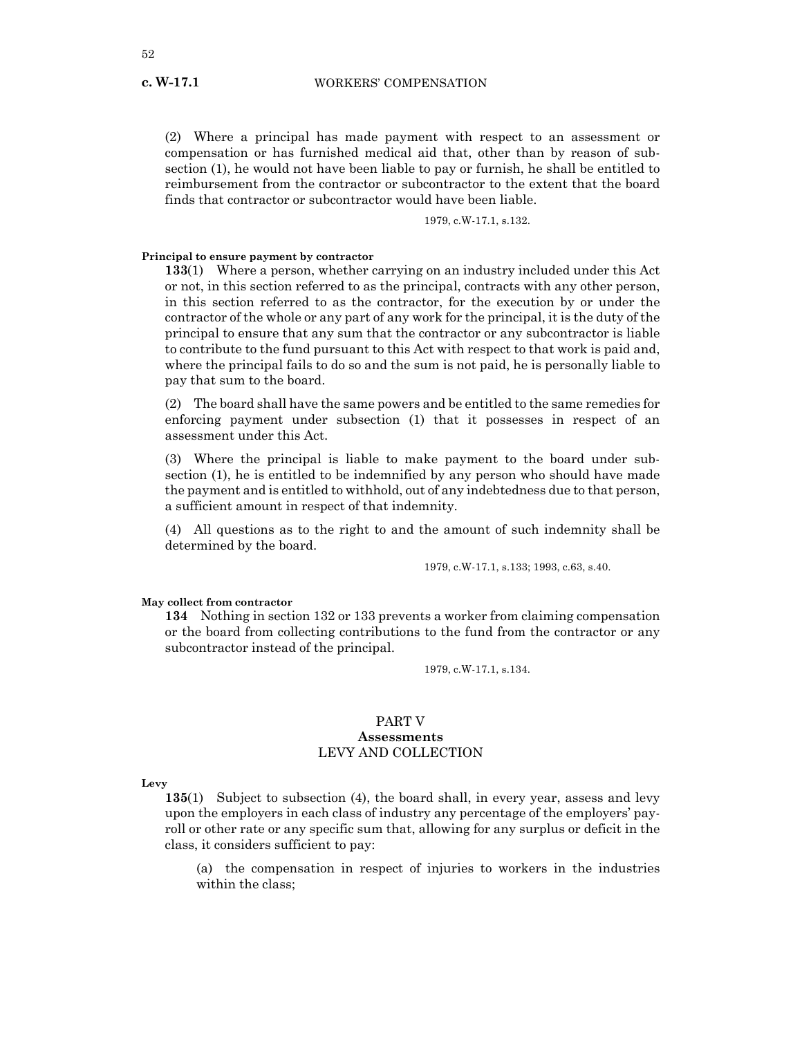(2) Where a principal has made payment with respect to an assessment or compensation or has furnished medical aid that, other than by reason of subsection (1), he would not have been liable to pay or furnish, he shall be entitled to reimbursement from the contractor or subcontractor to the extent that the board finds that contractor or subcontractor would have been liable.

1979, c.W-17.1, s.132.

**Principal to ensure payment by contractor**

**133**(1) Where a person, whether carrying on an industry included under this Act or not, in this section referred to as the principal, contracts with any other person, in this section referred to as the contractor, for the execution by or under the contractor of the whole or any part of any work for the principal, it is the duty of the principal to ensure that any sum that the contractor or any subcontractor is liable to contribute to the fund pursuant to this Act with respect to that work is paid and, where the principal fails to do so and the sum is not paid, he is personally liable to pay that sum to the board.

(2) The board shall have the same powers and be entitled to the same remedies for enforcing payment under subsection (1) that it possesses in respect of an assessment under this Act.

(3) Where the principal is liable to make payment to the board under subsection (1), he is entitled to be indemnified by any person who should have made the payment and is entitled to withhold, out of any indebtedness due to that person, a sufficient amount in respect of that indemnity.

(4) All questions as to the right to and the amount of such indemnity shall be determined by the board.

1979, c.W-17.1, s.133; 1993, c.63, s.40.

**May collect from contractor**

**134** Nothing in section 132 or 133 prevents a worker from claiming compensation or the board from collecting contributions to the fund from the contractor or any subcontractor instead of the principal.

1979, c.W-17.1, s.134.

## PART V
## Assessments
## LEVY AND COLLECTION

**Levy**

**135**(1) Subject to subsection (4), the board shall, in every year, assess and levy upon the employers in each class of industry any percentage of the employers' payroll or other rate or any specific sum that, allowing for any surplus or deficit in the class, it considers sufficient to pay:

(a) the compensation in respect of injuries to workers in the industries within the class;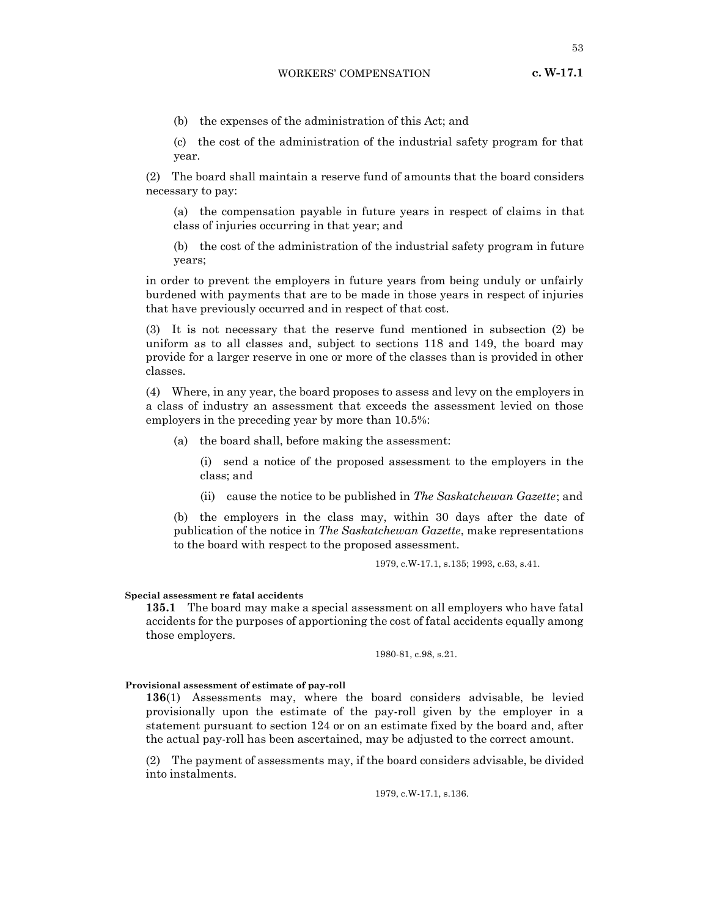(b) the expenses of the administration of this Act; and

(c) the cost of the administration of the industrial safety program for that year.

(2) The board shall maintain a reserve fund of amounts that the board considers necessary to pay:

(a) the compensation payable in future years in respect of claims in that class of injuries occurring in that year; and

(b) the cost of the administration of the industrial safety program in future years;

in order to prevent the employers in future years from being unduly or unfairly burdened with payments that are to be made in those years in respect of injuries that have previously occurred and in respect of that cost.

(3) It is not necessary that the reserve fund mentioned in subsection (2) be uniform as to all classes and, subject to sections 118 and 149, the board may provide for a larger reserve in one or more of the classes than is provided in other classes.

(4) Where, in any year, the board proposes to assess and levy on the employers in a class of industry an assessment that exceeds the assessment levied on those employers in the preceding year by more than 10.5%:

(a) the board shall, before making the assessment:

(i) send a notice of the proposed assessment to the employers in the class; and

(ii) cause the notice to be published in *The Saskatchewan Gazette*; and

(b) the employers in the class may, within 30 days after the date of publication of the notice in *The Saskatchewan Gazette*, make representations to the board with respect to the proposed assessment.

1979, c.W-17.1, s.135; 1993, c.63, s.41.

**Special assessment re fatal accidents**

**135.1** The board may make a special assessment on all employers who have fatal accidents for the purposes of apportioning the cost of fatal accidents equally among those employers.

1980-81, c.98, s.21.

**Provisional assessment of estimate of pay-roll**

**136**(1) Assessments may, where the board considers advisable, be levied provisionally upon the estimate of the pay-roll given by the employer in a statement pursuant to section 124 or on an estimate fixed by the board and, after the actual pay-roll has been ascertained, may be adjusted to the correct amount.

(2) The payment of assessments may, if the board considers advisable, be divided into instalments.

1979, c.W-17.1, s.136.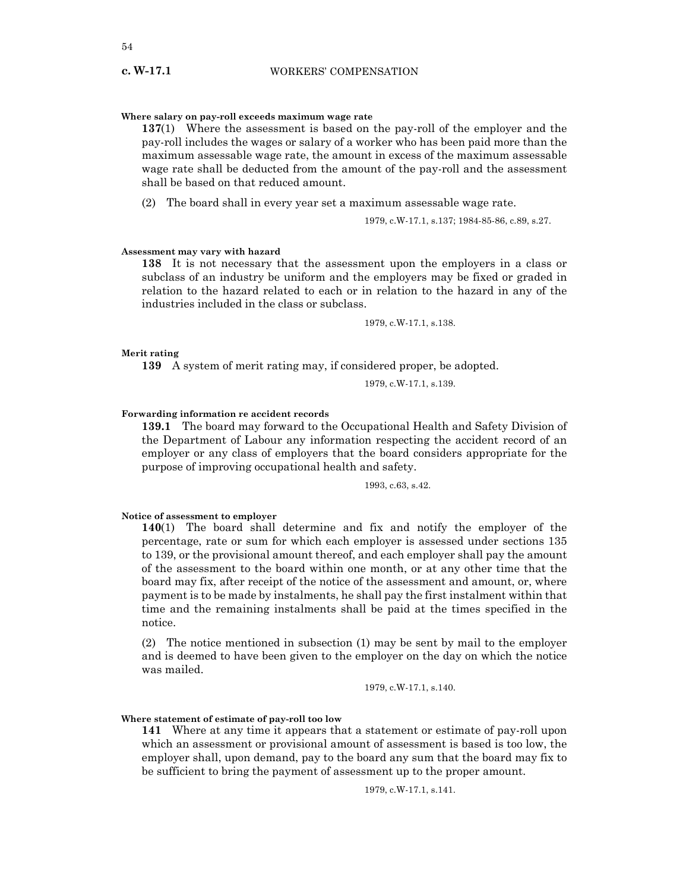**Where salary on pay-roll exceeds maximum wage rate**

**137**(1) Where the assessment is based on the pay-roll of the employer and the pay-roll includes the wages or salary of a worker who has been paid more than the maximum assessable wage rate, the amount in excess of the maximum assessable wage rate shall be deducted from the amount of the pay-roll and the assessment shall be based on that reduced amount.

(2) The board shall in every year set a maximum assessable wage rate.

1979, c.W-17.1, s.137; 1984-85-86, c.89, s.27.

**Assessment may vary with hazard**

**138** It is not necessary that the assessment upon the employers in a class or subclass of an industry be uniform and the employers may be fixed or graded in relation to the hazard related to each or in relation to the hazard in any of the industries included in the class or subclass.

1979, c.W-17.1, s.138.

**Merit rating**

**139** A system of merit rating may, if considered proper, be adopted.

1979, c.W-17.1, s.139.

**Forwarding information re accident records**

**139.1** The board may forward to the Occupational Health and Safety Division of the Department of Labour any information respecting the accident record of an employer or any class of employers that the board considers appropriate for the purpose of improving occupational health and safety.

1993, c.63, s.42.

**Notice of assessment to employer**

**140**(1) The board shall determine and fix and notify the employer of the percentage, rate or sum for which each employer is assessed under sections 135 to 139, or the provisional amount thereof, and each employer shall pay the amount of the assessment to the board within one month, or at any other time that the board may fix, after receipt of the notice of the assessment and amount, or, where payment is to be made by instalments, he shall pay the first instalment within that time and the remaining instalments shall be paid at the times specified in the notice.

(2) The notice mentioned in subsection (1) may be sent by mail to the employer and is deemed to have been given to the employer on the day on which the notice was mailed.

1979, c.W-17.1, s.140.

**Where statement of estimate of pay-roll too low**

**141** Where at any time it appears that a statement or estimate of pay-roll upon which an assessment or provisional amount of assessment is based is too low, the employer shall, upon demand, pay to the board any sum that the board may fix to be sufficient to bring the payment of assessment up to the proper amount.

1979, c.W-17.1, s.141.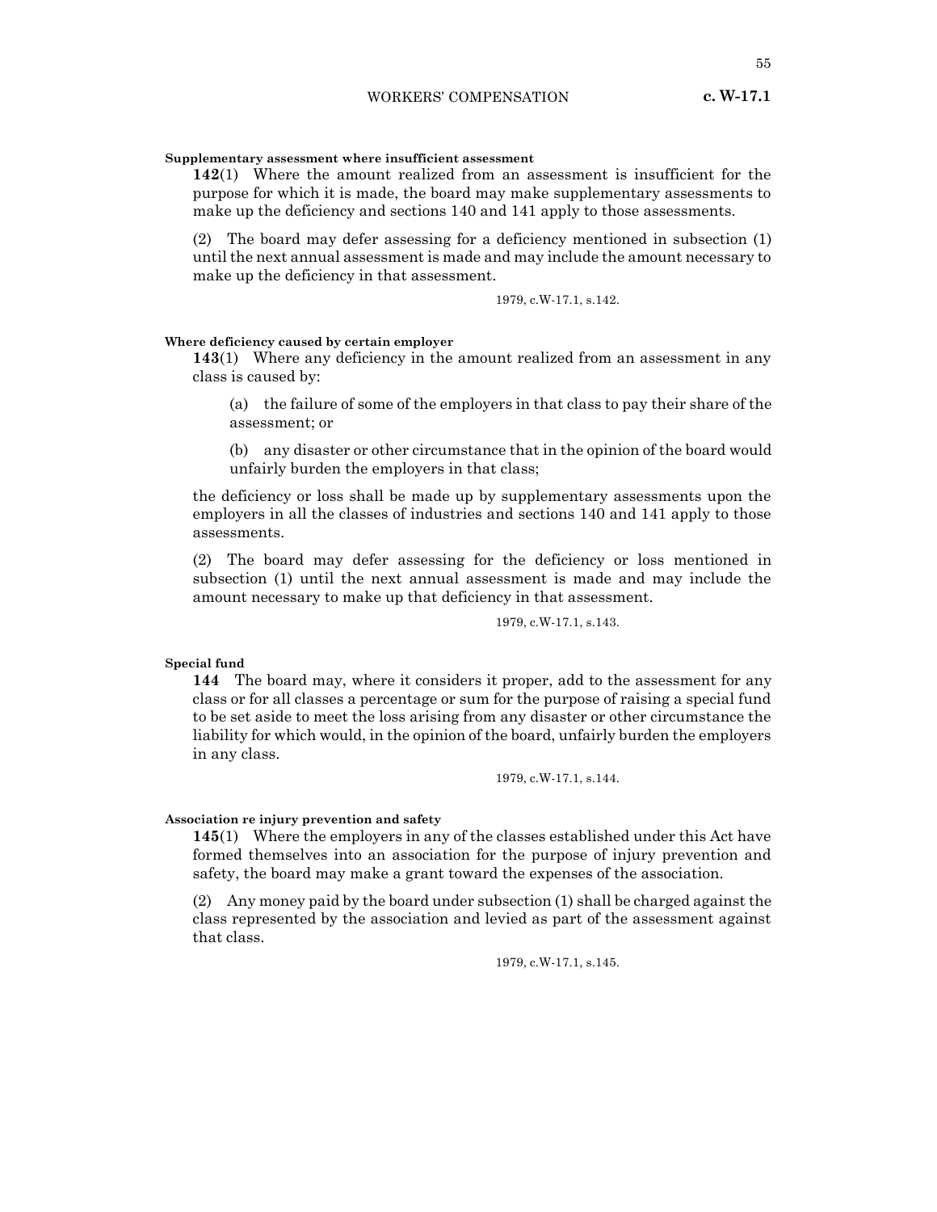**Supplementary assessment where insufficient assessment**

**142**(1) Where the amount realized from an assessment is insufficient for the purpose for which it is made, the board may make supplementary assessments to make up the deficiency and sections 140 and 141 apply to those assessments.

(2) The board may defer assessing for a deficiency mentioned in subsection (1) until the next annual assessment is made and may include the amount necessary to make up the deficiency in that assessment.

1979, c.W-17.1, s.142.

**Where deficiency caused by certain employer**

**143**(1) Where any deficiency in the amount realized from an assessment in any class is caused by:

(a) the failure of some of the employers in that class to pay their share of the assessment; or

(b) any disaster or other circumstance that in the opinion of the board would unfairly burden the employers in that class;

the deficiency or loss shall be made up by supplementary assessments upon the employers in all the classes of industries and sections 140 and 141 apply to those assessments.

(2) The board may defer assessing for the deficiency or loss mentioned in subsection (1) until the next annual assessment is made and may include the amount necessary to make up that deficiency in that assessment.

1979, c.W-17.1, s.143.

**Special fund**

**144** The board may, where it considers it proper, add to the assessment for any class or for all classes a percentage or sum for the purpose of raising a special fund to be set aside to meet the loss arising from any disaster or other circumstance the liability for which would, in the opinion of the board, unfairly burden the employers in any class.

1979, c.W-17.1, s.144.

**Association re injury prevention and safety**

**145**(1) Where the employers in any of the classes established under this Act have formed themselves into an association for the purpose of injury prevention and safety, the board may make a grant toward the expenses of the association.

(2) Any money paid by the board under subsection (1) shall be charged against the class represented by the association and levied as part of the assessment against that class.

1979, c.W-17.1, s.145.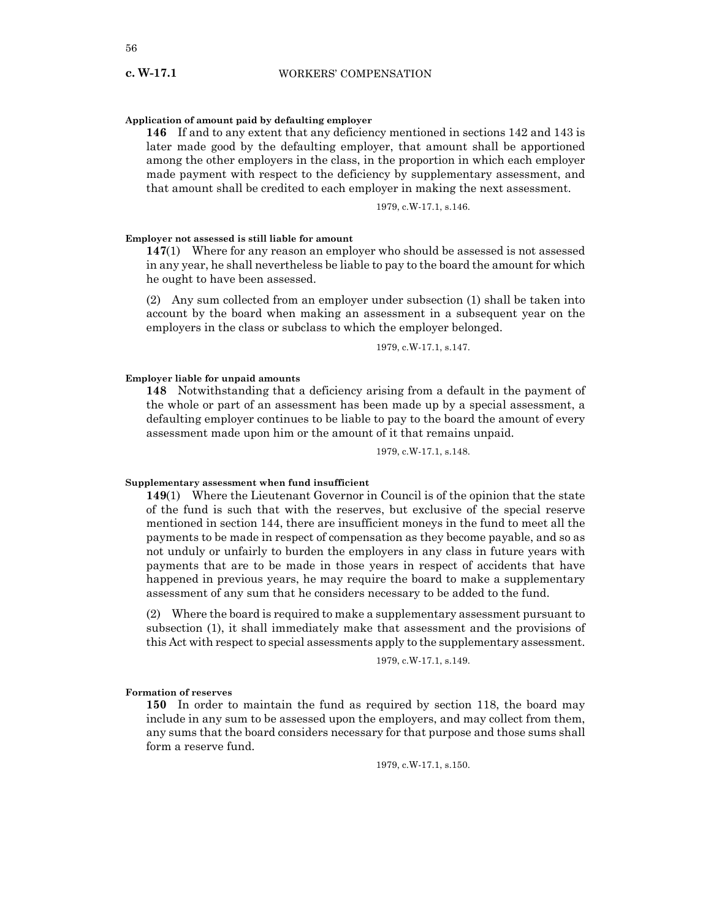**Application of amount paid by defaulting employer**

**146** If and to any extent that any deficiency mentioned in sections 142 and 143 is later made good by the defaulting employer, that amount shall be apportioned among the other employers in the class, in the proportion in which each employer made payment with respect to the deficiency by supplementary assessment, and that amount shall be credited to each employer in making the next assessment.

1979, c.W-17.1, s.146.

**Employer not assessed is still liable for amount**

**147**(1) Where for any reason an employer who should be assessed is not assessed in any year, he shall nevertheless be liable to pay to the board the amount for which he ought to have been assessed.

(2) Any sum collected from an employer under subsection (1) shall be taken into account by the board when making an assessment in a subsequent year on the employers in the class or subclass to which the employer belonged.

1979, c.W-17.1, s.147.

**Employer liable for unpaid amounts**

**148** Notwithstanding that a deficiency arising from a default in the payment of the whole or part of an assessment has been made up by a special assessment, a defaulting employer continues to be liable to pay to the board the amount of every assessment made upon him or the amount of it that remains unpaid.

1979, c.W-17.1, s.148.

**Supplementary assessment when fund insufficient**

**149**(1) Where the Lieutenant Governor in Council is of the opinion that the state of the fund is such that with the reserves, but exclusive of the special reserve mentioned in section 144, there are insufficient moneys in the fund to meet all the payments to be made in respect of compensation as they become payable, and so as not unduly or unfairly to burden the employers in any class in future years with payments that are to be made in those years in respect of accidents that have happened in previous years, he may require the board to make a supplementary assessment of any sum that he considers necessary to be added to the fund.

(2) Where the board is required to make a supplementary assessment pursuant to subsection (1), it shall immediately make that assessment and the provisions of this Act with respect to special assessments apply to the supplementary assessment.

1979, c.W-17.1, s.149.

**Formation of reserves**

**150** In order to maintain the fund as required by section 118, the board may include in any sum to be assessed upon the employers, and may collect from them, any sums that the board considers necessary for that purpose and those sums shall form a reserve fund.

1979, c.W-17.1, s.150.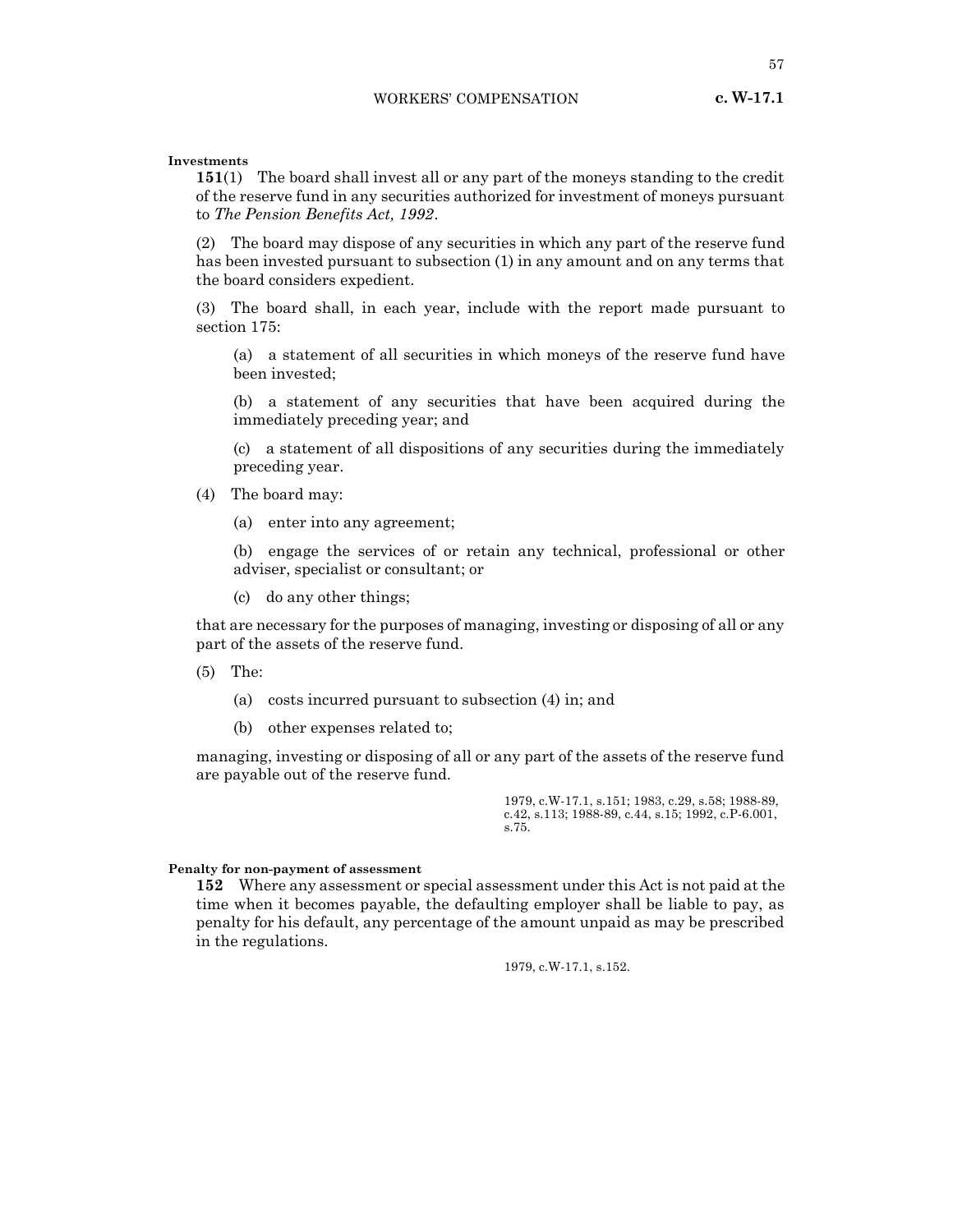**Investments**

**151**(1) The board shall invest all or any part of the moneys standing to the credit of the reserve fund in any securities authorized for investment of moneys pursuant to *The Pension Benefits Act, 1992*.

(2) The board may dispose of any securities in which any part of the reserve fund has been invested pursuant to subsection (1) in any amount and on any terms that the board considers expedient.

(3) The board shall, in each year, include with the report made pursuant to section 175:

(a) a statement of all securities in which moneys of the reserve fund have been invested;

(b) a statement of any securities that have been acquired during the immediately preceding year; and

(c) a statement of all dispositions of any securities during the immediately preceding year.

(4) The board may:

(a) enter into any agreement;

(b) engage the services of or retain any technical, professional or other adviser, specialist or consultant; or

(c) do any other things;

that are necessary for the purposes of managing, investing or disposing of all or any part of the assets of the reserve fund.

(5) The:

(a) costs incurred pursuant to subsection (4) in; and

(b) other expenses related to;

managing, investing or disposing of all or any part of the assets of the reserve fund are payable out of the reserve fund.

1979, c.W-17.1, s.151; 1983, c.29, s.58; 1988-89, c.42, s.113; 1988-89, c.44, s.15; 1992, c.P-6.001, s.75.

**Penalty for non-payment of assessment**

**152** Where any assessment or special assessment under this Act is not paid at the time when it becomes payable, the defaulting employer shall be liable to pay, as penalty for his default, any percentage of the amount unpaid as may be prescribed in the regulations.

1979, c.W-17.1, s.152.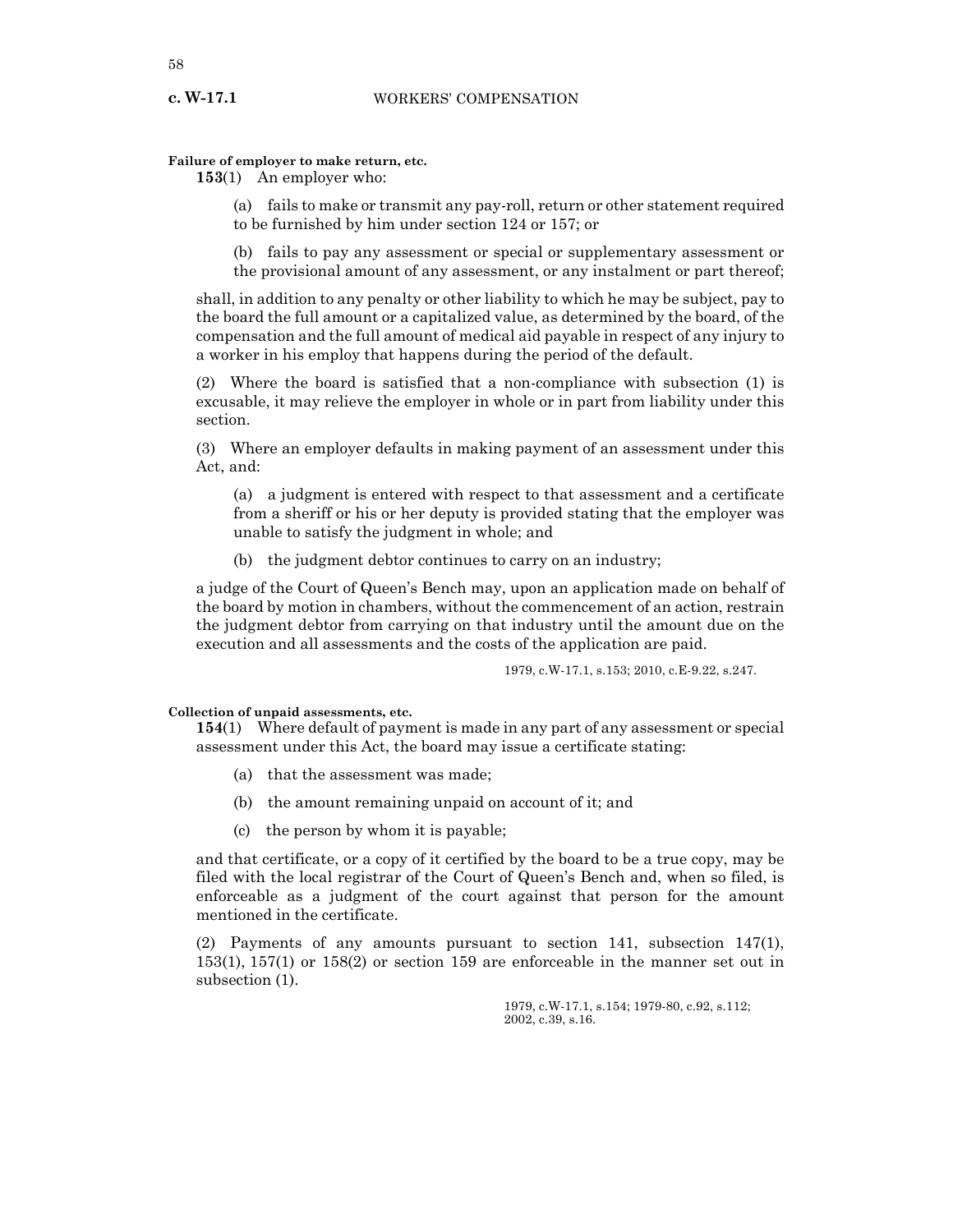**Failure of employer to make return, etc.**

**153**(1) An employer who:

(a) fails to make or transmit any pay-roll, return or other statement required to be furnished by him under section 124 or 157; or

(b) fails to pay any assessment or special or supplementary assessment or the provisional amount of any assessment, or any instalment or part thereof;

shall, in addition to any penalty or other liability to which he may be subject, pay to the board the full amount or a capitalized value, as determined by the board, of the compensation and the full amount of medical aid payable in respect of any injury to a worker in his employ that happens during the period of the default.

(2) Where the board is satisfied that a non-compliance with subsection (1) is excusable, it may relieve the employer in whole or in part from liability under this section.

(3) Where an employer defaults in making payment of an assessment under this Act, and:

(a) a judgment is entered with respect to that assessment and a certificate from a sheriff or his or her deputy is provided stating that the employer was unable to satisfy the judgment in whole; and

(b) the judgment debtor continues to carry on an industry;

a judge of the Court of Queen's Bench may, upon an application made on behalf of the board by motion in chambers, without the commencement of an action, restrain the judgment debtor from carrying on that industry until the amount due on the execution and all assessments and the costs of the application are paid.

1979, c.W-17.1, s.153; 2010, c.E-9.22, s.247.

**Collection of unpaid assessments, etc.**

**154**(1) Where default of payment is made in any part of any assessment or special assessment under this Act, the board may issue a certificate stating:

(a) that the assessment was made;

(b) the amount remaining unpaid on account of it; and

(c) the person by whom it is payable;

and that certificate, or a copy of it certified by the board to be a true copy, may be filed with the local registrar of the Court of Queen's Bench and, when so filed, is enforceable as a judgment of the court against that person for the amount mentioned in the certificate.

(2) Payments of any amounts pursuant to section 141, subsection 147(1), 153(1), 157(1) or 158(2) or section 159 are enforceable in the manner set out in subsection (1).

1979, c.W-17.1, s.154; 1979-80, c.92, s.112; 2002, c.39, s.16.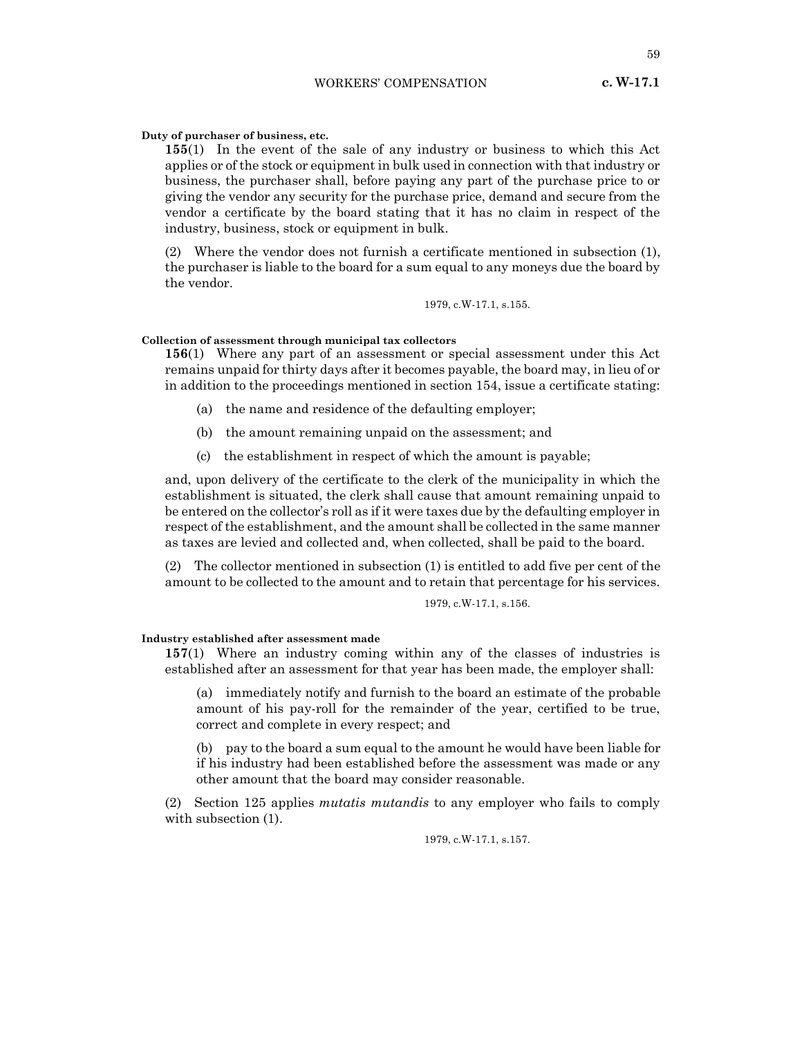**Duty of purchaser of business, etc.**

**155**(1) In the event of the sale of any industry or business to which this Act applies or of the stock or equipment in bulk used in connection with that industry or business, the purchaser shall, before paying any part of the purchase price to or giving the vendor any security for the purchase price, demand and secure from the vendor a certificate by the board stating that it has no claim in respect of the industry, business, stock or equipment in bulk.

(2) Where the vendor does not furnish a certificate mentioned in subsection (1), the purchaser is liable to the board for a sum equal to any moneys due the board by the vendor.

1979, c.W-17.1, s.155.

**Collection of assessment through municipal tax collectors**

**156**(1) Where any part of an assessment or special assessment under this Act remains unpaid for thirty days after it becomes payable, the board may, in lieu of or in addition to the proceedings mentioned in section 154, issue a certificate stating:

(a) the name and residence of the defaulting employer;

(b) the amount remaining unpaid on the assessment; and

(c) the establishment in respect of which the amount is payable;

and, upon delivery of the certificate to the clerk of the municipality in which the establishment is situated, the clerk shall cause that amount remaining unpaid to be entered on the collector's roll as if it were taxes due by the defaulting employer in respect of the establishment, and the amount shall be collected in the same manner as taxes are levied and collected and, when collected, shall be paid to the board.

(2) The collector mentioned in subsection (1) is entitled to add five per cent of the amount to be collected to the amount and to retain that percentage for his services.

1979, c.W-17.1, s.156.

**Industry established after assessment made**

**157**(1) Where an industry coming within any of the classes of industries is established after an assessment for that year has been made, the employer shall:

(a) immediately notify and furnish to the board an estimate of the probable amount of his pay-roll for the remainder of the year, certified to be true, correct and complete in every respect; and

(b) pay to the board a sum equal to the amount he would have been liable for if his industry had been established before the assessment was made or any other amount that the board may consider reasonable.

(2) Section 125 applies *mutatis mutandis* to any employer who fails to comply with subsection (1).

1979, c.W-17.1, s.157.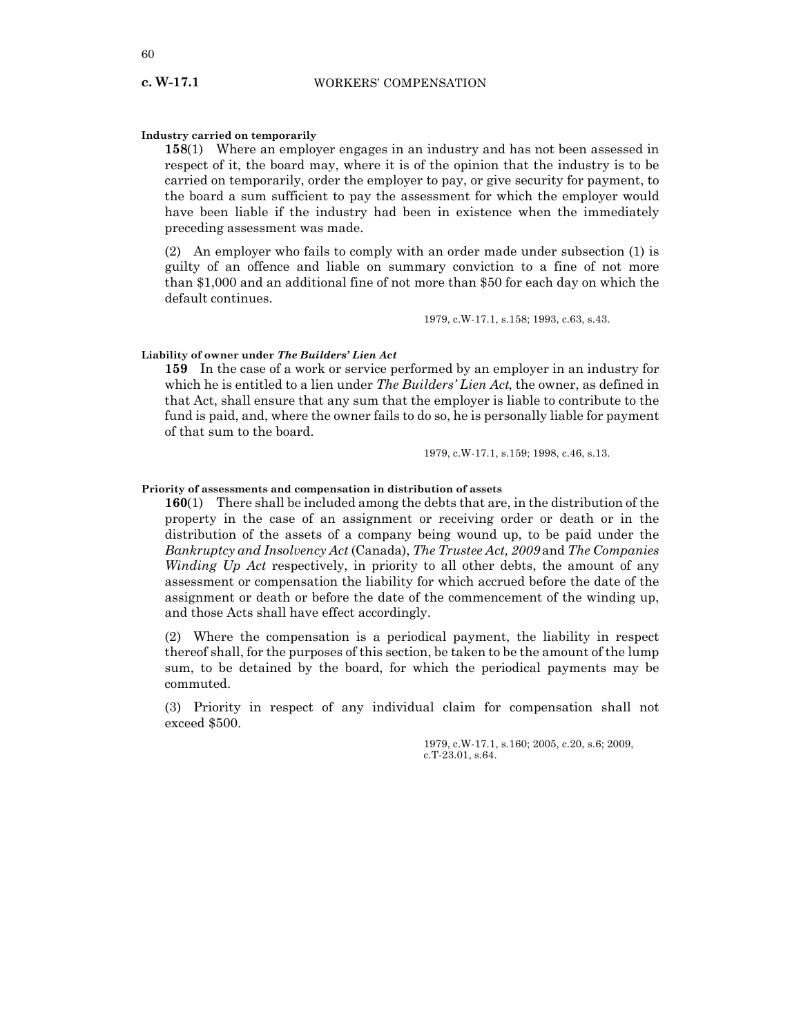**Industry carried on temporarily**

**158**(1) Where an employer engages in an industry and has not been assessed in respect of it, the board may, where it is of the opinion that the industry is to be carried on temporarily, order the employer to pay, or give security for payment, to the board a sum sufficient to pay the assessment for which the employer would have been liable if the industry had been in existence when the immediately preceding assessment was made.

(2) An employer who fails to comply with an order made under subsection (1) is guilty of an offence and liable on summary conviction to a fine of not more than $1,000 and an additional fine of not more than $50 for each day on which the default continues.

1979, c.W-17.1, s.158; 1993, c.63, s.43.

**Liability of owner under *The Builders' Lien Act***

**159** In the case of a work or service performed by an employer in an industry for which he is entitled to a lien under *The Builders' Lien Act*, the owner, as defined in that Act, shall ensure that any sum that the employer is liable to contribute to the fund is paid, and, where the owner fails to do so, he is personally liable for payment of that sum to the board.

1979, c.W-17.1, s.159; 1998, c.46, s.13.

**Priority of assessments and compensation in distribution of assets**

**160**(1) There shall be included among the debts that are, in the distribution of the property in the case of an assignment or receiving order or death or in the distribution of the assets of a company being wound up, to be paid under the *Bankruptcy and Insolvency Act* (Canada), *The Trustee Act, 2009* and *The Companies Winding Up Act* respectively, in priority to all other debts, the amount of any assessment or compensation the liability for which accrued before the date of the assignment or death or before the date of the commencement of the winding up, and those Acts shall have effect accordingly.

(2) Where the compensation is a periodical payment, the liability in respect thereof shall, for the purposes of this section, be taken to be the amount of the lump sum, to be detained by the board, for which the periodical payments may be commuted.

(3) Priority in respect of any individual claim for compensation shall not exceed $500.

1979, c.W-17.1, s.160; 2005, c.20, s.6; 2009, c.T-23.01, s.64.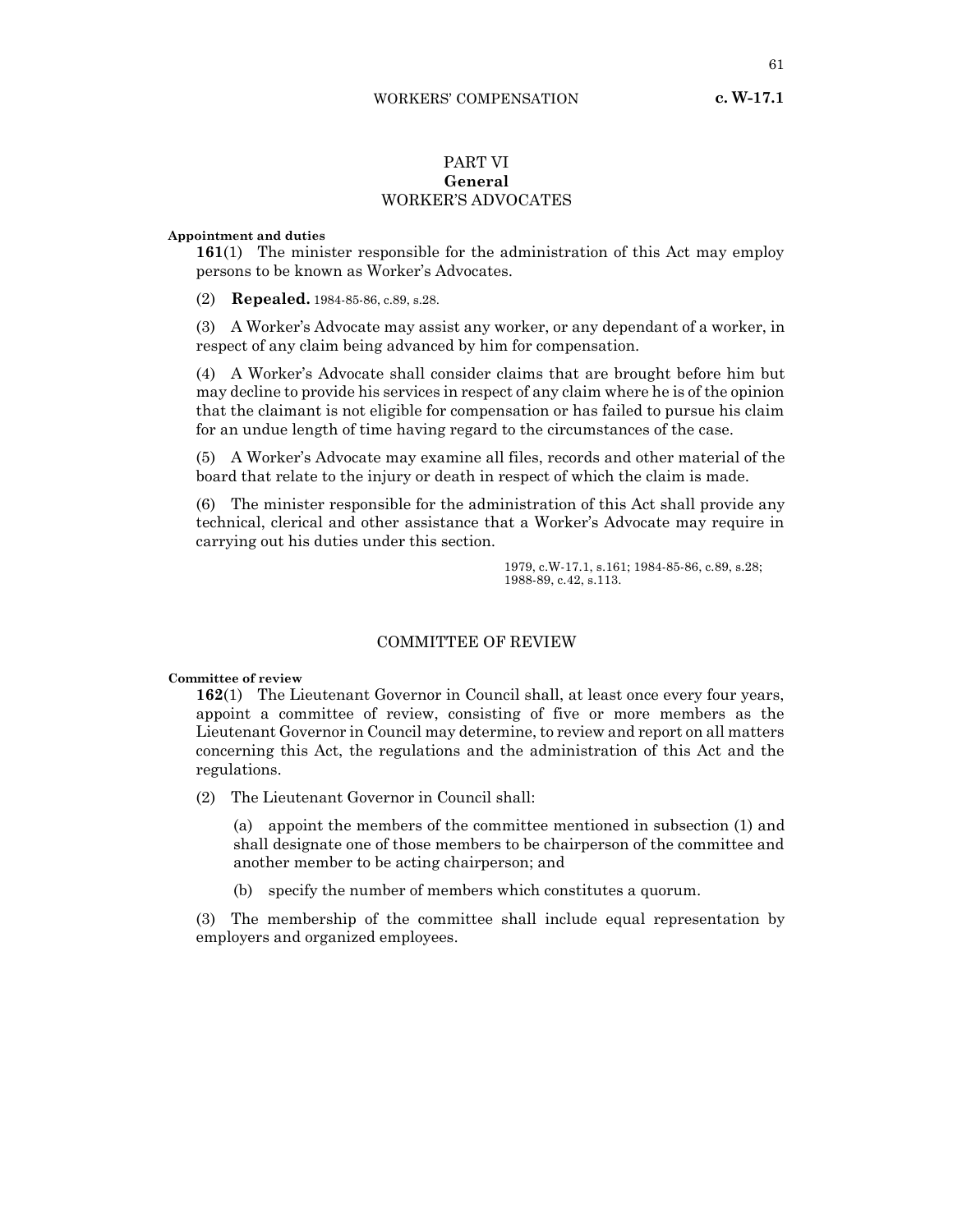# PART VI
## General
## WORKER'S ADVOCATES

**Appointment and duties**

**161**(1) The minister responsible for the administration of this Act may employ persons to be known as Worker's Advocates.

(2) **Repealed.** 1984-85-86, c.89, s.28.

(3) A Worker's Advocate may assist any worker, or any dependant of a worker, in respect of any claim being advanced by him for compensation.

(4) A Worker's Advocate shall consider claims that are brought before him but may decline to provide his services in respect of any claim where he is of the opinion that the claimant is not eligible for compensation or has failed to pursue his claim for an undue length of time having regard to the circumstances of the case.

(5) A Worker's Advocate may examine all files, records and other material of the board that relate to the injury or death in respect of which the claim is made.

(6) The minister responsible for the administration of this Act shall provide any technical, clerical and other assistance that a Worker's Advocate may require in carrying out his duties under this section.

1979, c.W-17.1, s.161; 1984-85-86, c.89, s.28; 1988-89, c.42, s.113.

## COMMITTEE OF REVIEW

**Committee of review**

**162**(1) The Lieutenant Governor in Council shall, at least once every four years, appoint a committee of review, consisting of five or more members as the Lieutenant Governor in Council may determine, to review and report on all matters concerning this Act, the regulations and the administration of this Act and the regulations.

(2) The Lieutenant Governor in Council shall:

(a) appoint the members of the committee mentioned in subsection (1) and shall designate one of those members to be chairperson of the committee and another member to be acting chairperson; and

(b) specify the number of members which constitutes a quorum.

(3) The membership of the committee shall include equal representation by employers and organized employees.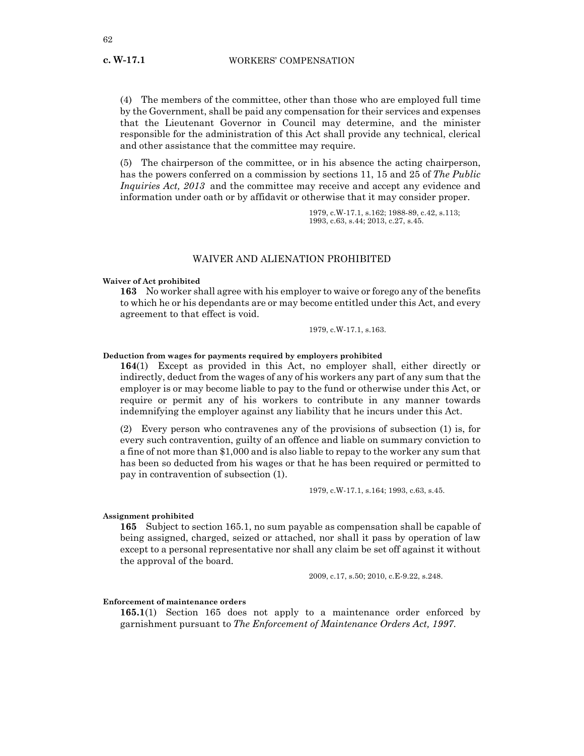(4) The members of the committee, other than those who are employed full time by the Government, shall be paid any compensation for their services and expenses that the Lieutenant Governor in Council may determine, and the minister responsible for the administration of this Act shall provide any technical, clerical and other assistance that the committee may require.

(5) The chairperson of the committee, or in his absence the acting chairperson, has the powers conferred on a commission by sections 11, 15 and 25 of *The Public Inquiries Act, 2013* and the committee may receive and accept any evidence and information under oath or by affidavit or otherwise that it may consider proper.

1979, c.W-17.1, s.162; 1988-89, c.42, s.113; 1993, c.63, s.44; 2013, c.27, s.45.

## WAIVER AND ALIENATION PROHIBITED

**Waiver of Act prohibited**

**163** No worker shall agree with his employer to waive or forego any of the benefits to which he or his dependants are or may become entitled under this Act, and every agreement to that effect is void.

1979, c.W-17.1, s.163.

**Deduction from wages for payments required by employers prohibited**

**164**(1) Except as provided in this Act, no employer shall, either directly or indirectly, deduct from the wages of any of his workers any part of any sum that the employer is or may become liable to pay to the fund or otherwise under this Act, or require or permit any of his workers to contribute in any manner towards indemnifying the employer against any liability that he incurs under this Act.

(2) Every person who contravenes any of the provisions of subsection (1) is, for every such contravention, guilty of an offence and liable on summary conviction to a fine of not more than $1,000 and is also liable to repay to the worker any sum that has been so deducted from his wages or that he has been required or permitted to pay in contravention of subsection (1).

1979, c.W-17.1, s.164; 1993, c.63, s.45.

**Assignment prohibited**

**165** Subject to section 165.1, no sum payable as compensation shall be capable of being assigned, charged, seized or attached, nor shall it pass by operation of law except to a personal representative nor shall any claim be set off against it without the approval of the board.

2009, c.17, s.50; 2010, c.E-9.22, s.248.

**Enforcement of maintenance orders**

**165.1**(1) Section 165 does not apply to a maintenance order enforced by garnishment pursuant to *The Enforcement of Maintenance Orders Act, 1997*.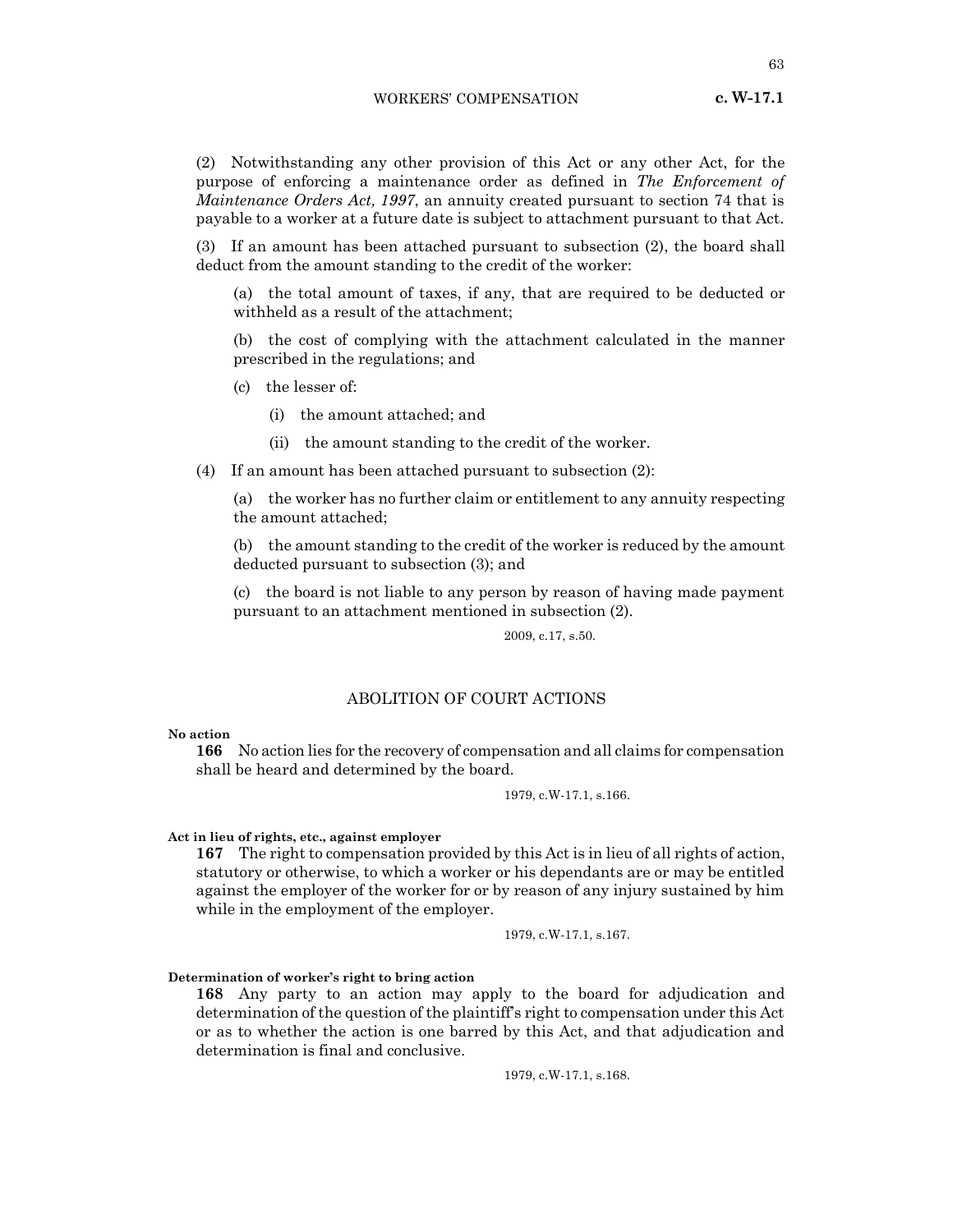(2) Notwithstanding any other provision of this Act or any other Act, for the purpose of enforcing a maintenance order as defined in *The Enforcement of Maintenance Orders Act, 1997*, an annuity created pursuant to section 74 that is payable to a worker at a future date is subject to attachment pursuant to that Act.

(3) If an amount has been attached pursuant to subsection (2), the board shall deduct from the amount standing to the credit of the worker:

(a) the total amount of taxes, if any, that are required to be deducted or withheld as a result of the attachment;

(b) the cost of complying with the attachment calculated in the manner prescribed in the regulations; and

(c) the lesser of:

(i) the amount attached; and

(ii) the amount standing to the credit of the worker.

(4) If an amount has been attached pursuant to subsection (2):

(a) the worker has no further claim or entitlement to any annuity respecting the amount attached;

(b) the amount standing to the credit of the worker is reduced by the amount deducted pursuant to subsection (3); and

(c) the board is not liable to any person by reason of having made payment pursuant to an attachment mentioned in subsection (2).

2009, c.17, s.50.

## ABOLITION OF COURT ACTIONS

**No action**

**166** No action lies for the recovery of compensation and all claims for compensation shall be heard and determined by the board.

1979, c.W-17.1, s.166.

**Act in lieu of rights, etc., against employer**

**167** The right to compensation provided by this Act is in lieu of all rights of action, statutory or otherwise, to which a worker or his dependants are or may be entitled against the employer of the worker for or by reason of any injury sustained by him while in the employment of the employer.

1979, c.W-17.1, s.167.

**Determination of worker's right to bring action**

**168** Any party to an action may apply to the board for adjudication and determination of the question of the plaintiff's right to compensation under this Act or as to whether the action is one barred by this Act, and that adjudication and determination is final and conclusive.

1979, c.W-17.1, s.168.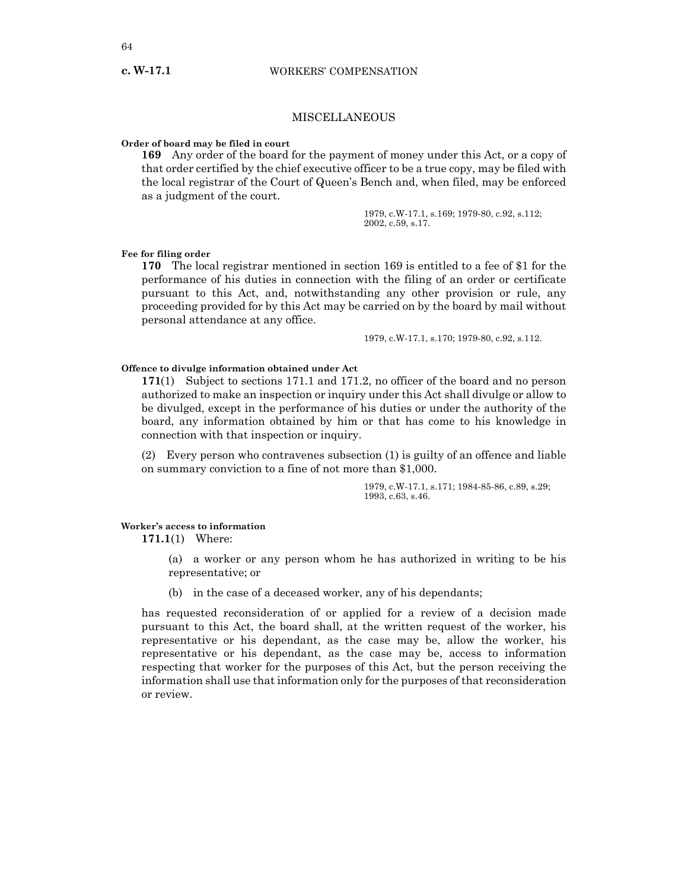## MISCELLANEOUS

**Order of board may be filed in court**

**169** Any order of the board for the payment of money under this Act, or a copy of that order certified by the chief executive officer to be a true copy, may be filed with the local registrar of the Court of Queen's Bench and, when filed, may be enforced as a judgment of the court.

1979, c.W-17.1, s.169; 1979-80, c.92, s.112; 2002, c.59, s.17.

**Fee for filing order**

**170** The local registrar mentioned in section 169 is entitled to a fee of $1 for the performance of his duties in connection with the filing of an order or certificate pursuant to this Act, and, notwithstanding any other provision or rule, any proceeding provided for by this Act may be carried on by the board by mail without personal attendance at any office.

1979, c.W-17.1, s.170; 1979-80, c.92, s.112.

**Offence to divulge information obtained under Act**

**171**(1) Subject to sections 171.1 and 171.2, no officer of the board and no person authorized to make an inspection or inquiry under this Act shall divulge or allow to be divulged, except in the performance of his duties or under the authority of the board, any information obtained by him or that has come to his knowledge in connection with that inspection or inquiry.

(2) Every person who contravenes subsection (1) is guilty of an offence and liable on summary conviction to a fine of not more than $1,000.

1979, c.W-17.1, s.171; 1984-85-86, c.89, s.29; 1993, c.63, s.46.

**Worker's access to information**

**171.1**(1) Where:

(a) a worker or any person whom he has authorized in writing to be his representative; or

(b) in the case of a deceased worker, any of his dependants;

has requested reconsideration of or applied for a review of a decision made pursuant to this Act, the board shall, at the written request of the worker, his representative or his dependant, as the case may be, allow the worker, his representative or his dependant, as the case may be, access to information respecting that worker for the purposes of this Act, but the person receiving the information shall use that information only for the purposes of that reconsideration or review.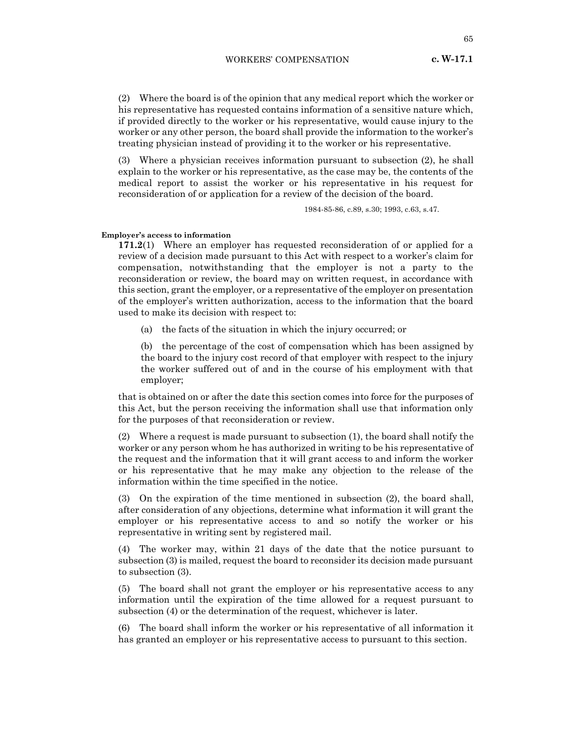(2) Where the board is of the opinion that any medical report which the worker or his representative has requested contains information of a sensitive nature which, if provided directly to the worker or his representative, would cause injury to the worker or any other person, the board shall provide the information to the worker's treating physician instead of providing it to the worker or his representative.

(3) Where a physician receives information pursuant to subsection (2), he shall explain to the worker or his representative, as the case may be, the contents of the medical report to assist the worker or his representative in his request for reconsideration of or application for a review of the decision of the board.

1984-85-86, c.89, s.30; 1993, c.63, s.47.

**Employer's access to information**

**171.2**(1) Where an employer has requested reconsideration of or applied for a review of a decision made pursuant to this Act with respect to a worker's claim for compensation, notwithstanding that the employer is not a party to the reconsideration or review, the board may on written request, in accordance with this section, grant the employer, or a representative of the employer on presentation of the employer's written authorization, access to the information that the board used to make its decision with respect to:

(a) the facts of the situation in which the injury occurred; or

(b) the percentage of the cost of compensation which has been assigned by the board to the injury cost record of that employer with respect to the injury the worker suffered out of and in the course of his employment with that employer;

that is obtained on or after the date this section comes into force for the purposes of this Act, but the person receiving the information shall use that information only for the purposes of that reconsideration or review.

(2) Where a request is made pursuant to subsection (1), the board shall notify the worker or any person whom he has authorized in writing to be his representative of the request and the information that it will grant access to and inform the worker or his representative that he may make any objection to the release of the information within the time specified in the notice.

(3) On the expiration of the time mentioned in subsection (2), the board shall, after consideration of any objections, determine what information it will grant the employer or his representative access to and so notify the worker or his representative in writing sent by registered mail.

(4) The worker may, within 21 days of the date that the notice pursuant to subsection (3) is mailed, request the board to reconsider its decision made pursuant to subsection (3).

(5) The board shall not grant the employer or his representative access to any information until the expiration of the time allowed for a request pursuant to subsection (4) or the determination of the request, whichever is later.

(6) The board shall inform the worker or his representative of all information it has granted an employer or his representative access to pursuant to this section.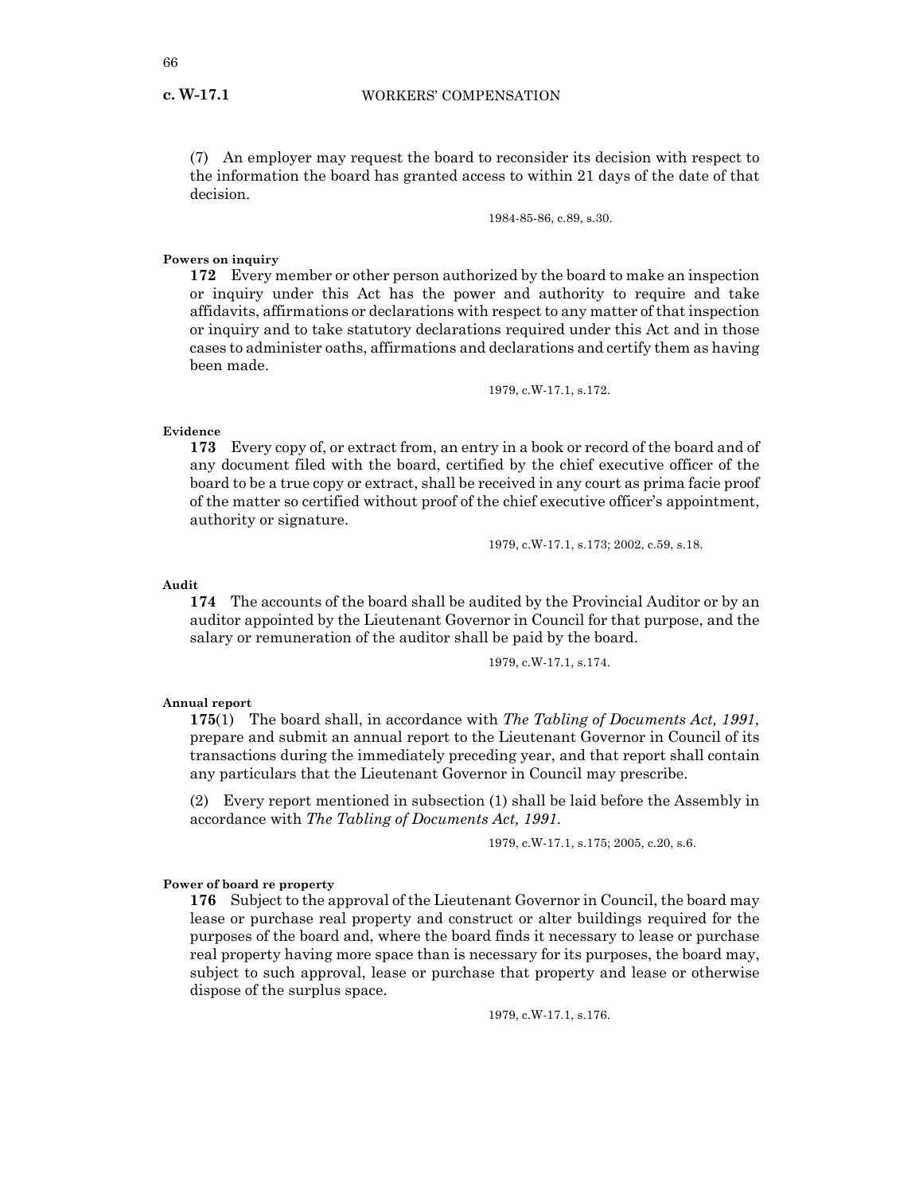(7) An employer may request the board to reconsider its decision with respect to the information the board has granted access to within 21 days of the date of that decision.

1984-85-86, c.89, s.30.

**Powers on inquiry**

**172** Every member or other person authorized by the board to make an inspection or inquiry under this Act has the power and authority to require and take affidavits, affirmations or declarations with respect to any matter of that inspection or inquiry and to take statutory declarations required under this Act and in those cases to administer oaths, affirmations and declarations and certify them as having been made.

1979, c.W-17.1, s.172.

**Evidence**

**173** Every copy of, or extract from, an entry in a book or record of the board and of any document filed with the board, certified by the chief executive officer of the board to be a true copy or extract, shall be received in any court as prima facie proof of the matter so certified without proof of the chief executive officer's appointment, authority or signature.

1979, c.W-17.1, s.173; 2002, c.59, s.18.

**Audit**

**174** The accounts of the board shall be audited by the Provincial Auditor or by an auditor appointed by the Lieutenant Governor in Council for that purpose, and the salary or remuneration of the auditor shall be paid by the board.

1979, c.W-17.1, s.174.

**Annual report**

**175**(1) The board shall, in accordance with *The Tabling of Documents Act, 1991*, prepare and submit an annual report to the Lieutenant Governor in Council of its transactions during the immediately preceding year, and that report shall contain any particulars that the Lieutenant Governor in Council may prescribe.

(2) Every report mentioned in subsection (1) shall be laid before the Assembly in accordance with *The Tabling of Documents Act, 1991*.

1979, c.W-17.1, s.175; 2005, c.20, s.6.

**Power of board re property**

**176** Subject to the approval of the Lieutenant Governor in Council, the board may lease or purchase real property and construct or alter buildings required for the purposes of the board and, where the board finds it necessary to lease or purchase real property having more space than is necessary for its purposes, the board may, subject to such approval, lease or purchase that property and lease or otherwise dispose of the surplus space.

1979, c.W-17.1, s.176.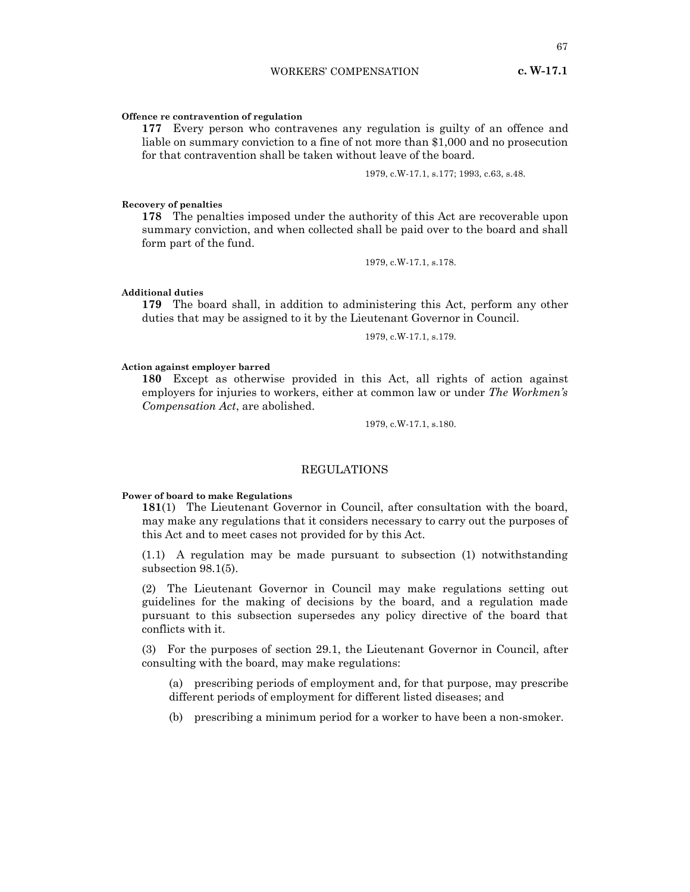**Offence re contravention of regulation**

**177** Every person who contravenes any regulation is guilty of an offence and liable on summary conviction to a fine of not more than $1,000 and no prosecution for that contravention shall be taken without leave of the board.

1979, c.W-17.1, s.177; 1993, c.63, s.48.

**Recovery of penalties**

**178** The penalties imposed under the authority of this Act are recoverable upon summary conviction, and when collected shall be paid over to the board and shall form part of the fund.

1979, c.W-17.1, s.178.

**Additional duties**

**179** The board shall, in addition to administering this Act, perform any other duties that may be assigned to it by the Lieutenant Governor in Council.

1979, c.W-17.1, s.179.

**Action against employer barred**

**180** Except as otherwise provided in this Act, all rights of action against employers for injuries to workers, either at common law or under *The Workmen's Compensation Act*, are abolished.

1979, c.W-17.1, s.180.

## REGULATIONS

**Power of board to make Regulations**

**181**(1) The Lieutenant Governor in Council, after consultation with the board, may make any regulations that it considers necessary to carry out the purposes of this Act and to meet cases not provided for by this Act.

(1.1) A regulation may be made pursuant to subsection (1) notwithstanding subsection 98.1(5).

(2) The Lieutenant Governor in Council may make regulations setting out guidelines for the making of decisions by the board, and a regulation made pursuant to this subsection supersedes any policy directive of the board that conflicts with it.

(3) For the purposes of section 29.1, the Lieutenant Governor in Council, after consulting with the board, may make regulations:

(a) prescribing periods of employment and, for that purpose, may prescribe different periods of employment for different listed diseases; and

(b) prescribing a minimum period for a worker to have been a non-smoker.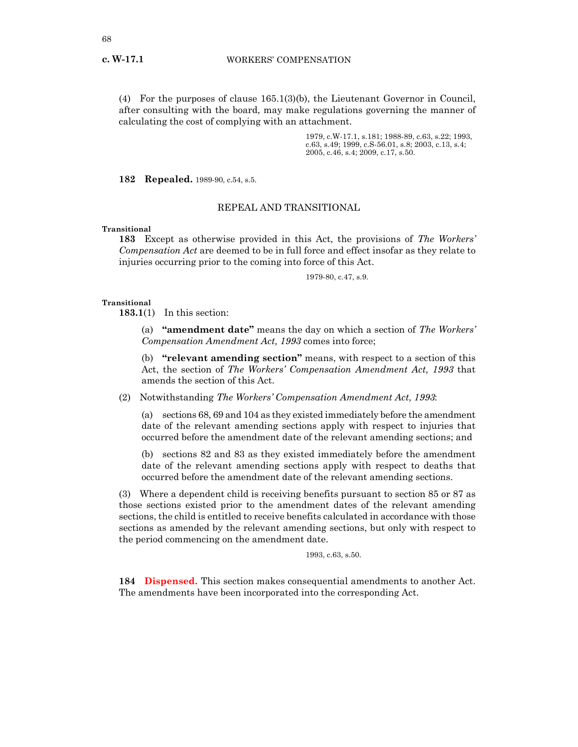(4) For the purposes of clause 165.1(3)(b), the Lieutenant Governor in Council, after consulting with the board, may make regulations governing the manner of calculating the cost of complying with an attachment.

1979, c.W-17.1, s.181; 1988-89, c.63, s.22; 1993, c.63, s.49; 1999, c.S-56.01, s.8; 2003, c.13, s.4; 2005, c.46, s.4; 2009, c.17, s.50.

**182 Repealed.** 1989-90, c.54, s.5.

## REPEAL AND TRANSITIONAL

**Transitional**

**183** Except as otherwise provided in this Act, the provisions of *The Workers' Compensation Act* are deemed to be in full force and effect insofar as they relate to injuries occurring prior to the coming into force of this Act.

1979-80, c.47, s.9.

**Transitional**

**183.1**(1) In this section:

(a) **"amendment date"** means the day on which a section of *The Workers' Compensation Amendment Act, 1993* comes into force;

(b) **"relevant amending section"** means, with respect to a section of this Act, the section of *The Workers' Compensation Amendment Act, 1993* that amends the section of this Act.

(2) Notwithstanding *The Workers' Compensation Amendment Act, 1993*:

(a) sections 68, 69 and 104 as they existed immediately before the amendment date of the relevant amending sections apply with respect to injuries that occurred before the amendment date of the relevant amending sections; and

(b) sections 82 and 83 as they existed immediately before the amendment date of the relevant amending sections apply with respect to deaths that occurred before the amendment date of the relevant amending sections.

(3) Where a dependent child is receiving benefits pursuant to section 85 or 87 as those sections existed prior to the amendment dates of the relevant amending sections, the child is entitled to receive benefits calculated in accordance with those sections as amended by the relevant amending sections, but only with respect to the period commencing on the amendment date.

1993, c.63, s.50.

**184 Dispensed.** This section makes consequential amendments to another Act. The amendments have been incorporated into the corresponding Act.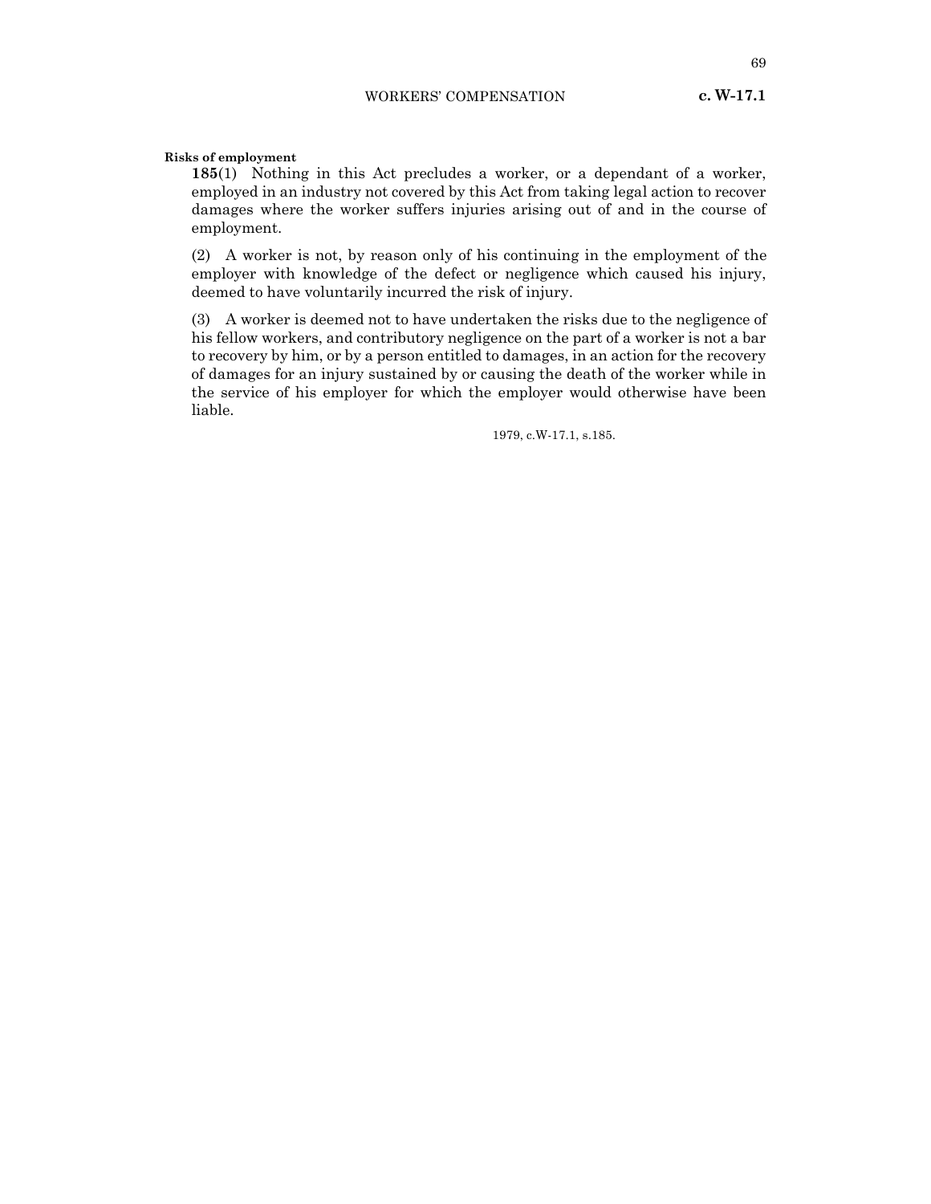**Risks of employment**

**185**(1) Nothing in this Act precludes a worker, or a dependant of a worker, employed in an industry not covered by this Act from taking legal action to recover damages where the worker suffers injuries arising out of and in the course of employment.

(2) A worker is not, by reason only of his continuing in the employment of the employer with knowledge of the defect or negligence which caused his injury, deemed to have voluntarily incurred the risk of injury.

(3) A worker is deemed not to have undertaken the risks due to the negligence of his fellow workers, and contributory negligence on the part of a worker is not a bar to recovery by him, or by a person entitled to damages, in an action for the recovery of damages for an injury sustained by or causing the death of the worker while in the service of his employer for which the employer would otherwise have been liable.

1979, c.W-17.1, s.185.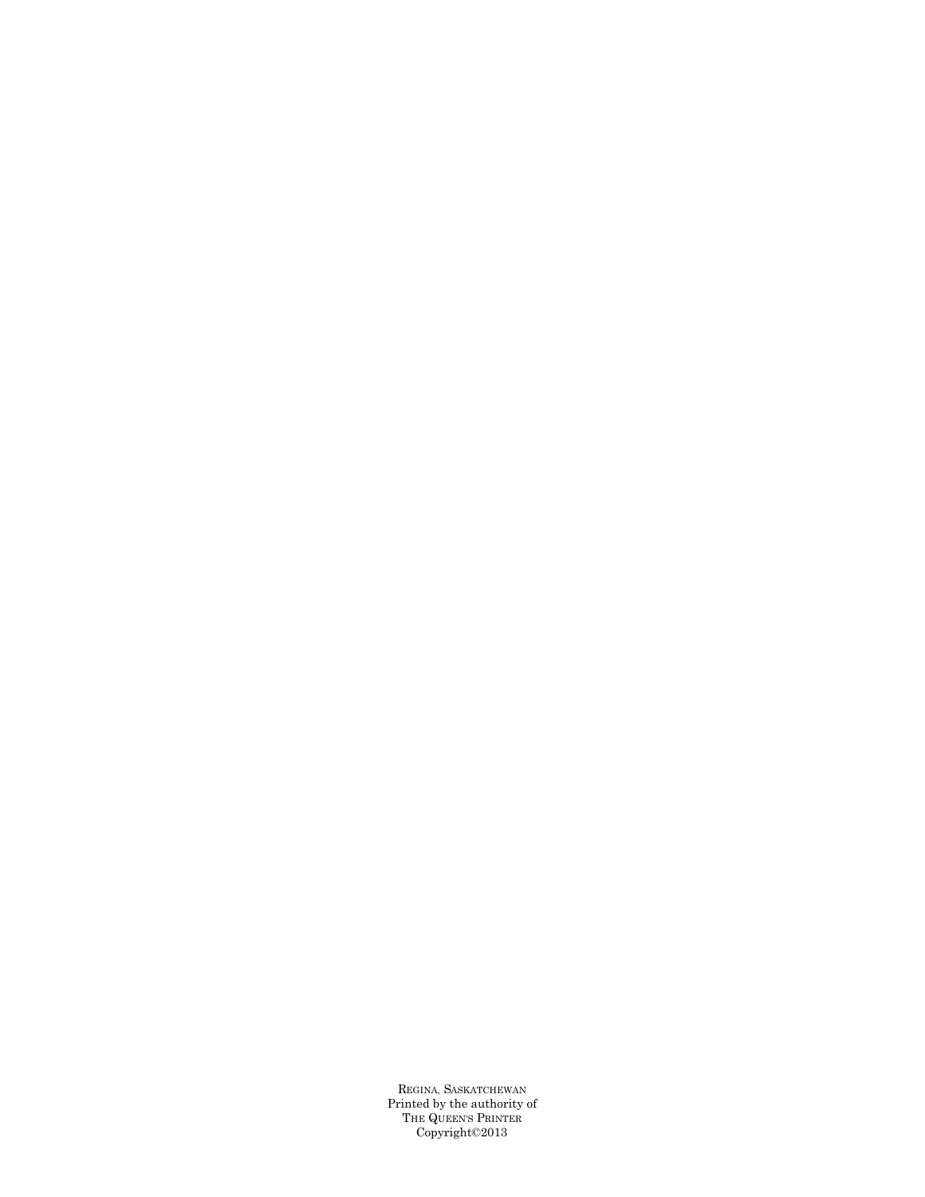REGINA, SASKATCHEWAN
Printed by the authority of
THE QUEEN'S PRINTER
Copyright©2013